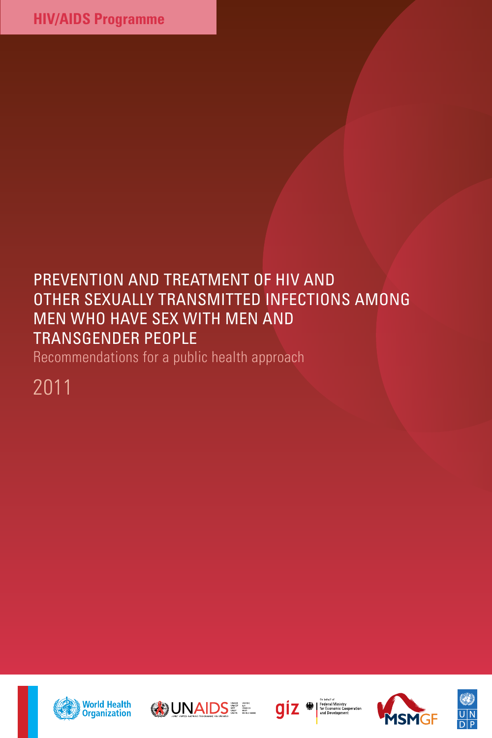HIV/AIDS Programme

# PREVENTION AND TREATMENT OF HIV AND OTHER SEXUALLY TRANSMITTED INFECTIONS AMONG MEN WHO HAVE SEX WITH MEN AND TRANSGENDER PEOPLE

## Recommendations for a public health approach

2011

World Health Organization

UNAIDS

giz — On behalf of Federal Ministry for Economic Cooperation and Development

MSMGF

UNDP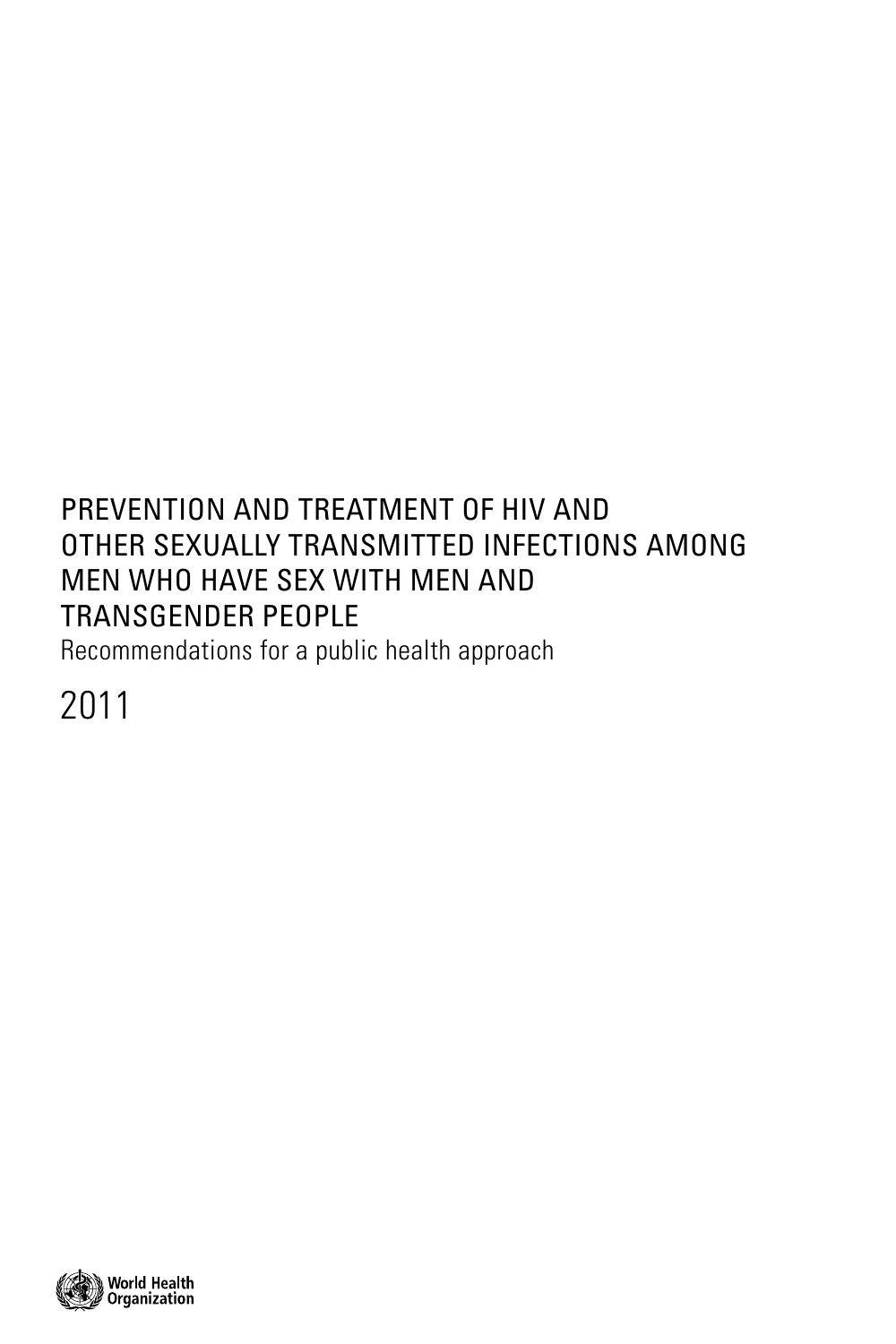# PREVENTION AND TREATMENT OF HIV AND OTHER SEXUALLY TRANSMITTED INFECTIONS AMONG MEN WHO HAVE SEX WITH MEN AND TRANSGENDER PEOPLE

Recommendations for a public health approach

2011

World Health Organization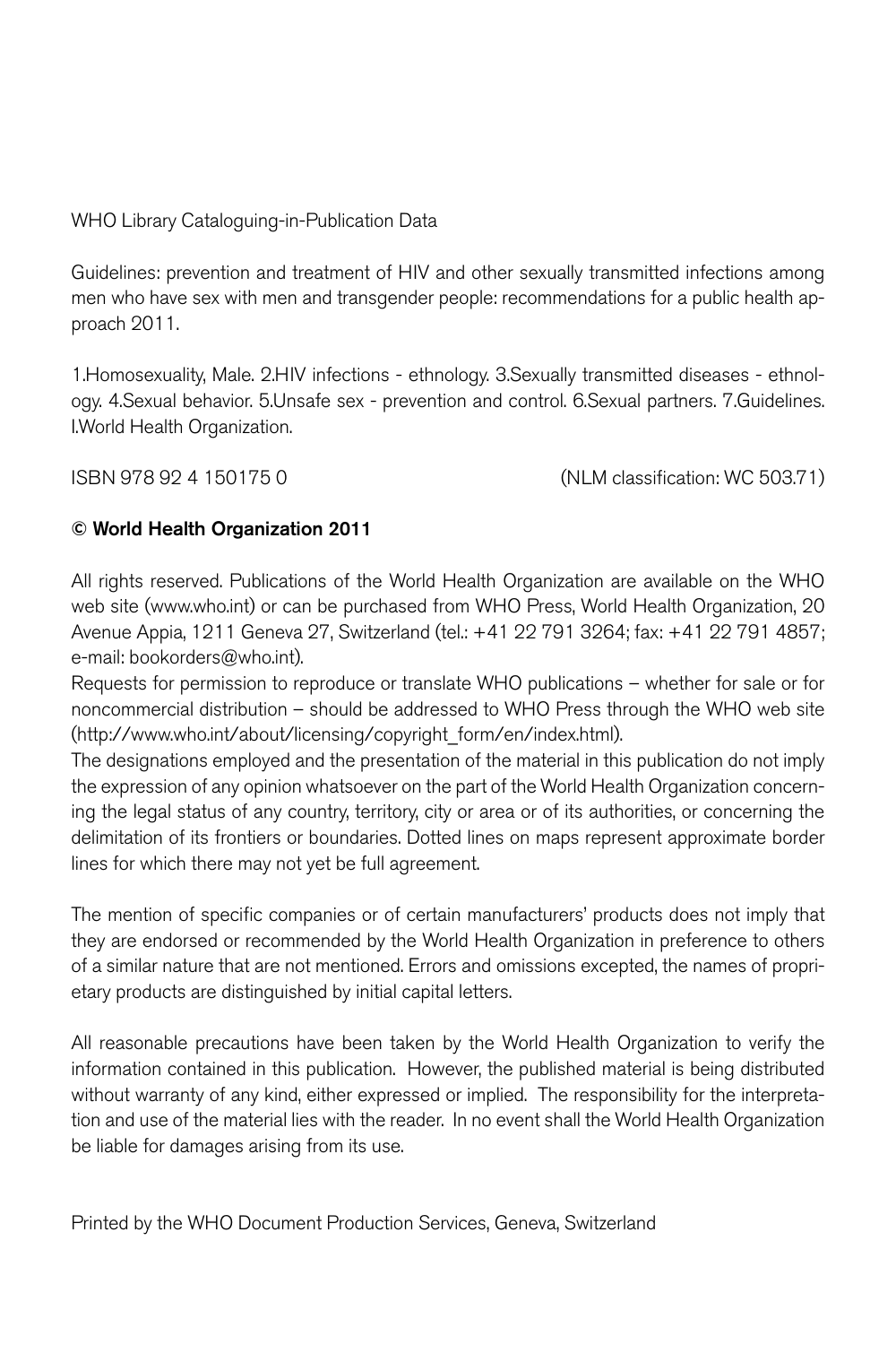WHO Library Cataloguing-in-Publication Data

Guidelines: prevention and treatment of HIV and other sexually transmitted infections among men who have sex with men and transgender people: recommendations for a public health approach 2011.

1.Homosexuality, Male. 2.HIV infections - ethnology. 3.Sexually transmitted diseases - ethnology. 4.Sexual behavior. 5.Unsafe sex - prevention and control. 6.Sexual partners. 7.Guidelines. I.World Health Organization.

ISBN 978 92 4 150175 0 (NLM classification: WC 503.71)

**© World Health Organization 2011**

All rights reserved. Publications of the World Health Organization are available on the WHO web site (www.who.int) or can be purchased from WHO Press, World Health Organization, 20 Avenue Appia, 1211 Geneva 27, Switzerland (tel.: +41 22 791 3264; fax: +41 22 791 4857; e-mail: bookorders@who.int).

Requests for permission to reproduce or translate WHO publications – whether for sale or for noncommercial distribution – should be addressed to WHO Press through the WHO web site (http://www.who.int/about/licensing/copyright_form/en/index.html).

The designations employed and the presentation of the material in this publication do not imply the expression of any opinion whatsoever on the part of the World Health Organization concerning the legal status of any country, territory, city or area or of its authorities, or concerning the delimitation of its frontiers or boundaries. Dotted lines on maps represent approximate border lines for which there may not yet be full agreement.

The mention of specific companies or of certain manufacturers' products does not imply that they are endorsed or recommended by the World Health Organization in preference to others of a similar nature that are not mentioned. Errors and omissions excepted, the names of proprietary products are distinguished by initial capital letters.

All reasonable precautions have been taken by the World Health Organization to verify the information contained in this publication. However, the published material is being distributed without warranty of any kind, either expressed or implied. The responsibility for the interpretation and use of the material lies with the reader. In no event shall the World Health Organization be liable for damages arising from its use.

Printed by the WHO Document Production Services, Geneva, Switzerland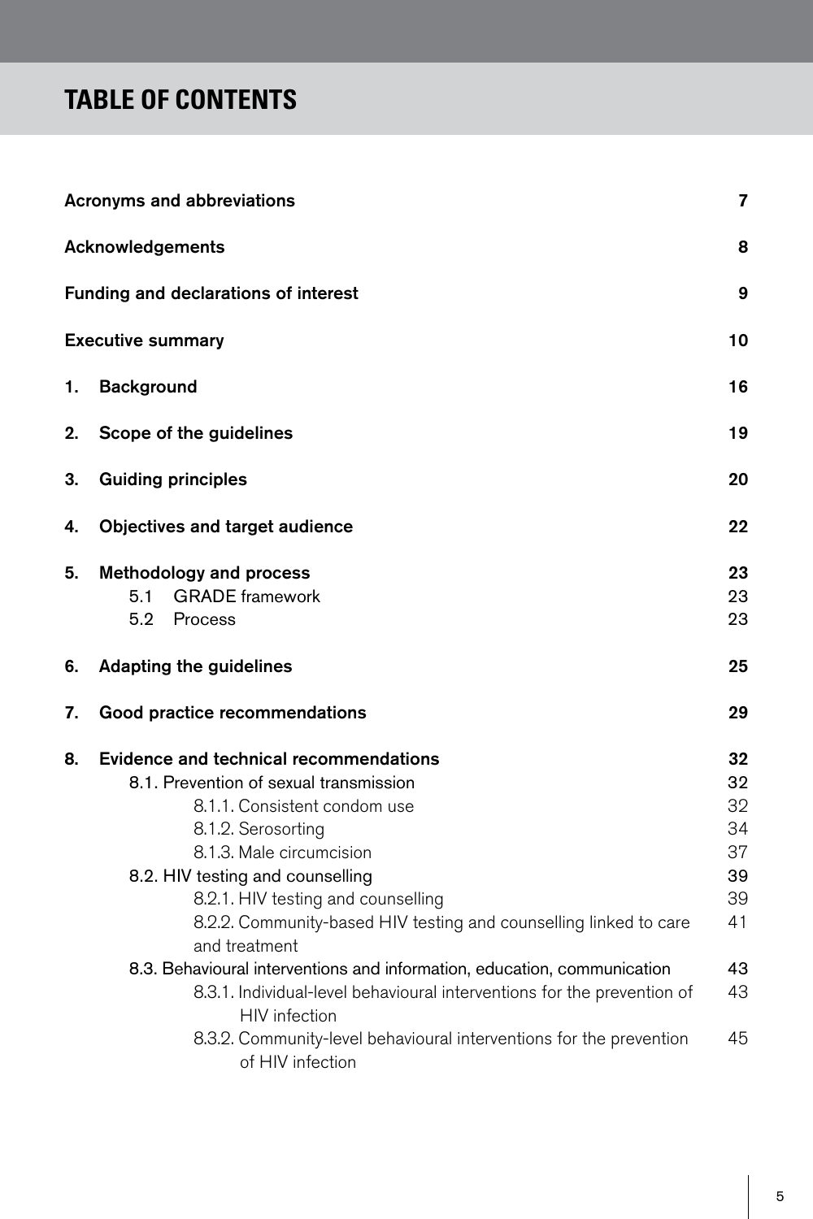# TABLE OF CONTENTS

| | |
|---|---|
| **Acronyms and abbreviations** | **7** |
| **Acknowledgements** | **8** |
| **Funding and declarations of interest** | **9** |
| **Executive summary** | **10** |
| **1. Background** | **16** |
| **2. Scope of the guidelines** | **19** |
| **3. Guiding principles** | **20** |
| **4. Objectives and target audience** | **22** |
| **5. Methodology and process** | **23** |
| 5.1 GRADE framework | 23 |
| 5.2 Process | 23 |
| **6. Adapting the guidelines** | **25** |
| **7. Good practice recommendations** | **29** |
| **8. Evidence and technical recommendations** | **32** |
| 8.1. Prevention of sexual transmission | 32 |
| 8.1.1. Consistent condom use | 32 |
| 8.1.2. Serosorting | 34 |
| 8.1.3. Male circumcision | 37 |
| 8.2. HIV testing and counselling | 39 |
| 8.2.1. HIV testing and counselling | 39 |
| 8.2.2. Community-based HIV testing and counselling linked to care and treatment | 41 |
| 8.3. Behavioural interventions and information, education, communication | 43 |
| 8.3.1. Individual-level behavioural interventions for the prevention of HIV infection | 43 |
| 8.3.2. Community-level behavioural interventions for the prevention of HIV infection | 45 |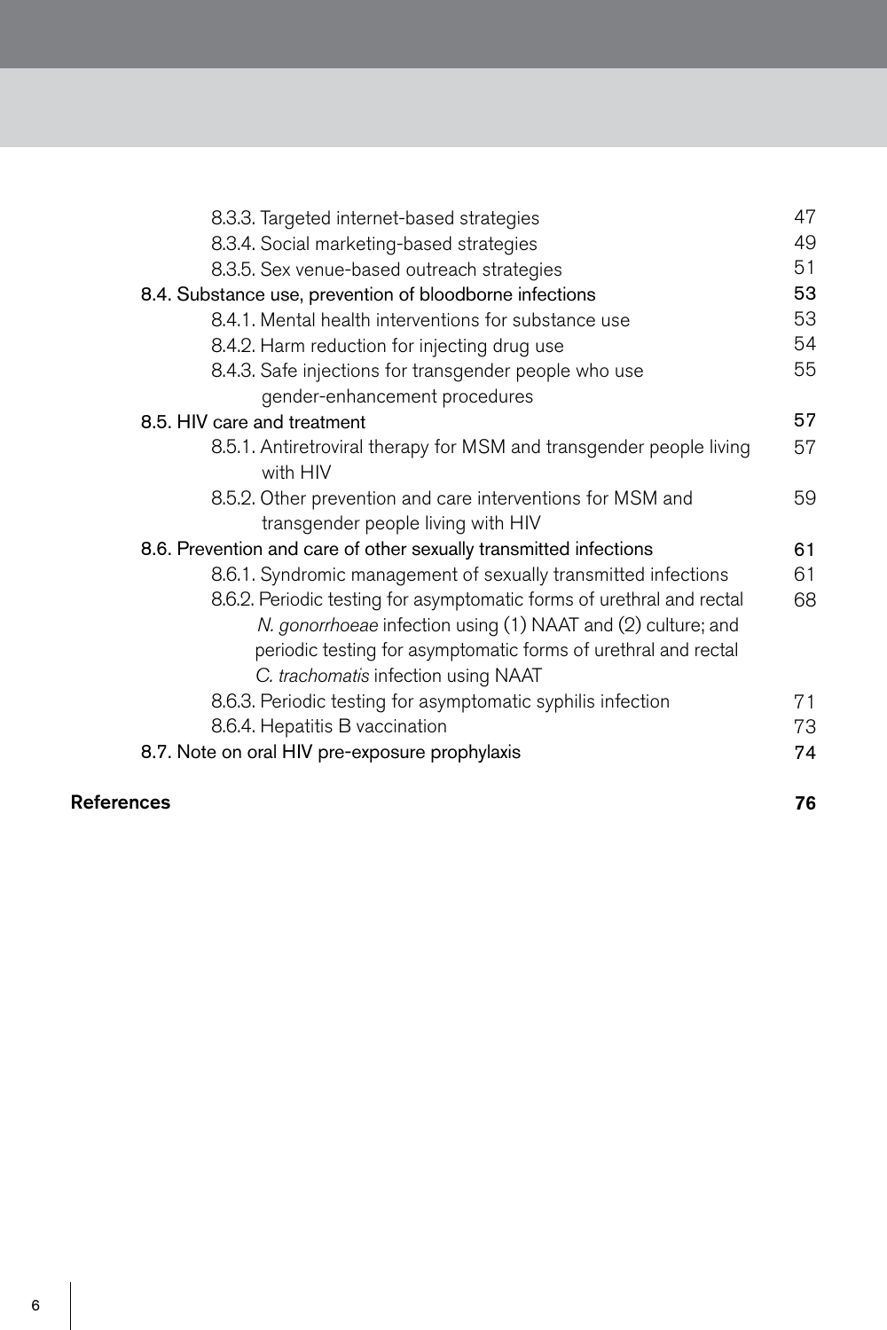8.3.3. Targeted internet-based strategies 47

8.3.4. Social marketing-based strategies 49

8.3.5. Sex venue-based outreach strategies 51

8.4. Substance use, prevention of bloodborne infections 53

8.4.1. Mental health interventions for substance use 53

8.4.2. Harm reduction for injecting drug use 54

8.4.3. Safe injections for transgender people who use gender-enhancement procedures 55

8.5. HIV care and treatment 57

8.5.1. Antiretroviral therapy for MSM and transgender people living with HIV 57

8.5.2. Other prevention and care interventions for MSM and transgender people living with HIV 59

8.6. Prevention and care of other sexually transmitted infections 61

8.6.1. Syndromic management of sexually transmitted infections 61

8.6.2. Periodic testing for asymptomatic forms of urethral and rectal *N. gonorrhoeae* infection using (1) NAAT and (2) culture; and periodic testing for asymptomatic forms of urethral and rectal *C. trachomatis* infection using NAAT 68

8.6.3. Periodic testing for asymptomatic syphilis infection 71

8.6.4. Hepatitis B vaccination 73

8.7. Note on oral HIV pre-exposure prophylaxis 74

**References** **76**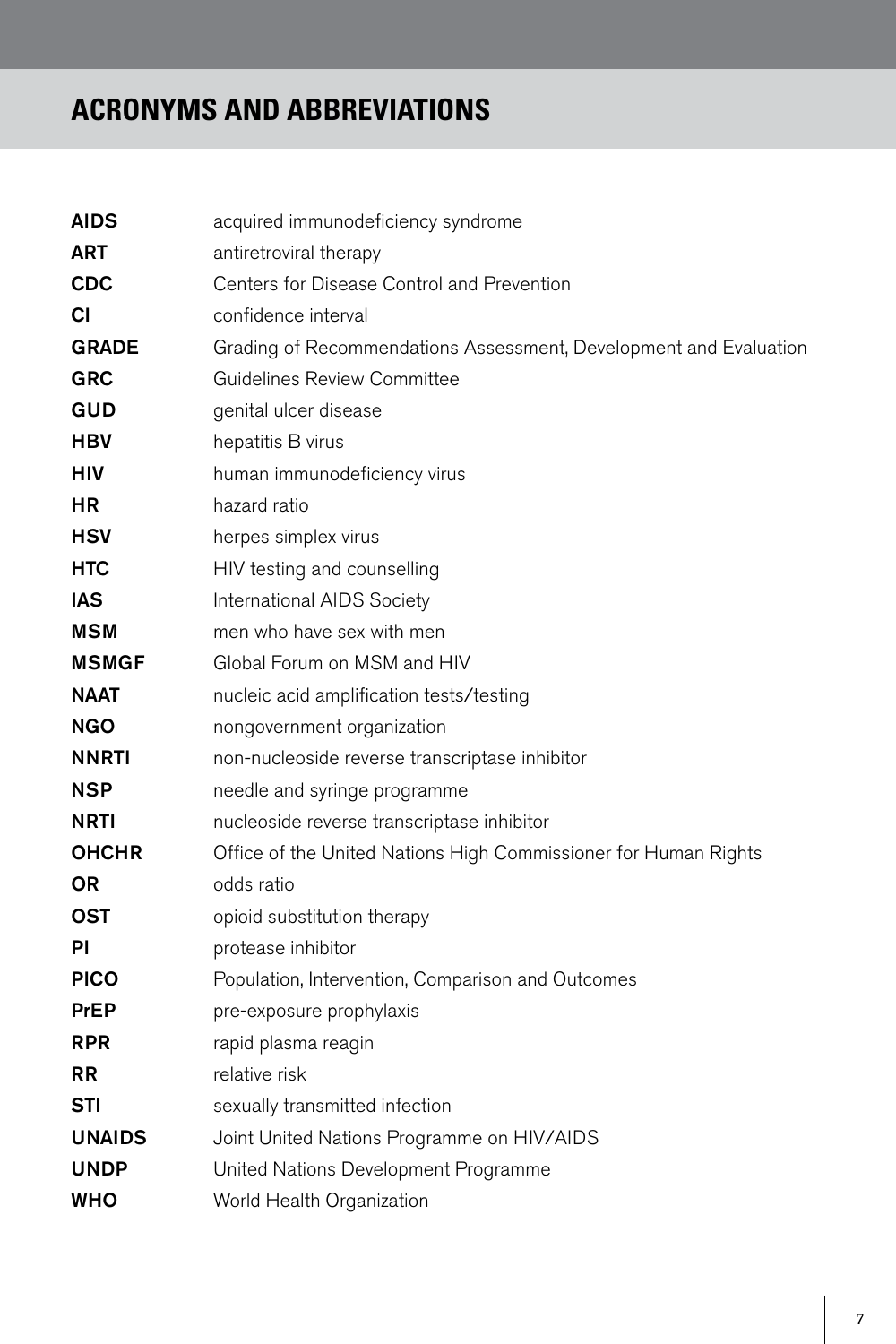# ACRONYMS AND ABBREVIATIONS

| | |
|---|---|
| **AIDS** | acquired immunodeficiency syndrome |
| **ART** | antiretroviral therapy |
| **CDC** | Centers for Disease Control and Prevention |
| **CI** | confidence interval |
| **GRADE** | Grading of Recommendations Assessment, Development and Evaluation |
| **GRC** | Guidelines Review Committee |
| **GUD** | genital ulcer disease |
| **HBV** | hepatitis B virus |
| **HIV** | human immunodeficiency virus |
| **HR** | hazard ratio |
| **HSV** | herpes simplex virus |
| **HTC** | HIV testing and counselling |
| **IAS** | International AIDS Society |
| **MSM** | men who have sex with men |
| **MSMGF** | Global Forum on MSM and HIV |
| **NAAT** | nucleic acid amplification tests/testing |
| **NGO** | nongovernment organization |
| **NNRTI** | non-nucleoside reverse transcriptase inhibitor |
| **NSP** | needle and syringe programme |
| **NRTI** | nucleoside reverse transcriptase inhibitor |
| **OHCHR** | Office of the United Nations High Commissioner for Human Rights |
| **OR** | odds ratio |
| **OST** | opioid substitution therapy |
| **PI** | protease inhibitor |
| **PICO** | Population, Intervention, Comparison and Outcomes |
| **PrEP** | pre-exposure prophylaxis |
| **RPR** | rapid plasma reagin |
| **RR** | relative risk |
| **STI** | sexually transmitted infection |
| **UNAIDS** | Joint United Nations Programme on HIV/AIDS |
| **UNDP** | United Nations Development Programme |
| **WHO** | World Health Organization |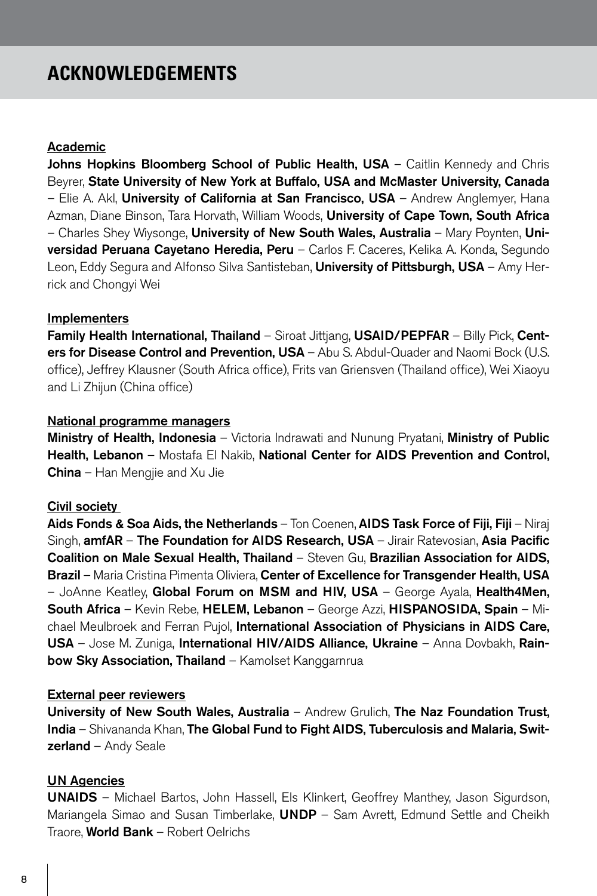# ACKNOWLEDGEMENTS

**Academic**

**Johns Hopkins Bloomberg School of Public Health, USA** – Caitlin Kennedy and Chris Beyrer, **State University of New York at Buffalo, USA and McMaster University, Canada** – Elie A. Akl, **University of California at San Francisco, USA** – Andrew Anglemyer, Hana Azman, Diane Binson, Tara Horvath, William Woods, **University of Cape Town, South Africa** – Charles Shey Wiysonge, **University of New South Wales, Australia** – Mary Poynten, **Universidad Peruana Cayetano Heredia, Peru** – Carlos F. Caceres, Kelika A. Konda, Segundo Leon, Eddy Segura and Alfonso Silva Santisteban, **University of Pittsburgh, USA** – Amy Herrick and Chongyi Wei

**Implementers**

**Family Health International, Thailand** – Siroat Jittjang, **USAID/PEPFAR** – Billy Pick, **Centers for Disease Control and Prevention, USA** – Abu S. Abdul-Quader and Naomi Bock (U.S. office), Jeffrey Klausner (South Africa office), Frits van Griensven (Thailand office), Wei Xiaoyu and Li Zhijun (China office)

**National programme managers**

**Ministry of Health, Indonesia** – Victoria Indrawati and Nunung Pryatani, **Ministry of Public Health, Lebanon** – Mostafa El Nakib, **National Center for AIDS Prevention and Control, China** – Han Mengjie and Xu Jie

**Civil society**

**Aids Fonds & Soa Aids, the Netherlands** – Ton Coenen, **AIDS Task Force of Fiji, Fiji** – Niraj Singh, **amfAR** – **The Foundation for AIDS Research, USA** – Jirair Ratevosian, **Asia Pacific Coalition on Male Sexual Health, Thailand** – Steven Gu, **Brazilian Association for AIDS, Brazil** – Maria Cristina Pimenta Oliviera, **Center of Excellence for Transgender Health, USA** – JoAnne Keatley, **Global Forum on MSM and HIV, USA** – George Ayala, **Health4Men, South Africa** – Kevin Rebe, **HELEM, Lebanon** – George Azzi, **HISPANOSIDA, Spain** – Michael Meulbroek and Ferran Pujol, **International Association of Physicians in AIDS Care, USA** – Jose M. Zuniga, **International HIV/AIDS Alliance, Ukraine** – Anna Dovbakh, **Rainbow Sky Association, Thailand** – Kamolset Kanggarnrua

**External peer reviewers**

**University of New South Wales, Australia** – Andrew Grulich, **The Naz Foundation Trust, India** – Shivananda Khan, **The Global Fund to Fight AIDS, Tuberculosis and Malaria, Switzerland** – Andy Seale

**UN Agencies**

**UNAIDS** – Michael Bartos, John Hassell, Els Klinkert, Geoffrey Manthey, Jason Sigurdson, Mariangela Simao and Susan Timberlake, **UNDP** – Sam Avrett, Edmund Settle and Cheikh Traore, **World Bank** – Robert Oelrichs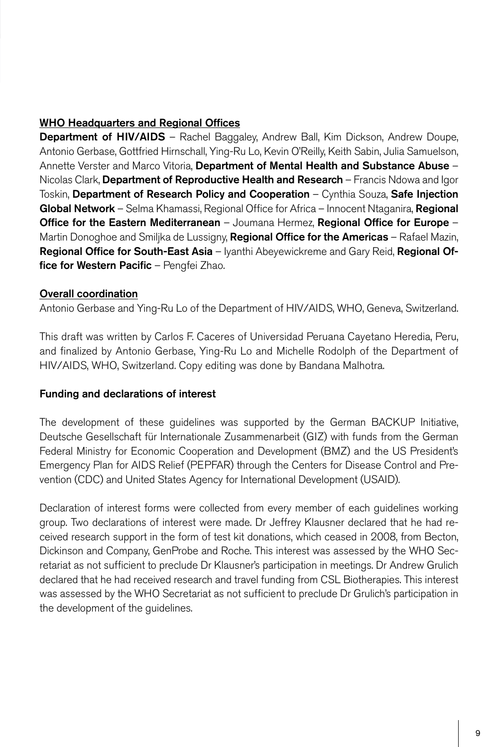**WHO Headquarters and Regional Offices**

**Department of HIV/AIDS** – Rachel Baggaley, Andrew Ball, Kim Dickson, Andrew Doupe, Antonio Gerbase, Gottfried Hirnschall, Ying-Ru Lo, Kevin O'Reilly, Keith Sabin, Julia Samuelson, Annette Verster and Marco Vitoria, **Department of Mental Health and Substance Abuse** – Nicolas Clark, **Department of Reproductive Health and Research** – Francis Ndowa and Igor Toskin, **Department of Research Policy and Cooperation** – Cynthia Souza, **Safe Injection Global Network** – Selma Khamassi, Regional Office for Africa – Innocent Ntaganira, **Regional Office for the Eastern Mediterranean** – Joumana Hermez, **Regional Office for Europe** – Martin Donoghoe and Smiljka de Lussigny, **Regional Office for the Americas** – Rafael Mazin, **Regional Office for South-East Asia** – Iyanthi Abeyewickreme and Gary Reid, **Regional Office for Western Pacific** – Pengfei Zhao.

**Overall coordination**

Antonio Gerbase and Ying-Ru Lo of the Department of HIV/AIDS, WHO, Geneva, Switzerland.

This draft was written by Carlos F. Caceres of Universidad Peruana Cayetano Heredia, Peru, and finalized by Antonio Gerbase, Ying-Ru Lo and Michelle Rodolph of the Department of HIV/AIDS, WHO, Switzerland. Copy editing was done by Bandana Malhotra.

**Funding and declarations of interest**

The development of these guidelines was supported by the German BACKUP Initiative, Deutsche Gesellschaft für Internationale Zusammenarbeit (GIZ) with funds from the German Federal Ministry for Economic Cooperation and Development (BMZ) and the US President's Emergency Plan for AIDS Relief (PEPFAR) through the Centers for Disease Control and Prevention (CDC) and United States Agency for International Development (USAID).

Declaration of interest forms were collected from every member of each guidelines working group. Two declarations of interest were made. Dr Jeffrey Klausner declared that he had received research support in the form of test kit donations, which ceased in 2008, from Becton, Dickinson and Company, GenProbe and Roche. This interest was assessed by the WHO Secretariat as not sufficient to preclude Dr Klausner's participation in meetings. Dr Andrew Grulich declared that he had received research and travel funding from CSL Biotherapies. This interest was assessed by the WHO Secretariat as not sufficient to preclude Dr Grulich's participation in the development of the guidelines.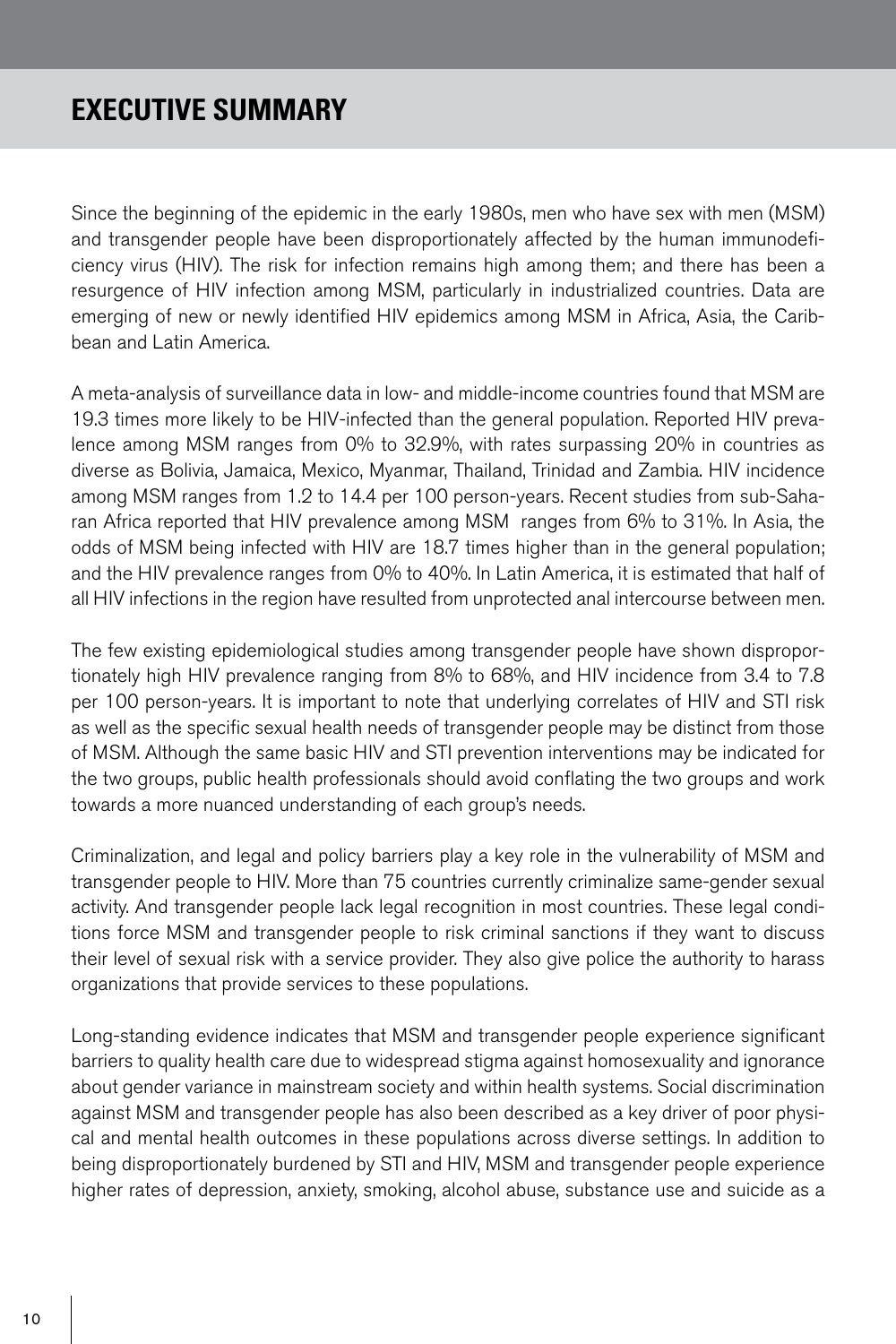# EXECUTIVE SUMMARY

Since the beginning of the epidemic in the early 1980s, men who have sex with men (MSM) and transgender people have been disproportionately affected by the human immunodeficiency virus (HIV). The risk for infection remains high among them; and there has been a resurgence of HIV infection among MSM, particularly in industrialized countries. Data are emerging of new or newly identified HIV epidemics among MSM in Africa, Asia, the Caribbean and Latin America.

A meta-analysis of surveillance data in low- and middle-income countries found that MSM are 19.3 times more likely to be HIV-infected than the general population. Reported HIV prevalence among MSM ranges from 0% to 32.9%, with rates surpassing 20% in countries as diverse as Bolivia, Jamaica, Mexico, Myanmar, Thailand, Trinidad and Zambia. HIV incidence among MSM ranges from 1.2 to 14.4 per 100 person-years. Recent studies from sub-Saharan Africa reported that HIV prevalence among MSM ranges from 6% to 31%. In Asia, the odds of MSM being infected with HIV are 18.7 times higher than in the general population; and the HIV prevalence ranges from 0% to 40%. In Latin America, it is estimated that half of all HIV infections in the region have resulted from unprotected anal intercourse between men.

The few existing epidemiological studies among transgender people have shown disproportionately high HIV prevalence ranging from 8% to 68%, and HIV incidence from 3.4 to 7.8 per 100 person-years. It is important to note that underlying correlates of HIV and STI risk as well as the specific sexual health needs of transgender people may be distinct from those of MSM. Although the same basic HIV and STI prevention interventions may be indicated for the two groups, public health professionals should avoid conflating the two groups and work towards a more nuanced understanding of each group's needs.

Criminalization, and legal and policy barriers play a key role in the vulnerability of MSM and transgender people to HIV. More than 75 countries currently criminalize same-gender sexual activity. And transgender people lack legal recognition in most countries. These legal conditions force MSM and transgender people to risk criminal sanctions if they want to discuss their level of sexual risk with a service provider. They also give police the authority to harass organizations that provide services to these populations.

Long-standing evidence indicates that MSM and transgender people experience significant barriers to quality health care due to widespread stigma against homosexuality and ignorance about gender variance in mainstream society and within health systems. Social discrimination against MSM and transgender people has also been described as a key driver of poor physical and mental health outcomes in these populations across diverse settings. In addition to being disproportionately burdened by STI and HIV, MSM and transgender people experience higher rates of depression, anxiety, smoking, alcohol abuse, substance use and suicide as a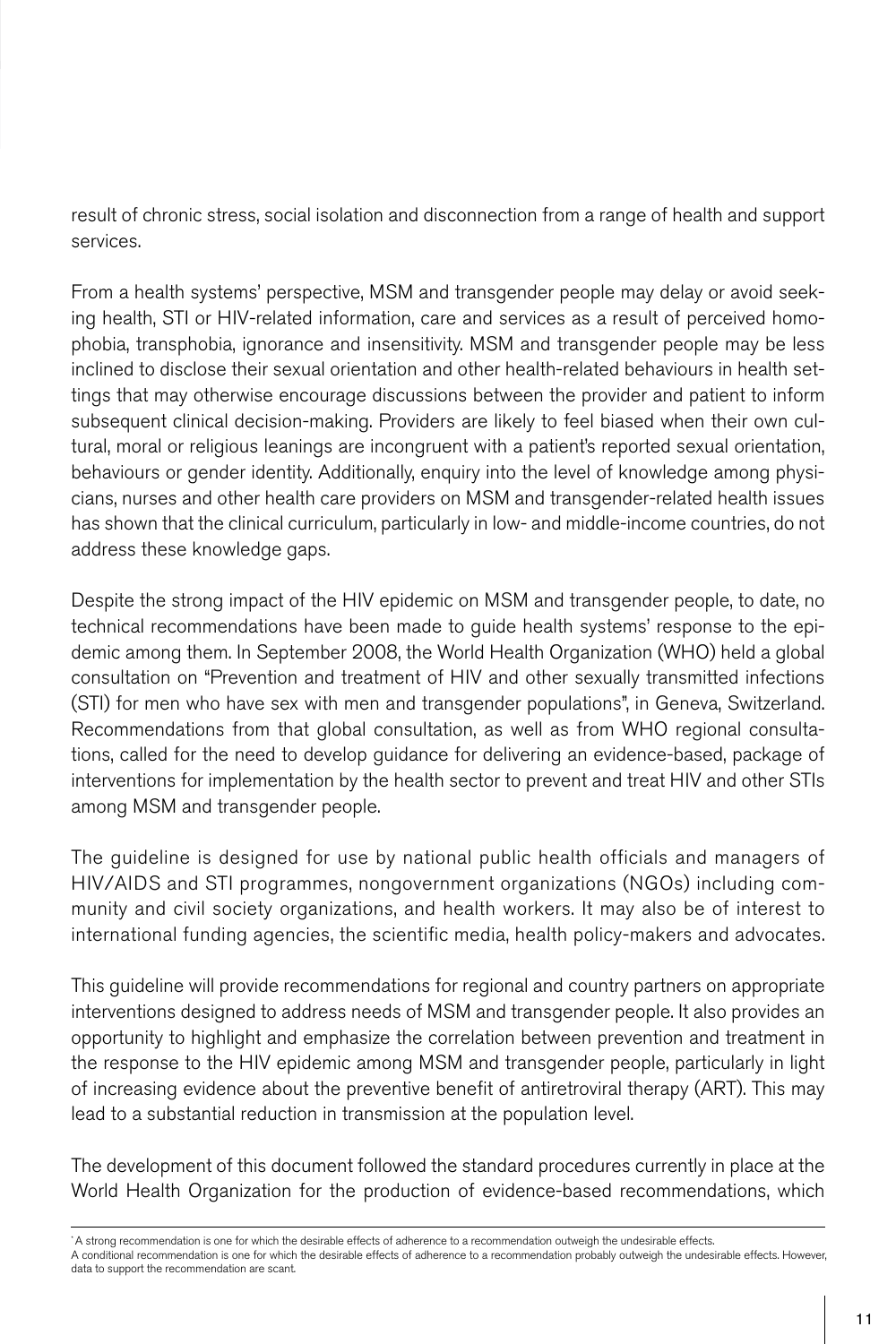result of chronic stress, social isolation and disconnection from a range of health and support services.

From a health systems' perspective, MSM and transgender people may delay or avoid seeking health, STI or HIV-related information, care and services as a result of perceived homophobia, transphobia, ignorance and insensitivity. MSM and transgender people may be less inclined to disclose their sexual orientation and other health-related behaviours in health settings that may otherwise encourage discussions between the provider and patient to inform subsequent clinical decision-making. Providers are likely to feel biased when their own cultural, moral or religious leanings are incongruent with a patient's reported sexual orientation, behaviours or gender identity. Additionally, enquiry into the level of knowledge among physicians, nurses and other health care providers on MSM and transgender-related health issues has shown that the clinical curriculum, particularly in low- and middle-income countries, do not address these knowledge gaps.

Despite the strong impact of the HIV epidemic on MSM and transgender people, to date, no technical recommendations have been made to guide health systems' response to the epidemic among them. In September 2008, the World Health Organization (WHO) held a global consultation on "Prevention and treatment of HIV and other sexually transmitted infections (STI) for men who have sex with men and transgender populations", in Geneva, Switzerland. Recommendations from that global consultation, as well as from WHO regional consultations, called for the need to develop guidance for delivering an evidence-based, package of interventions for implementation by the health sector to prevent and treat HIV and other STIs among MSM and transgender people.

The guideline is designed for use by national public health officials and managers of HIV/AIDS and STI programmes, nongovernment organizations (NGOs) including community and civil society organizations, and health workers. It may also be of interest to international funding agencies, the scientific media, health policy-makers and advocates.

This guideline will provide recommendations for regional and country partners on appropriate interventions designed to address needs of MSM and transgender people. It also provides an opportunity to highlight and emphasize the correlation between prevention and treatment in the response to the HIV epidemic among MSM and transgender people, particularly in light of increasing evidence about the preventive benefit of antiretroviral therapy (ART). This may lead to a substantial reduction in transmission at the population level.

The development of this document followed the standard procedures currently in place at the World Health Organization for the production of evidence-based recommendations, which

---

* A strong recommendation is one for which the desirable effects of adherence to a recommendation outweigh the undesirable effects.
A conditional recommendation is one for which the desirable effects of adherence to a recommendation probably outweigh the undesirable effects. However, data to support the recommendation are scant.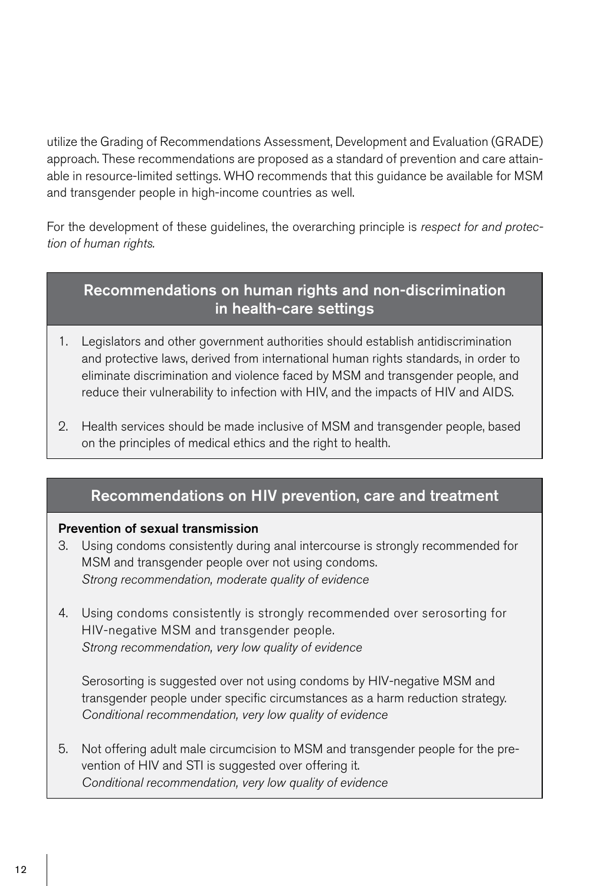utilize the Grading of Recommendations Assessment, Development and Evaluation (GRADE) approach. These recommendations are proposed as a standard of prevention and care attainable in resource-limited settings. WHO recommends that this guidance be available for MSM and transgender people in high-income countries as well.

For the development of these guidelines, the overarching principle is *respect for and protection of human rights.*

## Recommendations on human rights and non-discrimination in health-care settings

1. Legislators and other government authorities should establish antidiscrimination and protective laws, derived from international human rights standards, in order to eliminate discrimination and violence faced by MSM and transgender people, and reduce their vulnerability to infection with HIV, and the impacts of HIV and AIDS.

2. Health services should be made inclusive of MSM and transgender people, based on the principles of medical ethics and the right to health.

## Recommendations on HIV prevention, care and treatment

**Prevention of sexual transmission**

3. Using condoms consistently during anal intercourse is strongly recommended for MSM and transgender people over not using condoms.
   *Strong recommendation, moderate quality of evidence*

4. Using condoms consistently is strongly recommended over serosorting for HIV-negative MSM and transgender people.
   *Strong recommendation, very low quality of evidence*

   Serosorting is suggested over not using condoms by HIV-negative MSM and transgender people under specific circumstances as a harm reduction strategy.
   *Conditional recommendation, very low quality of evidence*

5. Not offering adult male circumcision to MSM and transgender people for the prevention of HIV and STI is suggested over offering it.
   *Conditional recommendation, very low quality of evidence*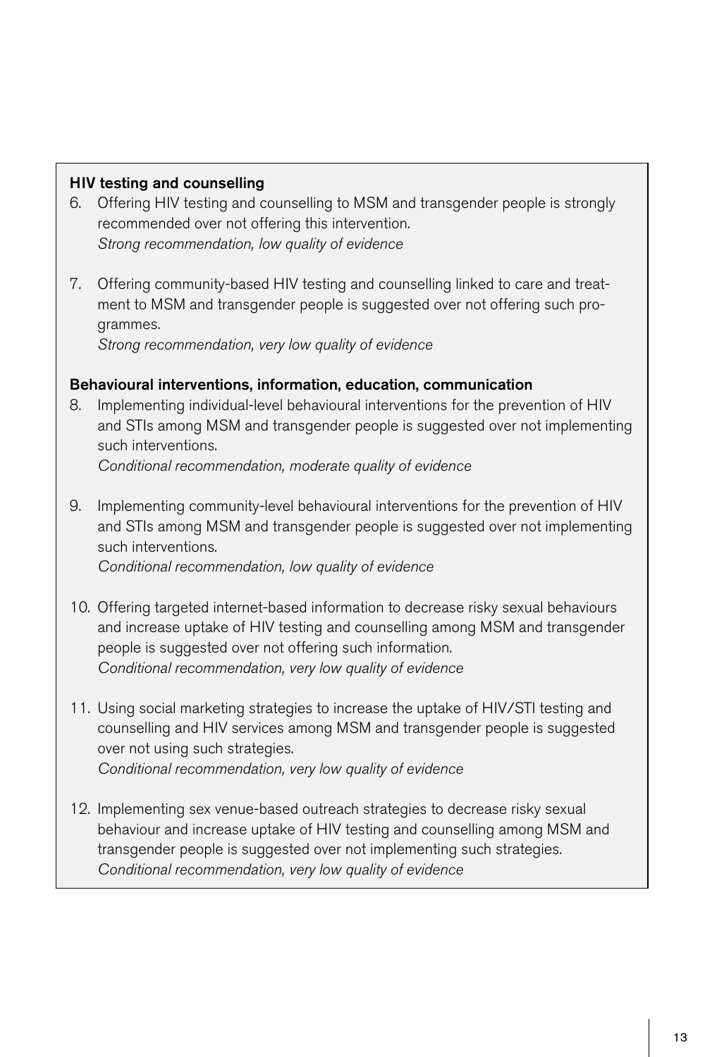**HIV testing and counselling**

6. Offering HIV testing and counselling to MSM and transgender people is strongly recommended over not offering this intervention.
   *Strong recommendation, low quality of evidence*

7. Offering community-based HIV testing and counselling linked to care and treatment to MSM and transgender people is suggested over not offering such programmes.
   *Strong recommendation, very low quality of evidence*

**Behavioural interventions, information, education, communication**

8. Implementing individual-level behavioural interventions for the prevention of HIV and STIs among MSM and transgender people is suggested over not implementing such interventions.
   *Conditional recommendation, moderate quality of evidence*

9. Implementing community-level behavioural interventions for the prevention of HIV and STIs among MSM and transgender people is suggested over not implementing such interventions.
   *Conditional recommendation, low quality of evidence*

10. Offering targeted internet-based information to decrease risky sexual behaviours and increase uptake of HIV testing and counselling among MSM and transgender people is suggested over not offering such information.
    *Conditional recommendation, very low quality of evidence*

11. Using social marketing strategies to increase the uptake of HIV/STI testing and counselling and HIV services among MSM and transgender people is suggested over not using such strategies.
    *Conditional recommendation, very low quality of evidence*

12. Implementing sex venue-based outreach strategies to decrease risky sexual behaviour and increase uptake of HIV testing and counselling among MSM and transgender people is suggested over not implementing such strategies.
    *Conditional recommendation, very low quality of evidence*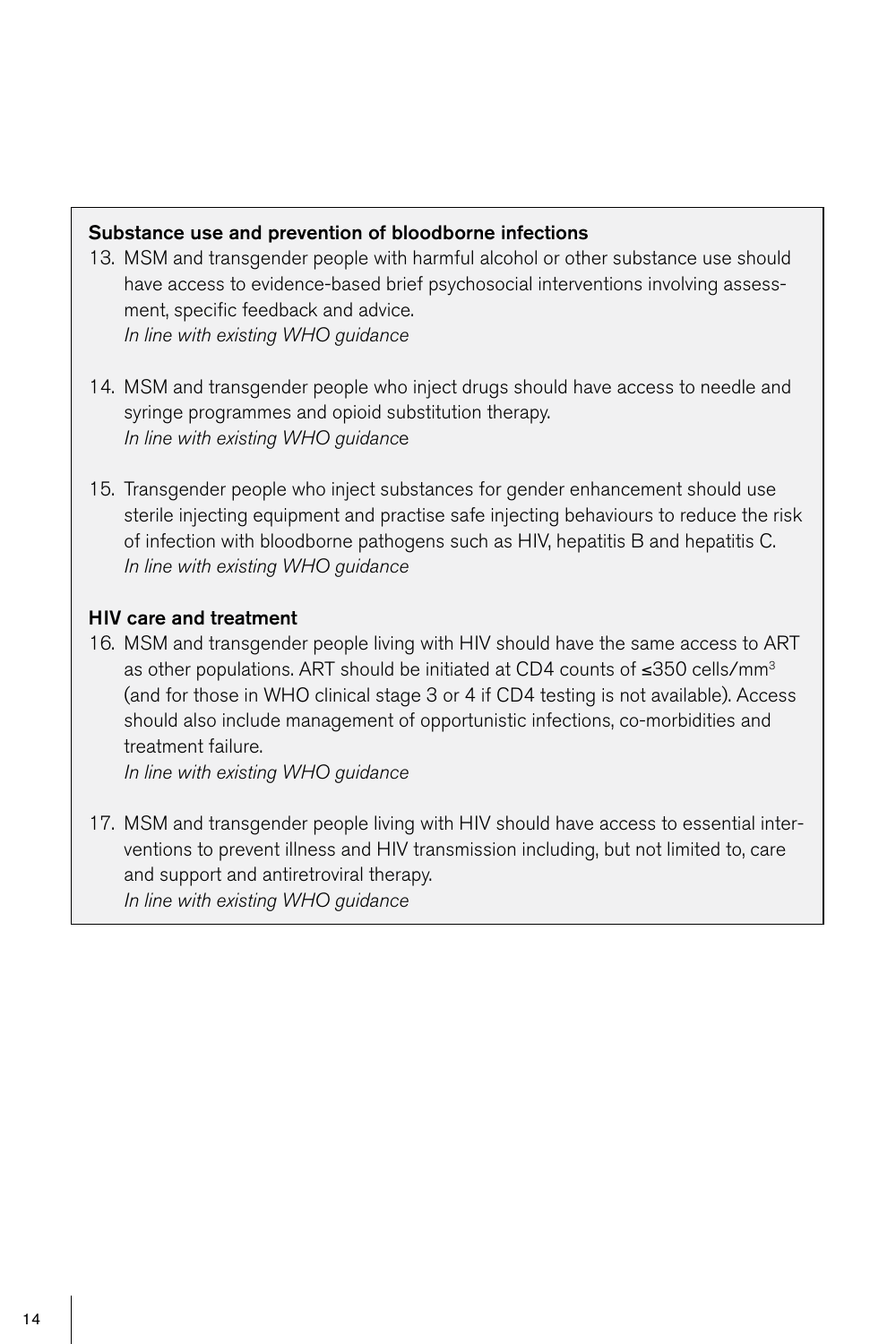**Substance use and prevention of bloodborne infections**

13. MSM and transgender people with harmful alcohol or other substance use should have access to evidence-based brief psychosocial interventions involving assessment, specific feedback and advice.
    *In line with existing WHO guidance*

14. MSM and transgender people who inject drugs should have access to needle and syringe programmes and opioid substitution therapy.
    *In line with existing WHO guidance*

15. Transgender people who inject substances for gender enhancement should use sterile injecting equipment and practise safe injecting behaviours to reduce the risk of infection with bloodborne pathogens such as HIV, hepatitis B and hepatitis C.
    *In line with existing WHO guidance*

**HIV care and treatment**

16. MSM and transgender people living with HIV should have the same access to ART as other populations. ART should be initiated at CD4 counts of ≤350 cells/mm$^3$ (and for those in WHO clinical stage 3 or 4 if CD4 testing is not available). Access should also include management of opportunistic infections, co-morbidities and treatment failure.
    *In line with existing WHO guidance*

17. MSM and transgender people living with HIV should have access to essential interventions to prevent illness and HIV transmission including, but not limited to, care and support and antiretroviral therapy.
    *In line with existing WHO guidance*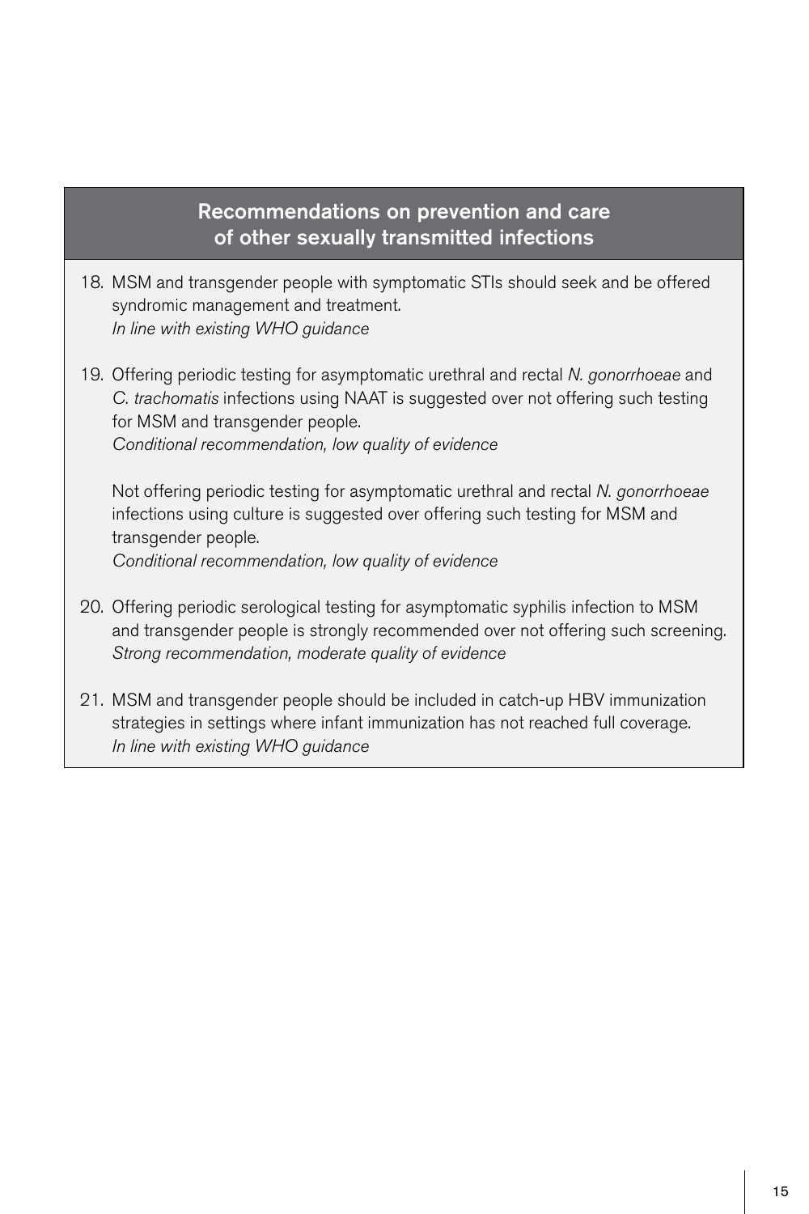## Recommendations on prevention and care of other sexually transmitted infections

18. MSM and transgender people with symptomatic STIs should seek and be offered syndromic management and treatment.
    *In line with existing WHO guidance*

19. Offering periodic testing for asymptomatic urethral and rectal *N. gonorrhoeae* and *C. trachomatis* infections using NAAT is suggested over not offering such testing for MSM and transgender people.
    *Conditional recommendation, low quality of evidence*

    Not offering periodic testing for asymptomatic urethral and rectal *N. gonorrhoeae* infections using culture is suggested over offering such testing for MSM and transgender people.
    *Conditional recommendation, low quality of evidence*

20. Offering periodic serological testing for asymptomatic syphilis infection to MSM and transgender people is strongly recommended over not offering such screening.
    *Strong recommendation, moderate quality of evidence*

21. MSM and transgender people should be included in catch-up HBV immunization strategies in settings where infant immunization has not reached full coverage.
    *In line with existing WHO guidance*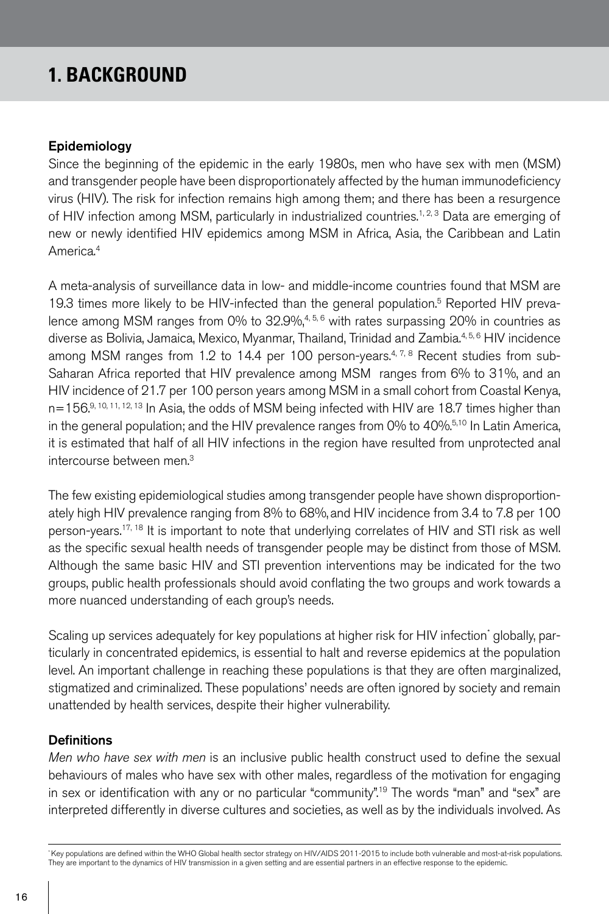# 1. BACKGROUND

### Epidemiology

Since the beginning of the epidemic in the early 1980s, men who have sex with men (MSM) and transgender people have been disproportionately affected by the human immunodeficiency virus (HIV). The risk for infection remains high among them; and there has been a resurgence of HIV infection among MSM, particularly in industrialized countries.[1, 2, 3] Data are emerging of new or newly identified HIV epidemics among MSM in Africa, Asia, the Caribbean and Latin America.[4]

A meta-analysis of surveillance data in low- and middle-income countries found that MSM are 19.3 times more likely to be HIV-infected than the general population.[5] Reported HIV prevalence among MSM ranges from 0% to 32.9%,[4, 5, 6] with rates surpassing 20% in countries as diverse as Bolivia, Jamaica, Mexico, Myanmar, Thailand, Trinidad and Zambia.[4, 5, 6] HIV incidence among MSM ranges from 1.2 to 14.4 per 100 person-years.[4, 7, 8] Recent studies from sub-Saharan Africa reported that HIV prevalence among MSM ranges from 6% to 31%, and an HIV incidence of 21.7 per 100 person years among MSM in a small cohort from Coastal Kenya, n=156.[9, 10, 11, 12, 13] In Asia, the odds of MSM being infected with HIV are 18.7 times higher than in the general population; and the HIV prevalence ranges from 0% to 40%.[5,10] In Latin America, it is estimated that half of all HIV infections in the region have resulted from unprotected anal intercourse between men.[3]

The few existing epidemiological studies among transgender people have shown disproportionately high HIV prevalence ranging from 8% to 68%, and HIV incidence from 3.4 to 7.8 per 100 person-years.[17, 18] It is important to note that underlying correlates of HIV and STI risk as well as the specific sexual health needs of transgender people may be distinct from those of MSM. Although the same basic HIV and STI prevention interventions may be indicated for the two groups, public health professionals should avoid conflating the two groups and work towards a more nuanced understanding of each group's needs.

Scaling up services adequately for key populations at higher risk for HIV infection* globally, particularly in concentrated epidemics, is essential to halt and reverse epidemics at the population level. An important challenge in reaching these populations is that they are often marginalized, stigmatized and criminalized. These populations' needs are often ignored by society and remain unattended by health services, despite their higher vulnerability.

### Definitions

*Men who have sex with men* is an inclusive public health construct used to define the sexual behaviours of males who have sex with other males, regardless of the motivation for engaging in sex or identification with any or no particular "community".[19] The words "man" and "sex" are interpreted differently in diverse cultures and societies, as well as by the individuals involved. As

---

* Key populations are defined within the WHO Global health sector strategy on HIV/AIDS 2011-2015 to include both vulnerable and most-at-risk populations. They are important to the dynamics of HIV transmission in a given setting and are essential partners in an effective response to the epidemic.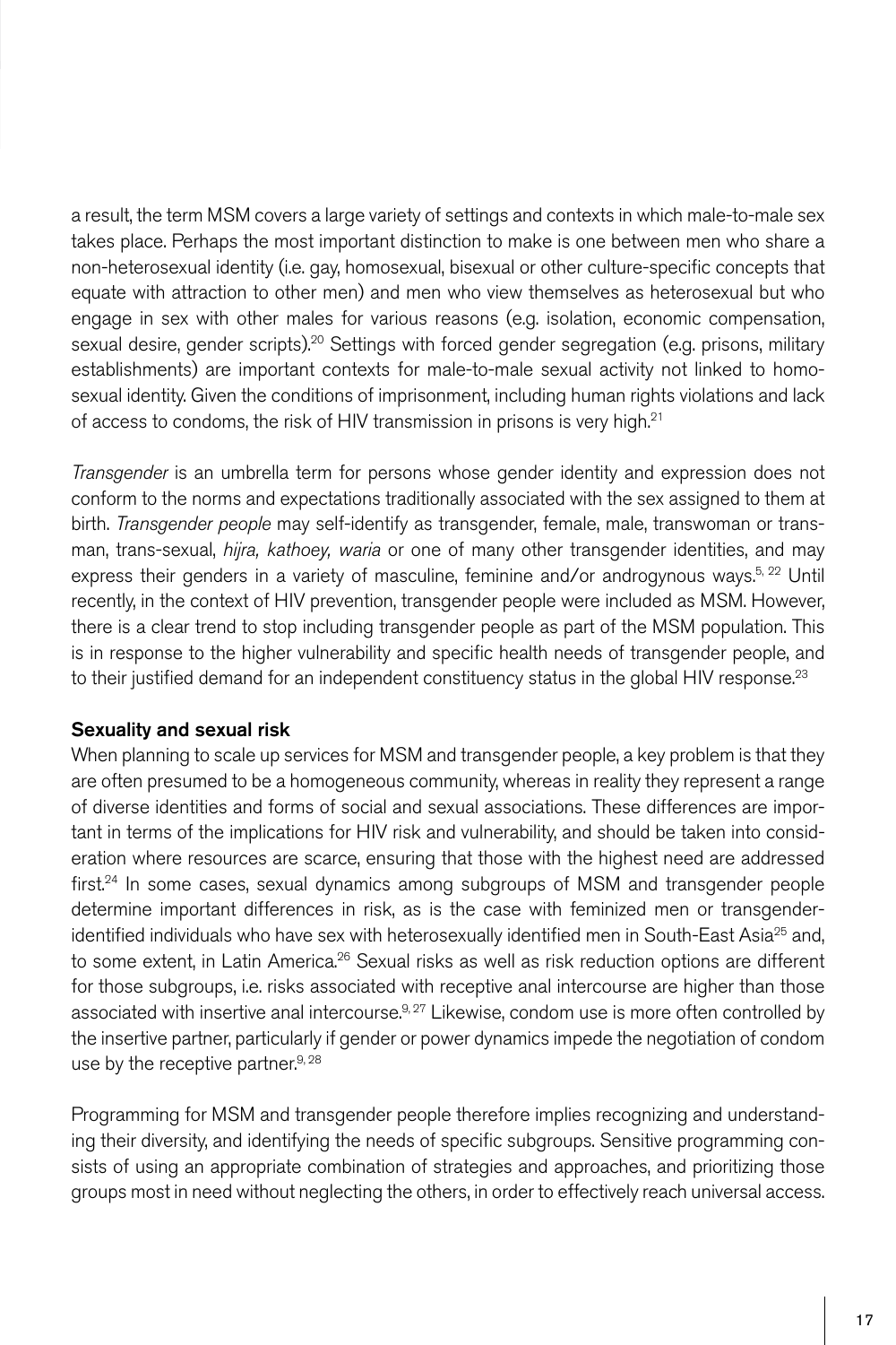a result, the term MSM covers a large variety of settings and contexts in which male-to-male sex takes place. Perhaps the most important distinction to make is one between men who share a non-heterosexual identity (i.e. gay, homosexual, bisexual or other culture-specific concepts that equate with attraction to other men) and men who view themselves as heterosexual but who engage in sex with other males for various reasons (e.g. isolation, economic compensation, sexual desire, gender scripts).[20] Settings with forced gender segregation (e.g. prisons, military establishments) are important contexts for male-to-male sexual activity not linked to homosexual identity. Given the conditions of imprisonment, including human rights violations and lack of access to condoms, the risk of HIV transmission in prisons is very high.[21]

*Transgender* is an umbrella term for persons whose gender identity and expression does not conform to the norms and expectations traditionally associated with the sex assigned to them at birth. *Transgender people* may self-identify as transgender, female, male, transwoman or transman, trans-sexual, *hijra, kathoey, waria* or one of many other transgender identities, and may express their genders in a variety of masculine, feminine and/or androgynous ways.[5, 22] Until recently, in the context of HIV prevention, transgender people were included as MSM. However, there is a clear trend to stop including transgender people as part of the MSM population. This is in response to the higher vulnerability and specific health needs of transgender people, and to their justified demand for an independent constituency status in the global HIV response.[23]

**Sexuality and sexual risk**

When planning to scale up services for MSM and transgender people, a key problem is that they are often presumed to be a homogeneous community, whereas in reality they represent a range of diverse identities and forms of social and sexual associations. These differences are important in terms of the implications for HIV risk and vulnerability, and should be taken into consideration where resources are scarce, ensuring that those with the highest need are addressed first.[24] In some cases, sexual dynamics among subgroups of MSM and transgender people determine important differences in risk, as is the case with feminized men or transgender-identified individuals who have sex with heterosexually identified men in South-East Asia[25] and, to some extent, in Latin America.[26] Sexual risks as well as risk reduction options are different for those subgroups, i.e. risks associated with receptive anal intercourse are higher than those associated with insertive anal intercourse.[9, 27] Likewise, condom use is more often controlled by the insertive partner, particularly if gender or power dynamics impede the negotiation of condom use by the receptive partner.[9, 28]

Programming for MSM and transgender people therefore implies recognizing and understanding their diversity, and identifying the needs of specific subgroups. Sensitive programming consists of using an appropriate combination of strategies and approaches, and prioritizing those groups most in need without neglecting the others, in order to effectively reach universal access.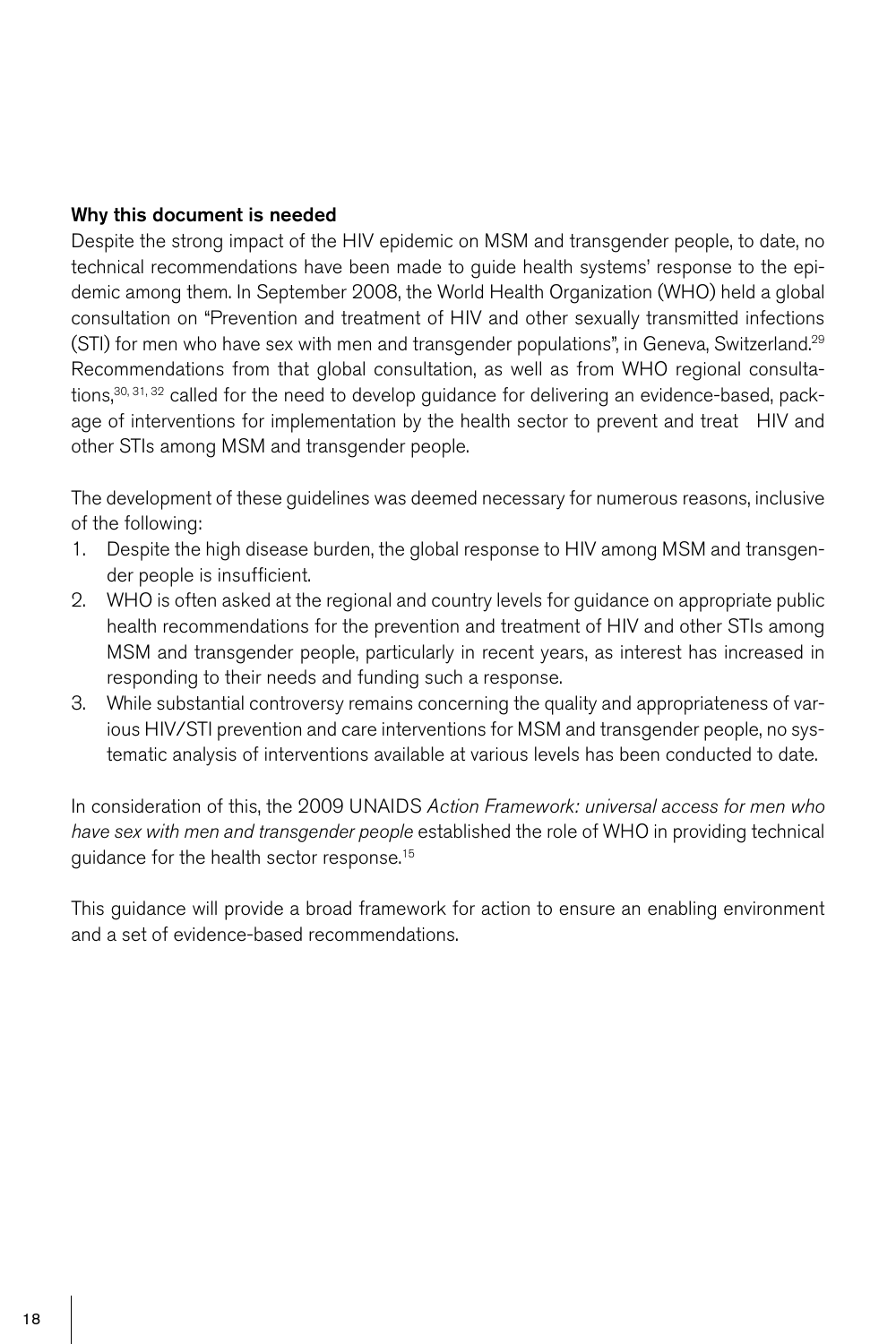### Why this document is needed

Despite the strong impact of the HIV epidemic on MSM and transgender people, to date, no technical recommendations have been made to guide health systems' response to the epidemic among them. In September 2008, the World Health Organization (WHO) held a global consultation on "Prevention and treatment of HIV and other sexually transmitted infections (STI) for men who have sex with men and transgender populations", in Geneva, Switzerland.[29] Recommendations from that global consultation, as well as from WHO regional consultations,[30, 31, 32] called for the need to develop guidance for delivering an evidence-based, package of interventions for implementation by the health sector to prevent and treat HIV and other STIs among MSM and transgender people.

The development of these guidelines was deemed necessary for numerous reasons, inclusive of the following:

1. Despite the high disease burden, the global response to HIV among MSM and transgender people is insufficient.
2. WHO is often asked at the regional and country levels for guidance on appropriate public health recommendations for the prevention and treatment of HIV and other STIs among MSM and transgender people, particularly in recent years, as interest has increased in responding to their needs and funding such a response.
3. While substantial controversy remains concerning the quality and appropriateness of various HIV/STI prevention and care interventions for MSM and transgender people, no systematic analysis of interventions available at various levels has been conducted to date.

In consideration of this, the 2009 UNAIDS *Action Framework: universal access for men who have sex with men and transgender people* established the role of WHO in providing technical guidance for the health sector response.[15]

This guidance will provide a broad framework for action to ensure an enabling environment and a set of evidence-based recommendations.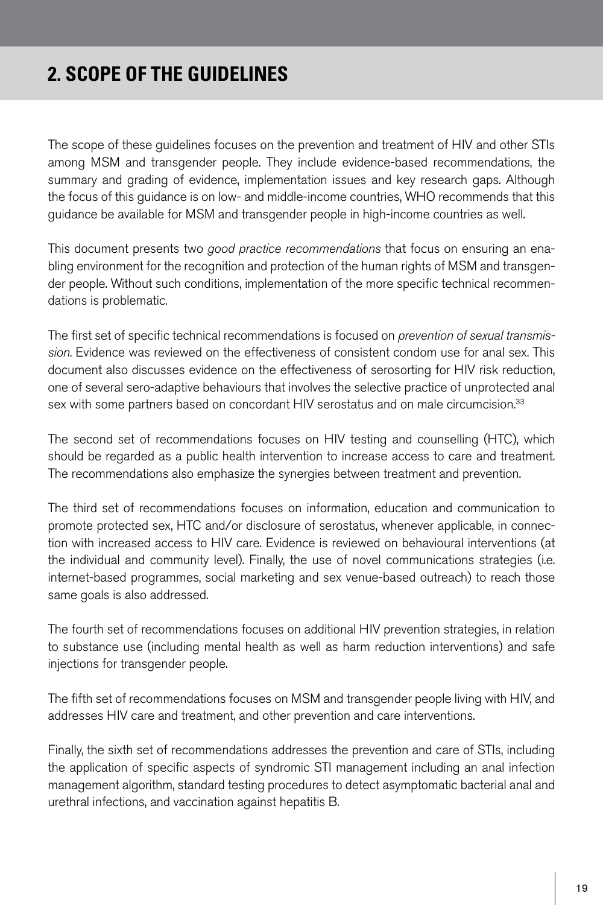# 2. SCOPE OF THE GUIDELINES

The scope of these guidelines focuses on the prevention and treatment of HIV and other STIs among MSM and transgender people. They include evidence-based recommendations, the summary and grading of evidence, implementation issues and key research gaps. Although the focus of this guidance is on low- and middle-income countries, WHO recommends that this guidance be available for MSM and transgender people in high-income countries as well.

This document presents two *good practice recommendations* that focus on ensuring an enabling environment for the recognition and protection of the human rights of MSM and transgender people. Without such conditions, implementation of the more specific technical recommendations is problematic.

The first set of specific technical recommendations is focused on *prevention of sexual transmission*. Evidence was reviewed on the effectiveness of consistent condom use for anal sex. This document also discusses evidence on the effectiveness of serosorting for HIV risk reduction, one of several sero-adaptive behaviours that involves the selective practice of unprotected anal sex with some partners based on concordant HIV serostatus and on male circumcision.[33]

The second set of recommendations focuses on HIV testing and counselling (HTC), which should be regarded as a public health intervention to increase access to care and treatment. The recommendations also emphasize the synergies between treatment and prevention.

The third set of recommendations focuses on information, education and communication to promote protected sex, HTC and/or disclosure of serostatus, whenever applicable, in connection with increased access to HIV care. Evidence is reviewed on behavioural interventions (at the individual and community level). Finally, the use of novel communications strategies (i.e. internet-based programmes, social marketing and sex venue-based outreach) to reach those same goals is also addressed.

The fourth set of recommendations focuses on additional HIV prevention strategies, in relation to substance use (including mental health as well as harm reduction interventions) and safe injections for transgender people.

The fifth set of recommendations focuses on MSM and transgender people living with HIV, and addresses HIV care and treatment, and other prevention and care interventions.

Finally, the sixth set of recommendations addresses the prevention and care of STIs, including the application of specific aspects of syndromic STI management including an anal infection management algorithm, standard testing procedures to detect asymptomatic bacterial anal and urethral infections, and vaccination against hepatitis B.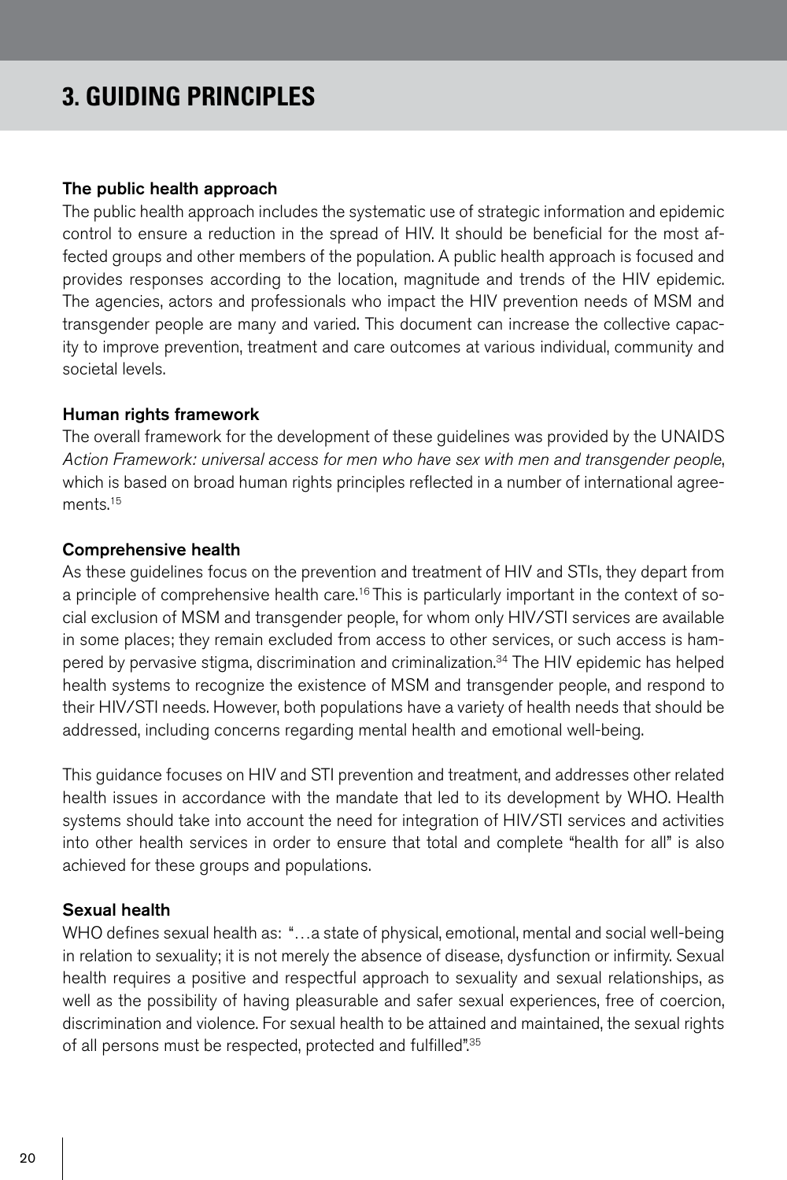# 3. GUIDING PRINCIPLES

**The public health approach**

The public health approach includes the systematic use of strategic information and epidemic control to ensure a reduction in the spread of HIV. It should be beneficial for the most affected groups and other members of the population. A public health approach is focused and provides responses according to the location, magnitude and trends of the HIV epidemic. The agencies, actors and professionals who impact the HIV prevention needs of MSM and transgender people are many and varied. This document can increase the collective capacity to improve prevention, treatment and care outcomes at various individual, community and societal levels.

**Human rights framework**

The overall framework for the development of these guidelines was provided by the UNAIDS *Action Framework: universal access for men who have sex with men and transgender people*, which is based on broad human rights principles reflected in a number of international agreements.[15]

**Comprehensive health**

As these guidelines focus on the prevention and treatment of HIV and STIs, they depart from a principle of comprehensive health care.[16] This is particularly important in the context of social exclusion of MSM and transgender people, for whom only HIV/STI services are available in some places; they remain excluded from access to other services, or such access is hampered by pervasive stigma, discrimination and criminalization.[34] The HIV epidemic has helped health systems to recognize the existence of MSM and transgender people, and respond to their HIV/STI needs. However, both populations have a variety of health needs that should be addressed, including concerns regarding mental health and emotional well-being.

This guidance focuses on HIV and STI prevention and treatment, and addresses other related health issues in accordance with the mandate that led to its development by WHO. Health systems should take into account the need for integration of HIV/STI services and activities into other health services in order to ensure that total and complete "health for all" is also achieved for these groups and populations.

**Sexual health**

WHO defines sexual health as: "…a state of physical, emotional, mental and social well-being in relation to sexuality; it is not merely the absence of disease, dysfunction or infirmity. Sexual health requires a positive and respectful approach to sexuality and sexual relationships, as well as the possibility of having pleasurable and safer sexual experiences, free of coercion, discrimination and violence. For sexual health to be attained and maintained, the sexual rights of all persons must be respected, protected and fulfilled".[35]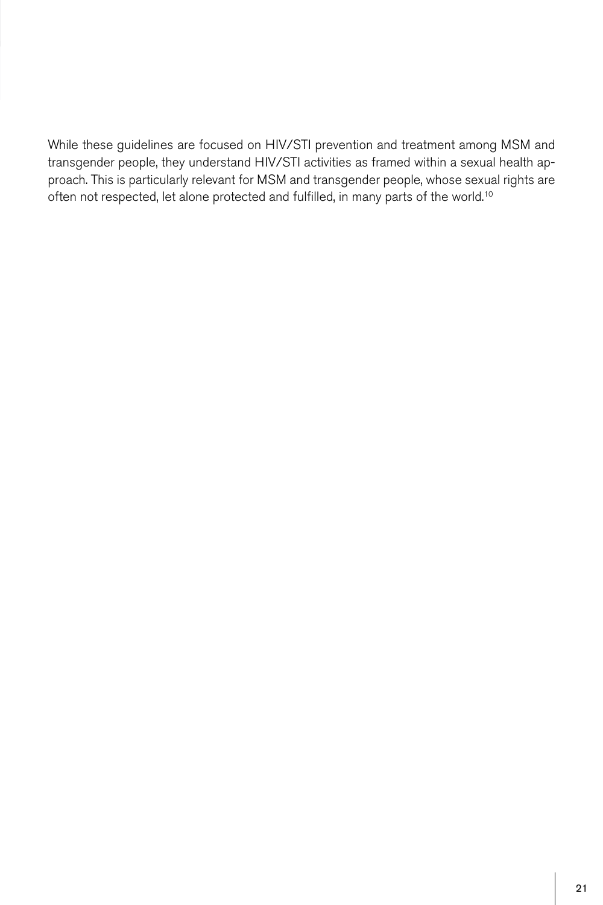While these guidelines are focused on HIV/STI prevention and treatment among MSM and transgender people, they understand HIV/STI activities as framed within a sexual health approach. This is particularly relevant for MSM and transgender people, whose sexual rights are often not respected, let alone protected and fulfilled, in many parts of the world.[10]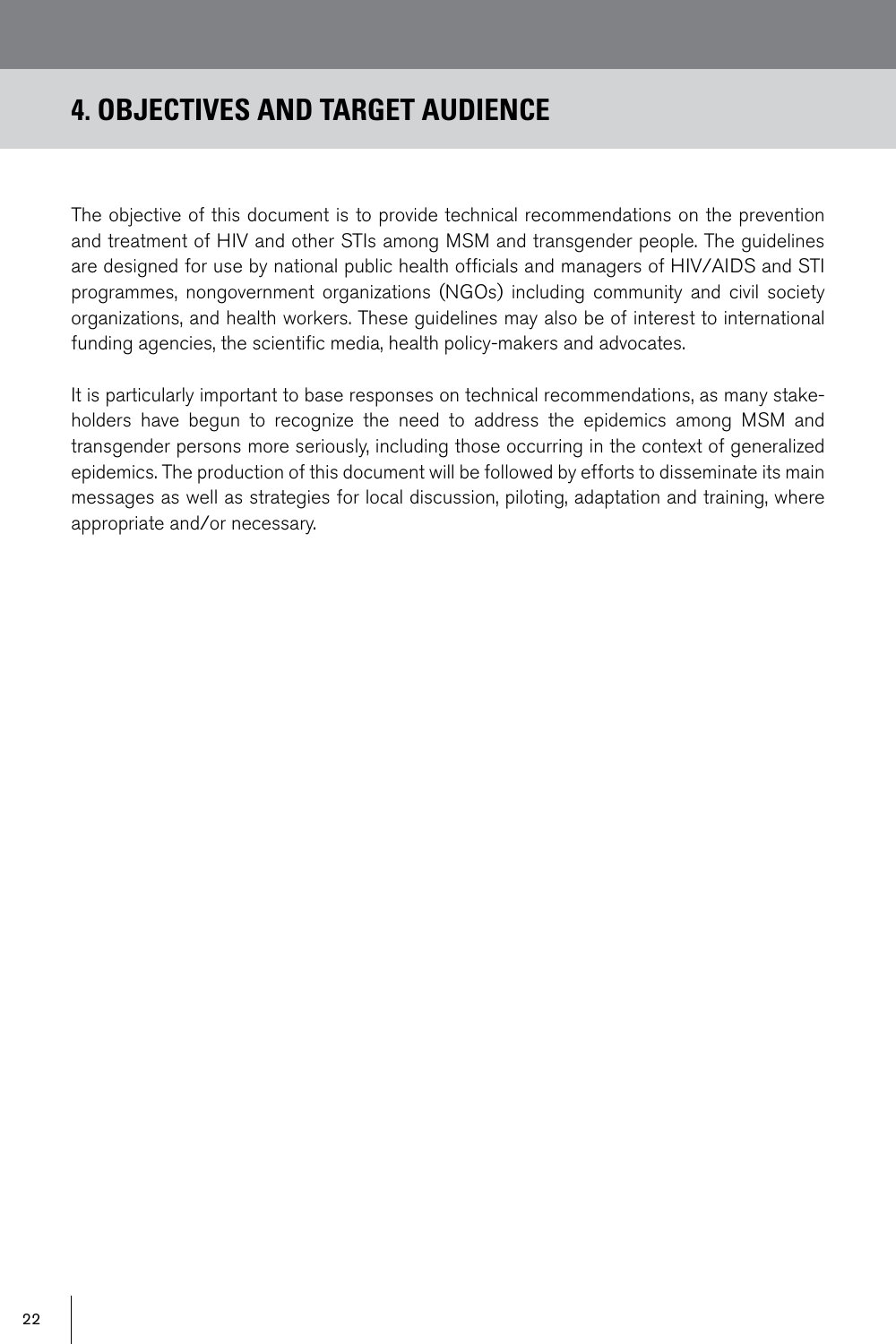# 4. OBJECTIVES AND TARGET AUDIENCE

The objective of this document is to provide technical recommendations on the prevention and treatment of HIV and other STIs among MSM and transgender people. The guidelines are designed for use by national public health officials and managers of HIV/AIDS and STI programmes, nongovernment organizations (NGOs) including community and civil society organizations, and health workers. These guidelines may also be of interest to international funding agencies, the scientific media, health policy-makers and advocates.

It is particularly important to base responses on technical recommendations, as many stakeholders have begun to recognize the need to address the epidemics among MSM and transgender persons more seriously, including those occurring in the context of generalized epidemics. The production of this document will be followed by efforts to disseminate its main messages as well as strategies for local discussion, piloting, adaptation and training, where appropriate and/or necessary.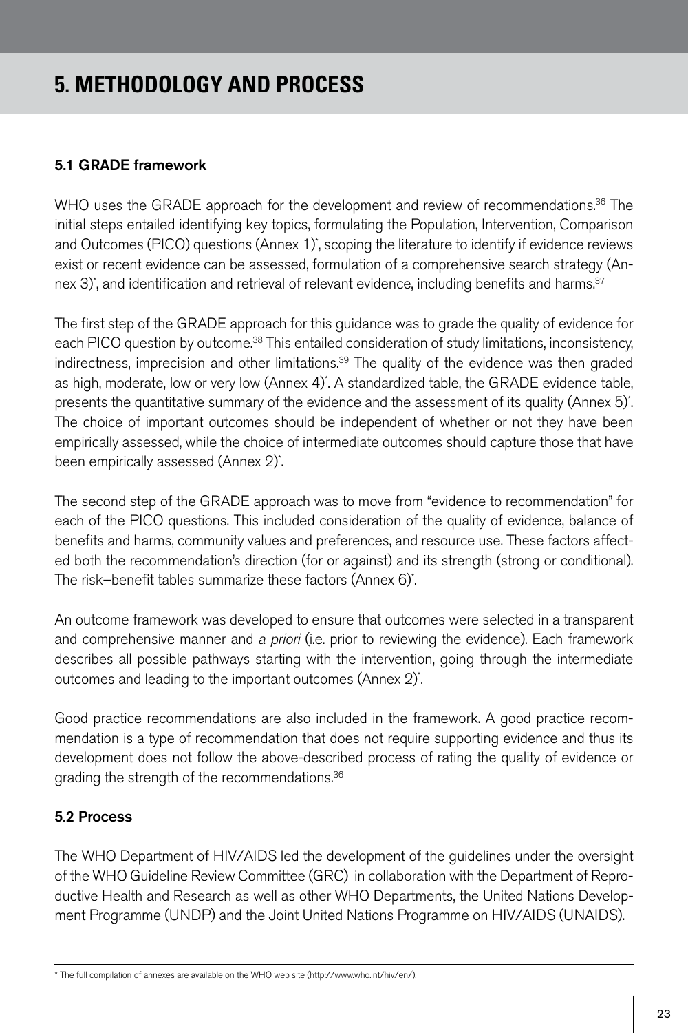# 5. METHODOLOGY AND PROCESS

## 5.1 GRADE framework

WHO uses the GRADE approach for the development and review of recommendations.[36] The initial steps entailed identifying key topics, formulating the Population, Intervention, Comparison and Outcomes (PICO) questions (Annex 1)*, scoping the literature to identify if evidence reviews exist or recent evidence can be assessed, formulation of a comprehensive search strategy (Annex 3)*, and identification and retrieval of relevant evidence, including benefits and harms.[37]

The first step of the GRADE approach for this guidance was to grade the quality of evidence for each PICO question by outcome.[38] This entailed consideration of study limitations, inconsistency, indirectness, imprecision and other limitations.[39] The quality of the evidence was then graded as high, moderate, low or very low (Annex 4)*. A standardized table, the GRADE evidence table, presents the quantitative summary of the evidence and the assessment of its quality (Annex 5)*. The choice of important outcomes should be independent of whether or not they have been empirically assessed, while the choice of intermediate outcomes should capture those that have been empirically assessed (Annex 2)*.

The second step of the GRADE approach was to move from "evidence to recommendation" for each of the PICO questions. This included consideration of the quality of evidence, balance of benefits and harms, community values and preferences, and resource use. These factors affected both the recommendation's direction (for or against) and its strength (strong or conditional). The risk–benefit tables summarize these factors (Annex 6)*.

An outcome framework was developed to ensure that outcomes were selected in a transparent and comprehensive manner and *a priori* (i.e. prior to reviewing the evidence). Each framework describes all possible pathways starting with the intervention, going through the intermediate outcomes and leading to the important outcomes (Annex 2)*.

Good practice recommendations are also included in the framework. A good practice recommendation is a type of recommendation that does not require supporting evidence and thus its development does not follow the above-described process of rating the quality of evidence or grading the strength of the recommendations.[36]

## 5.2 Process

The WHO Department of HIV/AIDS led the development of the guidelines under the oversight of the WHO Guideline Review Committee (GRC) in collaboration with the Department of Reproductive Health and Research as well as other WHO Departments, the United Nations Development Programme (UNDP) and the Joint United Nations Programme on HIV/AIDS (UNAIDS).

---

\* The full compilation of annexes are available on the WHO web site (http://www.who.int/hiv/en/).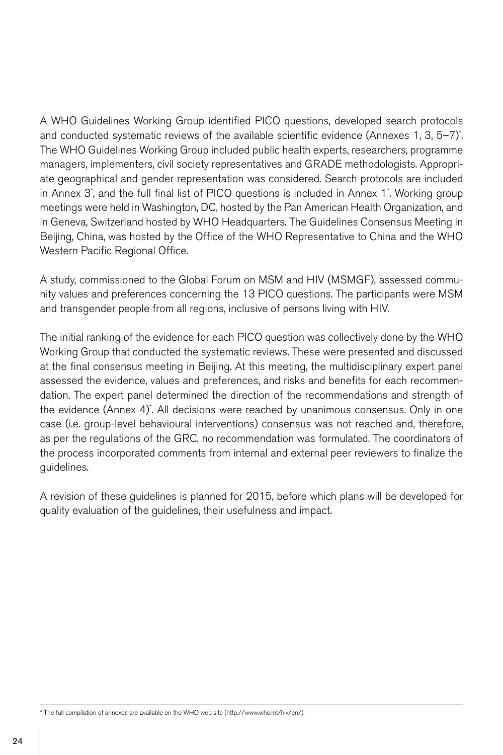A WHO Guidelines Working Group identified PICO questions, developed search protocols and conducted systematic reviews of the available scientific evidence (Annexes 1, 3, 5–7)*. The WHO Guidelines Working Group included public health experts, researchers, programme managers, implementers, civil society representatives and GRADE methodologists. Appropriate geographical and gender representation was considered. Search protocols are included in Annex 3*, and the full final list of PICO questions is included in Annex 1*. Working group meetings were held in Washington, DC, hosted by the Pan American Health Organization, and in Geneva, Switzerland hosted by WHO Headquarters. The Guidelines Consensus Meeting in Beijing, China, was hosted by the Office of the WHO Representative to China and the WHO Western Pacific Regional Office.

A study, commissioned to the Global Forum on MSM and HIV (MSMGF), assessed community values and preferences concerning the 13 PICO questions. The participants were MSM and transgender people from all regions, inclusive of persons living with HIV.

The initial ranking of the evidence for each PICO question was collectively done by the WHO Working Group that conducted the systematic reviews. These were presented and discussed at the final consensus meeting in Beijing. At this meeting, the multidisciplinary expert panel assessed the evidence, values and preferences, and risks and benefits for each recommendation. The expert panel determined the direction of the recommendations and strength of the evidence (Annex 4)*. All decisions were reached by unanimous consensus. Only in one case (i.e. group-level behavioural interventions) consensus was not reached and, therefore, as per the regulations of the GRC, no recommendation was formulated. The coordinators of the process incorporated comments from internal and external peer reviewers to finalize the guidelines.

A revision of these guidelines is planned for 2015, before which plans will be developed for quality evaluation of the guidelines, their usefulness and impact.

---

* The full compilation of annexes are available on the WHO web site (http://www.who.int/hiv/en/).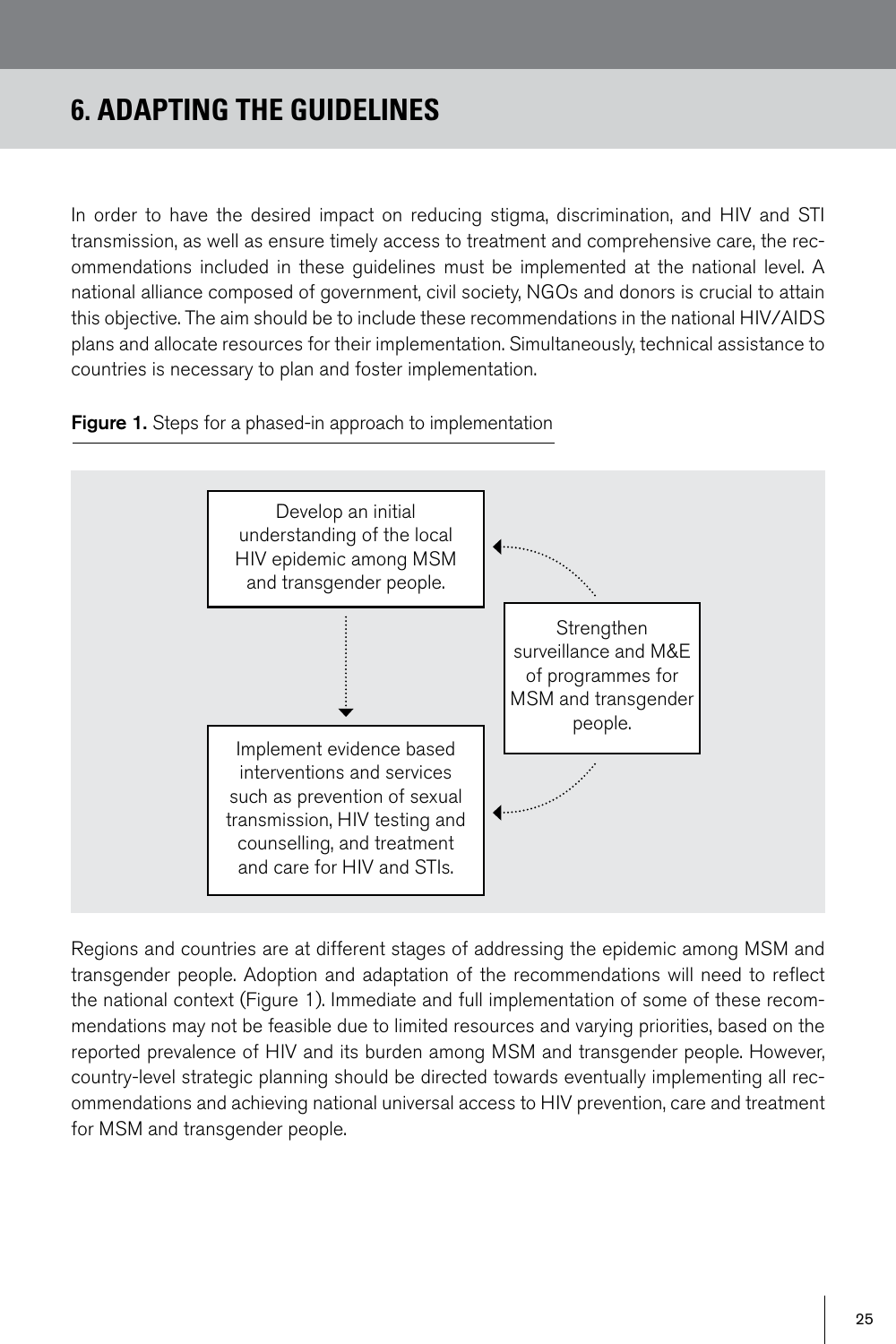# 6. ADAPTING THE GUIDELINES

In order to have the desired impact on reducing stigma, discrimination, and HIV and STI transmission, as well as ensure timely access to treatment and comprehensive care, the recommendations included in these guidelines must be implemented at the national level. A national alliance composed of government, civil society, NGOs and donors is crucial to attain this objective. The aim should be to include these recommendations in the national HIV/AIDS plans and allocate resources for their implementation. Simultaneously, technical assistance to countries is necessary to plan and foster implementation.

**Figure 1.** Steps for a phased-in approach to implementation

Develop an initial understanding of the local HIV epidemic among MSM and transgender people.

Implement evidence based interventions and services such as prevention of sexual transmission, HIV testing and counselling, and treatment and care for HIV and STIs.

Strengthen surveillance and M&E of programmes for MSM and transgender people.

Regions and countries are at different stages of addressing the epidemic among MSM and transgender people. Adoption and adaptation of the recommendations will need to reflect the national context (Figure 1). Immediate and full implementation of some of these recommendations may not be feasible due to limited resources and varying priorities, based on the reported prevalence of HIV and its burden among MSM and transgender people. However, country-level strategic planning should be directed towards eventually implementing all recommendations and achieving national universal access to HIV prevention, care and treatment for MSM and transgender people.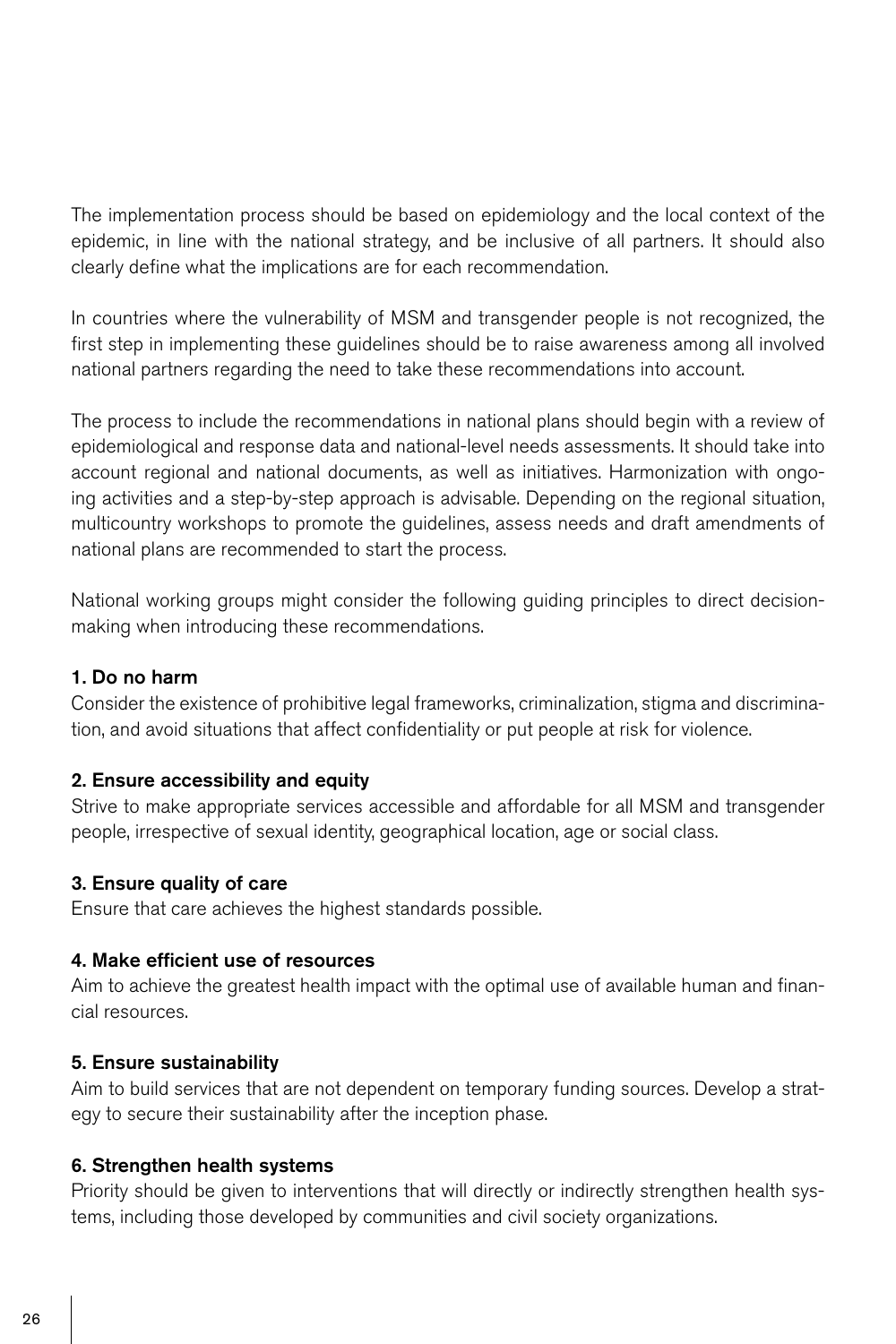The implementation process should be based on epidemiology and the local context of the epidemic, in line with the national strategy, and be inclusive of all partners. It should also clearly define what the implications are for each recommendation.

In countries where the vulnerability of MSM and transgender people is not recognized, the first step in implementing these guidelines should be to raise awareness among all involved national partners regarding the need to take these recommendations into account.

The process to include the recommendations in national plans should begin with a review of epidemiological and response data and national-level needs assessments. It should take into account regional and national documents, as well as initiatives. Harmonization with ongoing activities and a step-by-step approach is advisable. Depending on the regional situation, multicountry workshops to promote the guidelines, assess needs and draft amendments of national plans are recommended to start the process.

National working groups might consider the following guiding principles to direct decision-making when introducing these recommendations.

**1. Do no harm**
Consider the existence of prohibitive legal frameworks, criminalization, stigma and discrimination, and avoid situations that affect confidentiality or put people at risk for violence.

**2. Ensure accessibility and equity**
Strive to make appropriate services accessible and affordable for all MSM and transgender people, irrespective of sexual identity, geographical location, age or social class.

**3. Ensure quality of care**
Ensure that care achieves the highest standards possible.

**4. Make efficient use of resources**
Aim to achieve the greatest health impact with the optimal use of available human and financial resources.

**5. Ensure sustainability**
Aim to build services that are not dependent on temporary funding sources. Develop a strategy to secure their sustainability after the inception phase.

**6. Strengthen health systems**
Priority should be given to interventions that will directly or indirectly strengthen health systems, including those developed by communities and civil society organizations.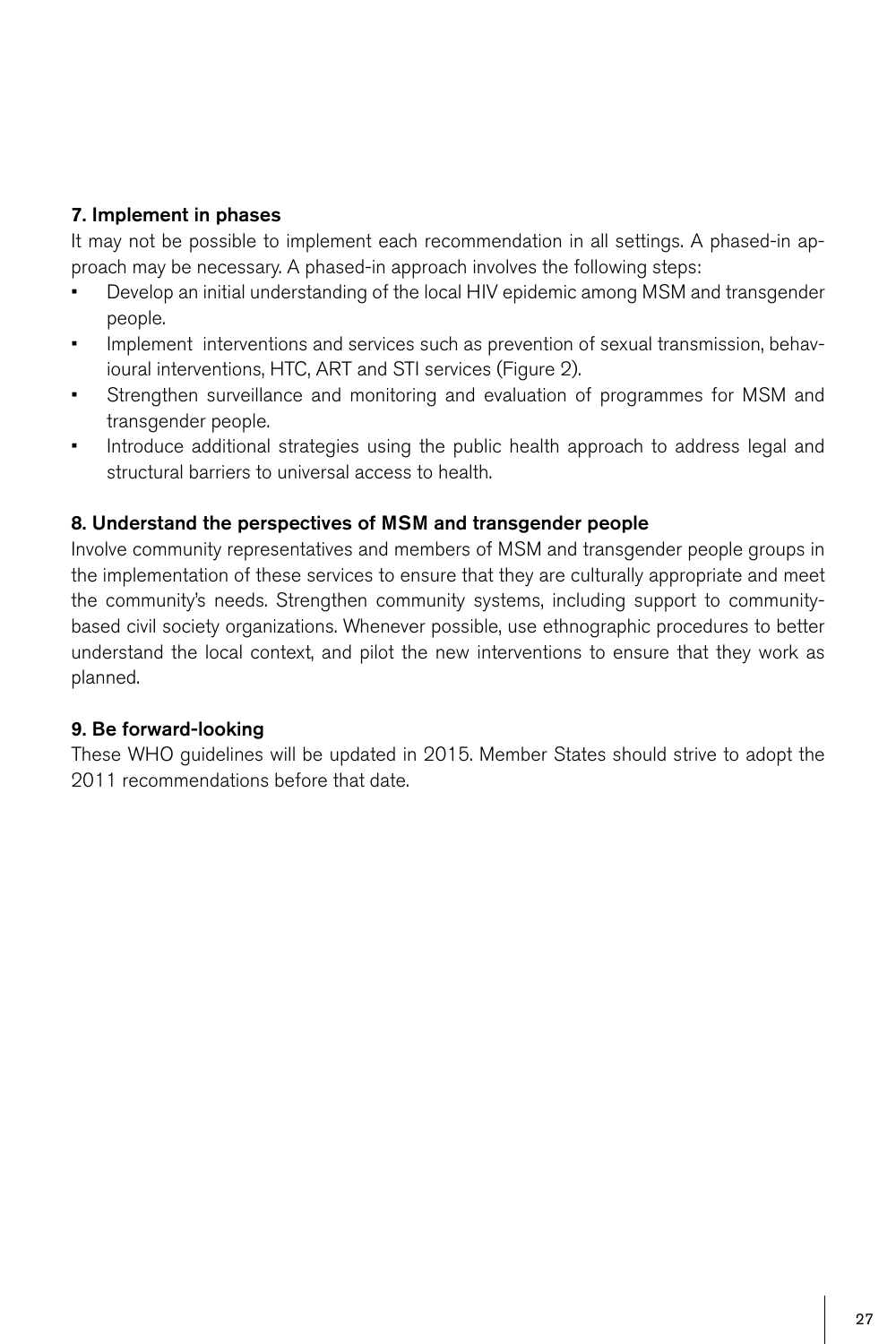### 7. Implement in phases

It may not be possible to implement each recommendation in all settings. A phased-in approach may be necessary. A phased-in approach involves the following steps:

- Develop an initial understanding of the local HIV epidemic among MSM and transgender people.
- Implement interventions and services such as prevention of sexual transmission, behavioural interventions, HTC, ART and STI services (Figure 2).
- Strengthen surveillance and monitoring and evaluation of programmes for MSM and transgender people.
- Introduce additional strategies using the public health approach to address legal and structural barriers to universal access to health.

### 8. Understand the perspectives of MSM and transgender people

Involve community representatives and members of MSM and transgender people groups in the implementation of these services to ensure that they are culturally appropriate and meet the community's needs. Strengthen community systems, including support to community-based civil society organizations. Whenever possible, use ethnographic procedures to better understand the local context, and pilot the new interventions to ensure that they work as planned.

### 9. Be forward-looking

These WHO guidelines will be updated in 2015. Member States should strive to adopt the 2011 recommendations before that date.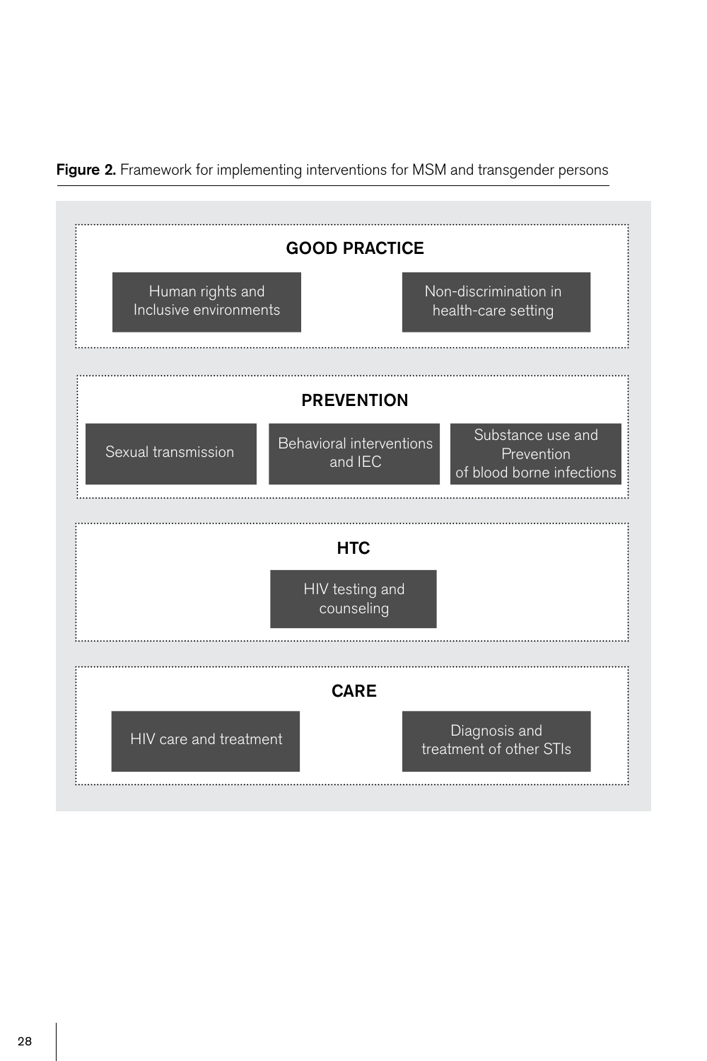**Figure 2.** Framework for implementing interventions for MSM and transgender persons

**GOOD PRACTICE**

- Human rights and Inclusive environments
- Non-discrimination in health-care setting

**PREVENTION**

- Sexual transmission
- Behavioral interventions and IEC
- Substance use and Prevention of blood borne infections

**HTC**

- HIV testing and counseling

**CARE**

- HIV care and treatment
- Diagnosis and treatment of other STIs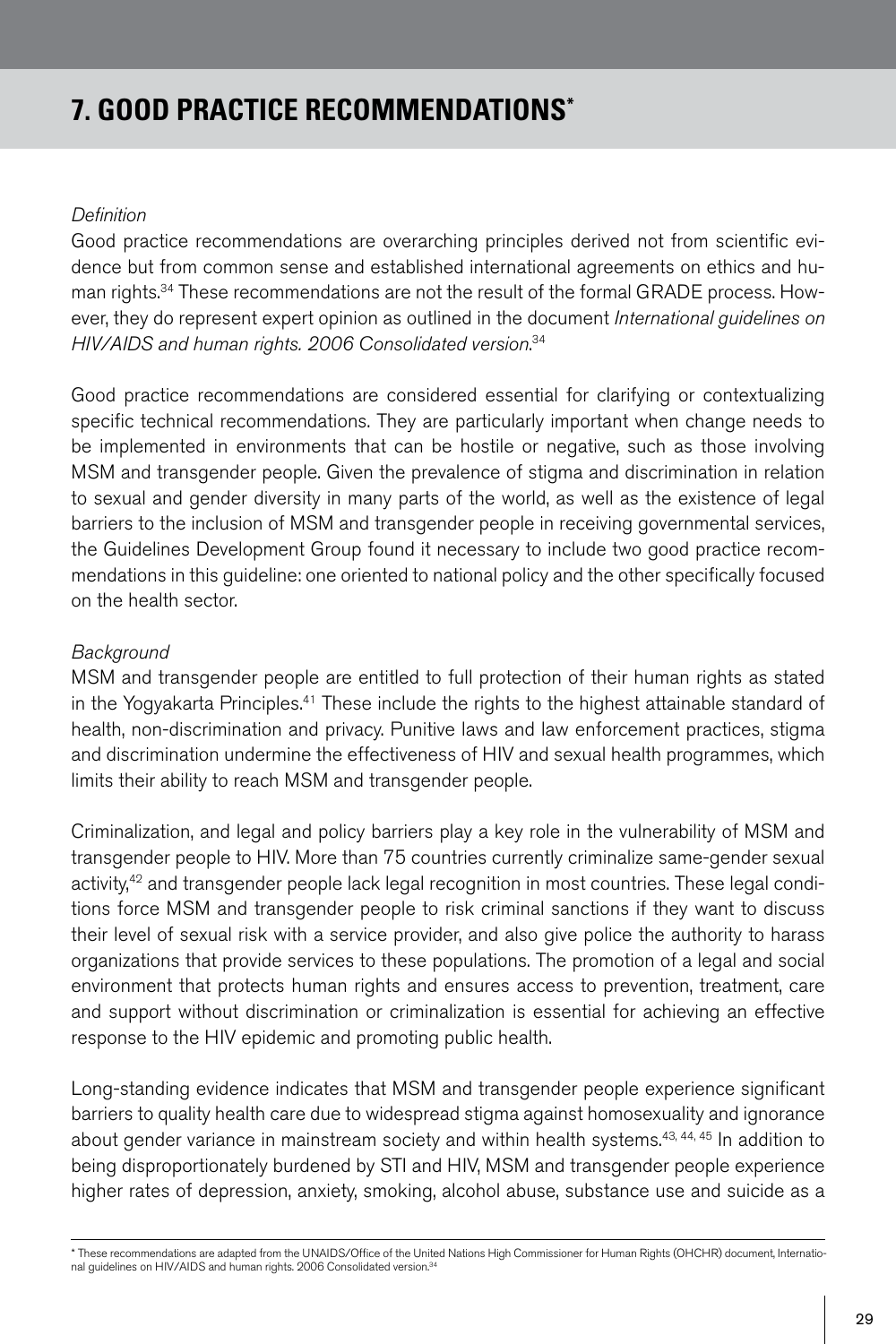# 7. GOOD PRACTICE RECOMMENDATIONS*

*Definition*

Good practice recommendations are overarching principles derived not from scientific evidence but from common sense and established international agreements on ethics and human rights.[34] These recommendations are not the result of the formal GRADE process. However, they do represent expert opinion as outlined in the document *International guidelines on HIV/AIDS and human rights. 2006 Consolidated version*.[34]

Good practice recommendations are considered essential for clarifying or contextualizing specific technical recommendations. They are particularly important when change needs to be implemented in environments that can be hostile or negative, such as those involving MSM and transgender people. Given the prevalence of stigma and discrimination in relation to sexual and gender diversity in many parts of the world, as well as the existence of legal barriers to the inclusion of MSM and transgender people in receiving governmental services, the Guidelines Development Group found it necessary to include two good practice recommendations in this guideline: one oriented to national policy and the other specifically focused on the health sector.

*Background*

MSM and transgender people are entitled to full protection of their human rights as stated in the Yogyakarta Principles.[41] These include the rights to the highest attainable standard of health, non-discrimination and privacy. Punitive laws and law enforcement practices, stigma and discrimination undermine the effectiveness of HIV and sexual health programmes, which limits their ability to reach MSM and transgender people.

Criminalization, and legal and policy barriers play a key role in the vulnerability of MSM and transgender people to HIV. More than 75 countries currently criminalize same-gender sexual activity,[42] and transgender people lack legal recognition in most countries. These legal conditions force MSM and transgender people to risk criminal sanctions if they want to discuss their level of sexual risk with a service provider, and also give police the authority to harass organizations that provide services to these populations. The promotion of a legal and social environment that protects human rights and ensures access to prevention, treatment, care and support without discrimination or criminalization is essential for achieving an effective response to the HIV epidemic and promoting public health.

Long-standing evidence indicates that MSM and transgender people experience significant barriers to quality health care due to widespread stigma against homosexuality and ignorance about gender variance in mainstream society and within health systems.[43, 44, 45] In addition to being disproportionately burdened by STI and HIV, MSM and transgender people experience higher rates of depression, anxiety, smoking, alcohol abuse, substance use and suicide as a

---

\* These recommendations are adapted from the UNAIDS/Office of the United Nations High Commissioner for Human Rights (OHCHR) document, International guidelines on HIV/AIDS and human rights. 2006 Consolidated version.[34]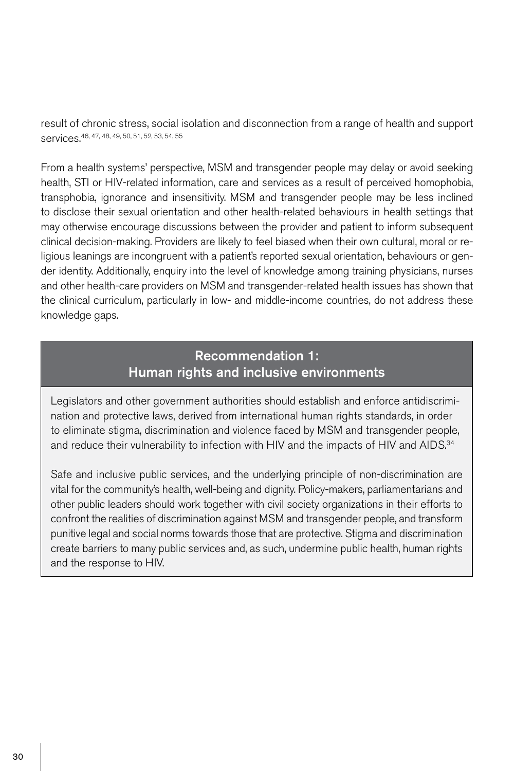result of chronic stress, social isolation and disconnection from a range of health and support services.[46, 47, 48, 49, 50, 51, 52, 53, 54, 55]

From a health systems' perspective, MSM and transgender people may delay or avoid seeking health, STI or HIV-related information, care and services as a result of perceived homophobia, transphobia, ignorance and insensitivity. MSM and transgender people may be less inclined to disclose their sexual orientation and other health-related behaviours in health settings that may otherwise encourage discussions between the provider and patient to inform subsequent clinical decision-making. Providers are likely to feel biased when their own cultural, moral or religious leanings are incongruent with a patient's reported sexual orientation, behaviours or gender identity. Additionally, enquiry into the level of knowledge among training physicians, nurses and other health-care providers on MSM and transgender-related health issues has shown that the clinical curriculum, particularly in low- and middle-income countries, do not address these knowledge gaps.

## Recommendation 1: Human rights and inclusive environments

Legislators and other government authorities should establish and enforce antidiscrimination and protective laws, derived from international human rights standards, in order to eliminate stigma, discrimination and violence faced by MSM and transgender people, and reduce their vulnerability to infection with HIV and the impacts of HIV and AIDS.[34]

Safe and inclusive public services, and the underlying principle of non-discrimination are vital for the community's health, well-being and dignity. Policy-makers, parliamentarians and other public leaders should work together with civil society organizations in their efforts to confront the realities of discrimination against MSM and transgender people, and transform punitive legal and social norms towards those that are protective. Stigma and discrimination create barriers to many public services and, as such, undermine public health, human rights and the response to HIV.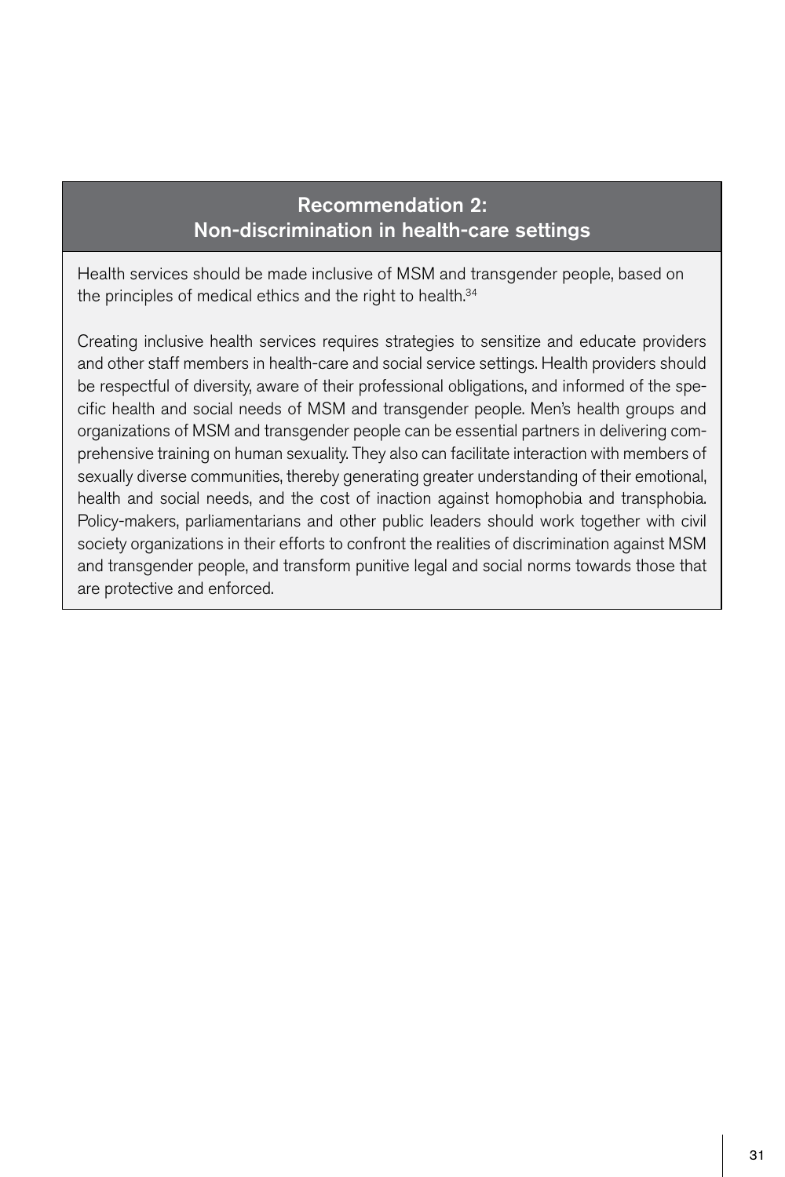## Recommendation 2: Non-discrimination in health-care settings

Health services should be made inclusive of MSM and transgender people, based on the principles of medical ethics and the right to health.[34]

Creating inclusive health services requires strategies to sensitize and educate providers and other staff members in health-care and social service settings. Health providers should be respectful of diversity, aware of their professional obligations, and informed of the specific health and social needs of MSM and transgender people. Men's health groups and organizations of MSM and transgender people can be essential partners in delivering comprehensive training on human sexuality. They also can facilitate interaction with members of sexually diverse communities, thereby generating greater understanding of their emotional, health and social needs, and the cost of inaction against homophobia and transphobia. Policy-makers, parliamentarians and other public leaders should work together with civil society organizations in their efforts to confront the realities of discrimination against MSM and transgender people, and transform punitive legal and social norms towards those that are protective and enforced.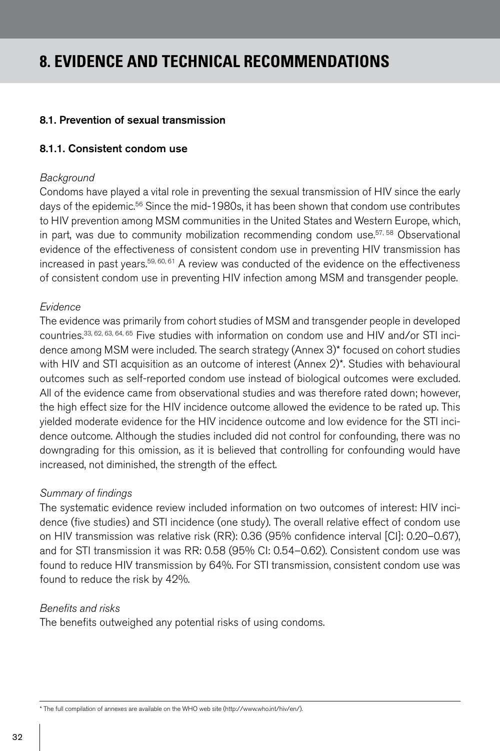# 8. EVIDENCE AND TECHNICAL RECOMMENDATIONS

## 8.1. Prevention of sexual transmission

### 8.1.1. Consistent condom use

*Background*

Condoms have played a vital role in preventing the sexual transmission of HIV since the early days of the epidemic.[56] Since the mid-1980s, it has been shown that condom use contributes to HIV prevention among MSM communities in the United States and Western Europe, which, in part, was due to community mobilization recommending condom use.[57, 58] Observational evidence of the effectiveness of consistent condom use in preventing HIV transmission has increased in past years.[59, 60, 61] A review was conducted of the evidence on the effectiveness of consistent condom use in preventing HIV infection among MSM and transgender people.

*Evidence*

The evidence was primarily from cohort studies of MSM and transgender people in developed countries.[33, 62, 63, 64, 65] Five studies with information on condom use and HIV and/or STI incidence among MSM were included. The search strategy (Annex 3)* focused on cohort studies with HIV and STI acquisition as an outcome of interest (Annex 2)*. Studies with behavioural outcomes such as self-reported condom use instead of biological outcomes were excluded. All of the evidence came from observational studies and was therefore rated down; however, the high effect size for the HIV incidence outcome allowed the evidence to be rated up. This yielded moderate evidence for the HIV incidence outcome and low evidence for the STI incidence outcome. Although the studies included did not control for confounding, there was no downgrading for this omission, as it is believed that controlling for confounding would have increased, not diminished, the strength of the effect.

*Summary of findings*

The systematic evidence review included information on two outcomes of interest: HIV incidence (five studies) and STI incidence (one study). The overall relative effect of condom use on HIV transmission was relative risk (RR): 0.36 (95% confidence interval [CI]: 0.20–0.67), and for STI transmission it was RR: 0.58 (95% CI: 0.54–0.62). Consistent condom use was found to reduce HIV transmission by 64%. For STI transmission, consistent condom use was found to reduce the risk by 42%.

*Benefits and risks*

The benefits outweighed any potential risks of using condoms.

* The full compilation of annexes are available on the WHO web site (http://www.who.int/hiv/en/).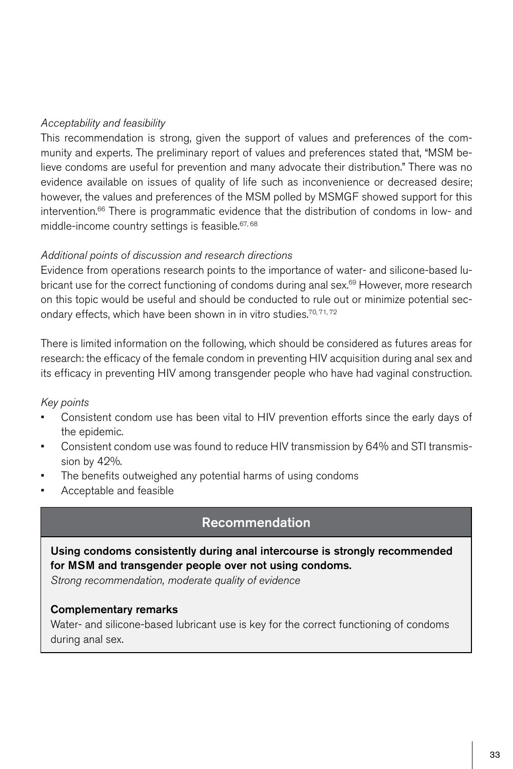*Acceptability and feasibility*

This recommendation is strong, given the support of values and preferences of the community and experts. The preliminary report of values and preferences stated that, "MSM believe condoms are useful for prevention and many advocate their distribution." There was no evidence available on issues of quality of life such as inconvenience or decreased desire; however, the values and preferences of the MSM polled by MSMGF showed support for this intervention.[66] There is programmatic evidence that the distribution of condoms in low- and middle-income country settings is feasible.[67, 68]

*Additional points of discussion and research directions*

Evidence from operations research points to the importance of water- and silicone-based lubricant use for the correct functioning of condoms during anal sex.[69] However, more research on this topic would be useful and should be conducted to rule out or minimize potential secondary effects, which have been shown in in vitro studies.[70, 71, 72]

There is limited information on the following, which should be considered as futures areas for research: the efficacy of the female condom in preventing HIV acquisition during anal sex and its efficacy in preventing HIV among transgender people who have had vaginal construction.

*Key points*

- Consistent condom use has been vital to HIV prevention efforts since the early days of the epidemic.
- Consistent condom use was found to reduce HIV transmission by 64% and STI transmission by 42%.
- The benefits outweighed any potential harms of using condoms
- Acceptable and feasible

## Recommendation

**Using condoms consistently during anal intercourse is strongly recommended for MSM and transgender people over not using condoms.**

*Strong recommendation, moderate quality of evidence*

**Complementary remarks**

Water- and silicone-based lubricant use is key for the correct functioning of condoms during anal sex.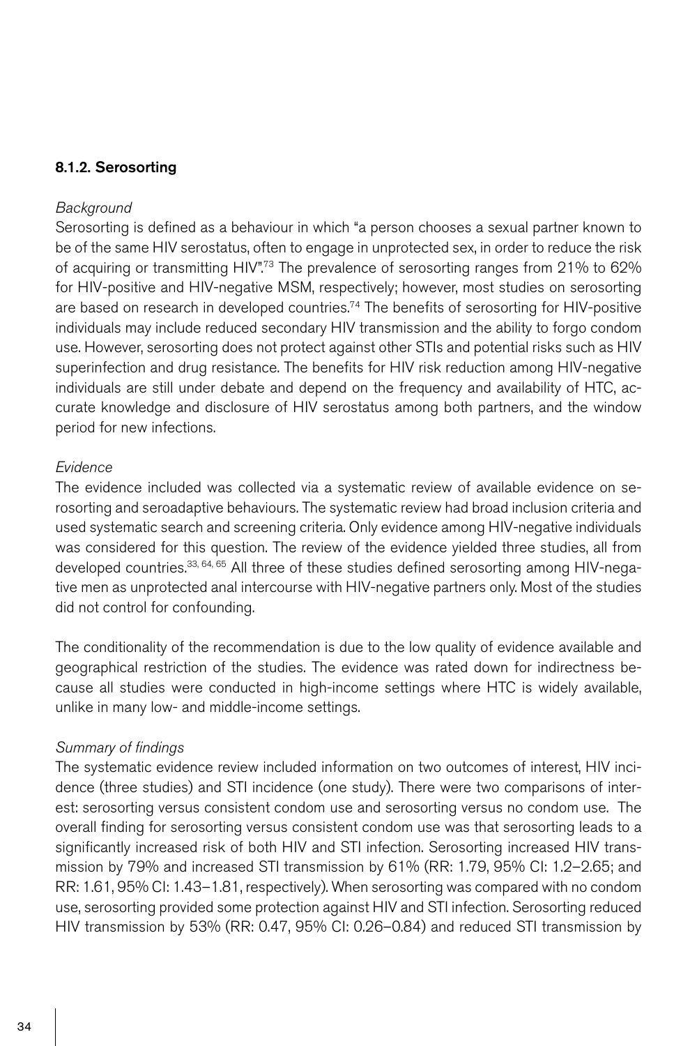### 8.1.2. Serosorting

*Background*

Serosorting is defined as a behaviour in which "a person chooses a sexual partner known to be of the same HIV serostatus, often to engage in unprotected sex, in order to reduce the risk of acquiring or transmitting HIV".[73] The prevalence of serosorting ranges from 21% to 62% for HIV-positive and HIV-negative MSM, respectively; however, most studies on serosorting are based on research in developed countries.[74] The benefits of serosorting for HIV-positive individuals may include reduced secondary HIV transmission and the ability to forgo condom use. However, serosorting does not protect against other STIs and potential risks such as HIV superinfection and drug resistance. The benefits for HIV risk reduction among HIV-negative individuals are still under debate and depend on the frequency and availability of HTC, accurate knowledge and disclosure of HIV serostatus among both partners, and the window period for new infections.

*Evidence*

The evidence included was collected via a systematic review of available evidence on serosorting and seroadaptive behaviours. The systematic review had broad inclusion criteria and used systematic search and screening criteria. Only evidence among HIV-negative individuals was considered for this question. The review of the evidence yielded three studies, all from developed countries.[33, 64, 65] All three of these studies defined serosorting among HIV-negative men as unprotected anal intercourse with HIV-negative partners only. Most of the studies did not control for confounding.

The conditionality of the recommendation is due to the low quality of evidence available and geographical restriction of the studies. The evidence was rated down for indirectness because all studies were conducted in high-income settings where HTC is widely available, unlike in many low- and middle-income settings.

*Summary of findings*

The systematic evidence review included information on two outcomes of interest, HIV incidence (three studies) and STI incidence (one study). There were two comparisons of interest: serosorting versus consistent condom use and serosorting versus no condom use. The overall finding for serosorting versus consistent condom use was that serosorting leads to a significantly increased risk of both HIV and STI infection. Serosorting increased HIV transmission by 79% and increased STI transmission by 61% (RR: 1.79, 95% CI: 1.2–2.65; and RR: 1.61, 95% CI: 1.43–1.81, respectively). When serosorting was compared with no condom use, serosorting provided some protection against HIV and STI infection. Serosorting reduced HIV transmission by 53% (RR: 0.47, 95% CI: 0.26–0.84) and reduced STI transmission by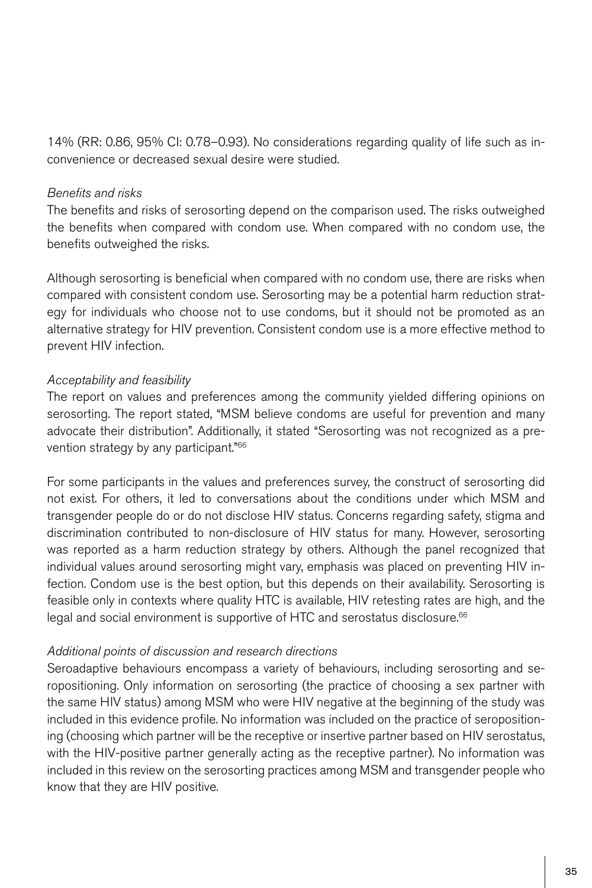14% (RR: 0.86, 95% CI: 0.78–0.93). No considerations regarding quality of life such as inconvenience or decreased sexual desire were studied.

*Benefits and risks*

The benefits and risks of serosorting depend on the comparison used. The risks outweighed the benefits when compared with condom use. When compared with no condom use, the benefits outweighed the risks.

Although serosorting is beneficial when compared with no condom use, there are risks when compared with consistent condom use. Serosorting may be a potential harm reduction strategy for individuals who choose not to use condoms, but it should not be promoted as an alternative strategy for HIV prevention. Consistent condom use is a more effective method to prevent HIV infection.

*Acceptability and feasibility*

The report on values and preferences among the community yielded differing opinions on serosorting. The report stated, "MSM believe condoms are useful for prevention and many advocate their distribution". Additionally, it stated "Serosorting was not recognized as a prevention strategy by any participant."[66]

For some participants in the values and preferences survey, the construct of serosorting did not exist. For others, it led to conversations about the conditions under which MSM and transgender people do or do not disclose HIV status. Concerns regarding safety, stigma and discrimination contributed to non-disclosure of HIV status for many. However, serosorting was reported as a harm reduction strategy by others. Although the panel recognized that individual values around serosorting might vary, emphasis was placed on preventing HIV infection. Condom use is the best option, but this depends on their availability. Serosorting is feasible only in contexts where quality HTC is available, HIV retesting rates are high, and the legal and social environment is supportive of HTC and serostatus disclosure.[66]

*Additional points of discussion and research directions*

Seroadaptive behaviours encompass a variety of behaviours, including serosorting and seropositioning. Only information on serosorting (the practice of choosing a sex partner with the same HIV status) among MSM who were HIV negative at the beginning of the study was included in this evidence profile. No information was included on the practice of seropositioning (choosing which partner will be the receptive or insertive partner based on HIV serostatus, with the HIV-positive partner generally acting as the receptive partner). No information was included in this review on the serosorting practices among MSM and transgender people who know that they are HIV positive.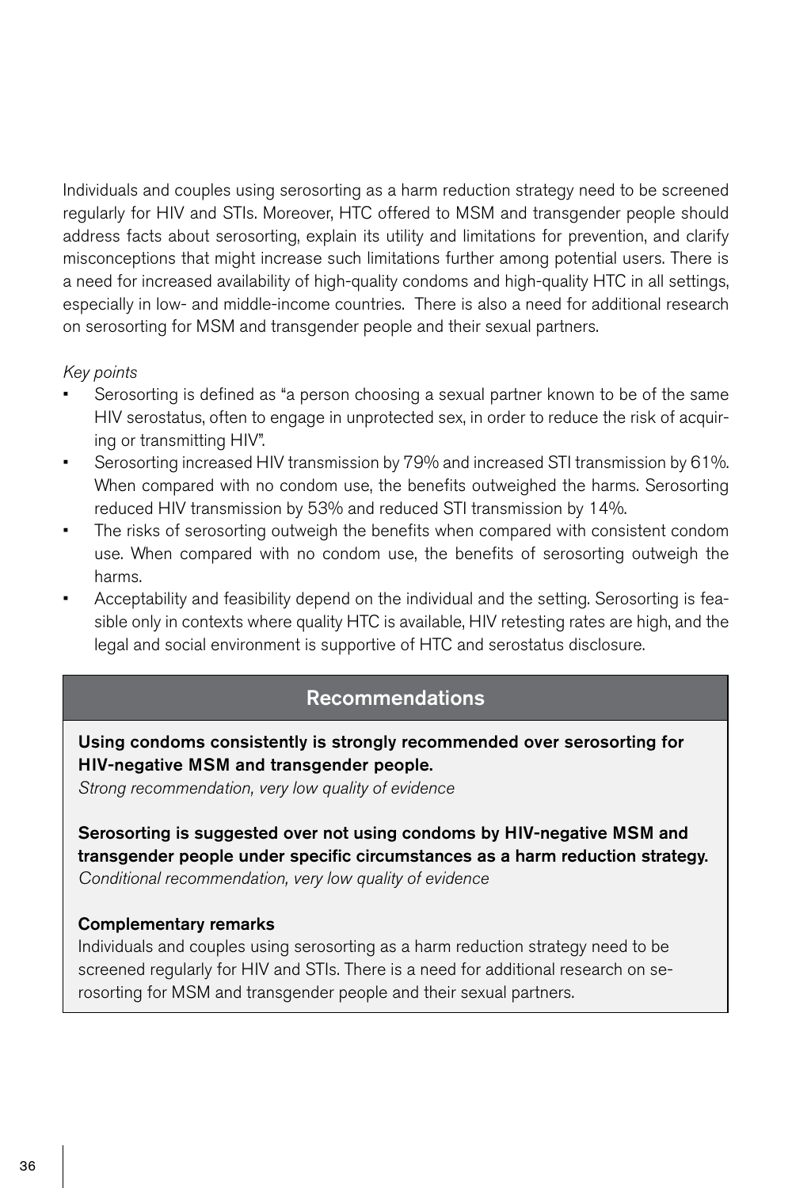Individuals and couples using serosorting as a harm reduction strategy need to be screened regularly for HIV and STIs. Moreover, HTC offered to MSM and transgender people should address facts about serosorting, explain its utility and limitations for prevention, and clarify misconceptions that might increase such limitations further among potential users. There is a need for increased availability of high-quality condoms and high-quality HTC in all settings, especially in low- and middle-income countries. There is also a need for additional research on serosorting for MSM and transgender people and their sexual partners.

*Key points*

- Serosorting is defined as "a person choosing a sexual partner known to be of the same HIV serostatus, often to engage in unprotected sex, in order to reduce the risk of acquiring or transmitting HIV".
- Serosorting increased HIV transmission by 79% and increased STI transmission by 61%. When compared with no condom use, the benefits outweighed the harms. Serosorting reduced HIV transmission by 53% and reduced STI transmission by 14%.
- The risks of serosorting outweigh the benefits when compared with consistent condom use. When compared with no condom use, the benefits of serosorting outweigh the harms.
- Acceptability and feasibility depend on the individual and the setting. Serosorting is feasible only in contexts where quality HTC is available, HIV retesting rates are high, and the legal and social environment is supportive of HTC and serostatus disclosure.

## Recommendations

**Using condoms consistently is strongly recommended over serosorting for HIV-negative MSM and transgender people.**
*Strong recommendation, very low quality of evidence*

**Serosorting is suggested over not using condoms by HIV-negative MSM and transgender people under specific circumstances as a harm reduction strategy.**
*Conditional recommendation, very low quality of evidence*

**Complementary remarks**

Individuals and couples using serosorting as a harm reduction strategy need to be screened regularly for HIV and STIs. There is a need for additional research on serosorting for MSM and transgender people and their sexual partners.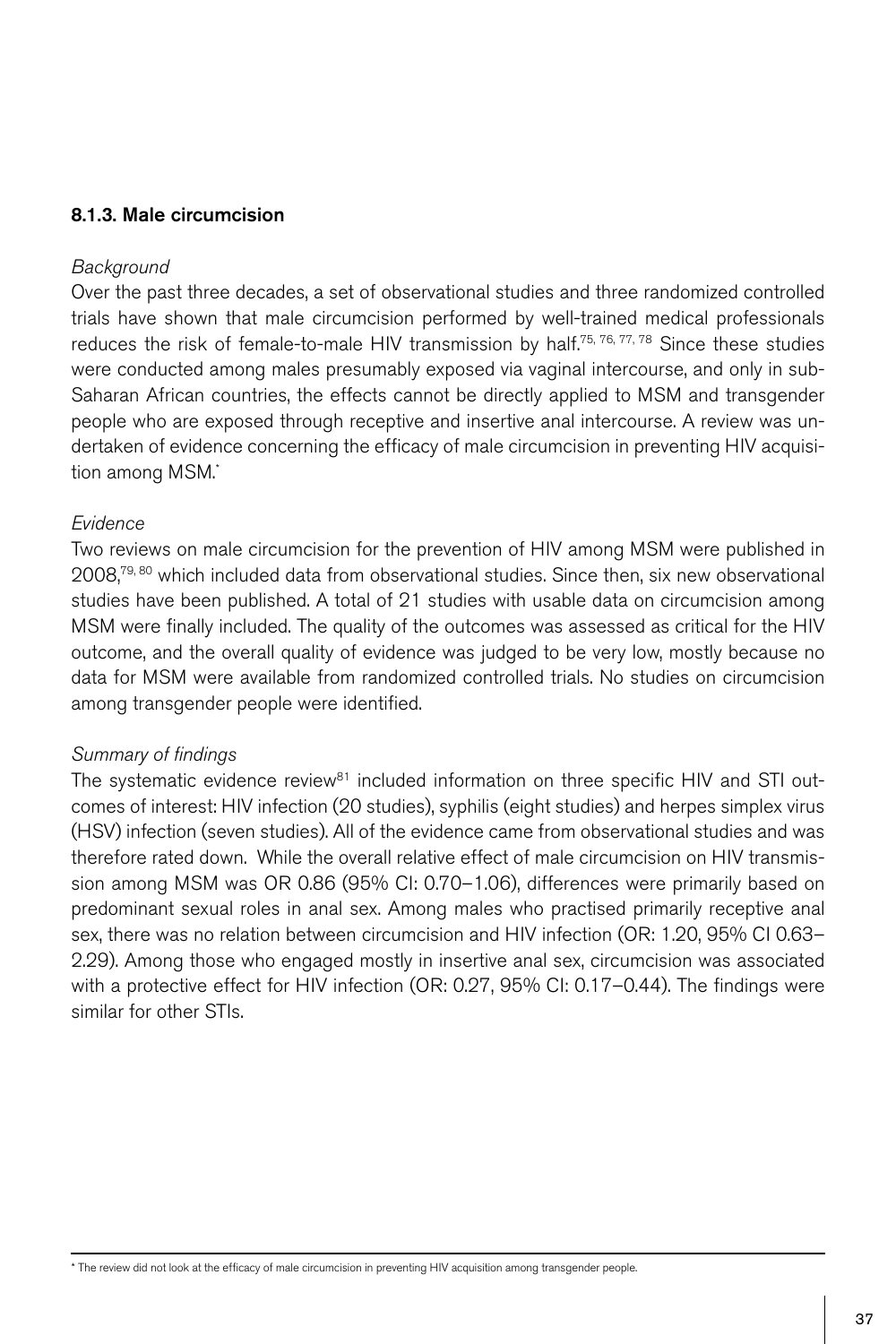### 8.1.3. Male circumcision

*Background*

Over the past three decades, a set of observational studies and three randomized controlled trials have shown that male circumcision performed by well-trained medical professionals reduces the risk of female-to-male HIV transmission by half.[75, 76, 77, 78] Since these studies were conducted among males presumably exposed via vaginal intercourse, and only in sub-Saharan African countries, the effects cannot be directly applied to MSM and transgender people who are exposed through receptive and insertive anal intercourse. A review was undertaken of evidence concerning the efficacy of male circumcision in preventing HIV acquisition among MSM.*

*Evidence*

Two reviews on male circumcision for the prevention of HIV among MSM were published in 2008,[79, 80] which included data from observational studies. Since then, six new observational studies have been published. A total of 21 studies with usable data on circumcision among MSM were finally included. The quality of the outcomes was assessed as critical for the HIV outcome, and the overall quality of evidence was judged to be very low, mostly because no data for MSM were available from randomized controlled trials. No studies on circumcision among transgender people were identified.

*Summary of findings*

The systematic evidence review[81] included information on three specific HIV and STI outcomes of interest: HIV infection (20 studies), syphilis (eight studies) and herpes simplex virus (HSV) infection (seven studies). All of the evidence came from observational studies and was therefore rated down. While the overall relative effect of male circumcision on HIV transmission among MSM was OR 0.86 (95% CI: 0.70–1.06), differences were primarily based on predominant sexual roles in anal sex. Among males who practised primarily receptive anal sex, there was no relation between circumcision and HIV infection (OR: 1.20, 95% CI 0.63–2.29). Among those who engaged mostly in insertive anal sex, circumcision was associated with a protective effect for HIV infection (OR: 0.27, 95% CI: 0.17–0.44). The findings were similar for other STIs.

---

* The review did not look at the efficacy of male circumcision in preventing HIV acquisition among transgender people.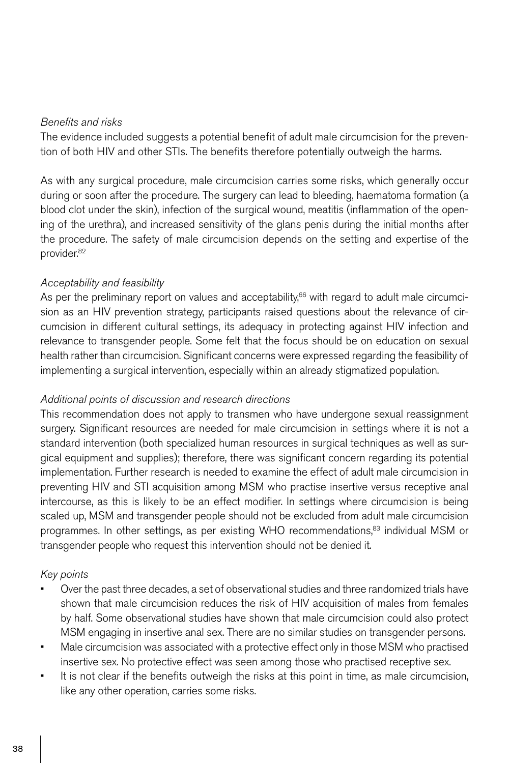*Benefits and risks*

The evidence included suggests a potential benefit of adult male circumcision for the prevention of both HIV and other STIs. The benefits therefore potentially outweigh the harms.

As with any surgical procedure, male circumcision carries some risks, which generally occur during or soon after the procedure. The surgery can lead to bleeding, haematoma formation (a blood clot under the skin), infection of the surgical wound, meatitis (inflammation of the opening of the urethra), and increased sensitivity of the glans penis during the initial months after the procedure. The safety of male circumcision depends on the setting and expertise of the provider.[82]

*Acceptability and feasibility*

As per the preliminary report on values and acceptability,[66] with regard to adult male circumcision as an HIV prevention strategy, participants raised questions about the relevance of circumcision in different cultural settings, its adequacy in protecting against HIV infection and relevance to transgender people. Some felt that the focus should be on education on sexual health rather than circumcision. Significant concerns were expressed regarding the feasibility of implementing a surgical intervention, especially within an already stigmatized population.

*Additional points of discussion and research directions*

This recommendation does not apply to transmen who have undergone sexual reassignment surgery. Significant resources are needed for male circumcision in settings where it is not a standard intervention (both specialized human resources in surgical techniques as well as surgical equipment and supplies); therefore, there was significant concern regarding its potential implementation. Further research is needed to examine the effect of adult male circumcision in preventing HIV and STI acquisition among MSM who practise insertive versus receptive anal intercourse, as this is likely to be an effect modifier. In settings where circumcision is being scaled up, MSM and transgender people should not be excluded from adult male circumcision programmes. In other settings, as per existing WHO recommendations,[83] individual MSM or transgender people who request this intervention should not be denied it.

*Key points*

- Over the past three decades, a set of observational studies and three randomized trials have shown that male circumcision reduces the risk of HIV acquisition of males from females by half. Some observational studies have shown that male circumcision could also protect MSM engaging in insertive anal sex. There are no similar studies on transgender persons.
- Male circumcision was associated with a protective effect only in those MSM who practised insertive sex. No protective effect was seen among those who practised receptive sex.
- It is not clear if the benefits outweigh the risks at this point in time, as male circumcision, like any other operation, carries some risks.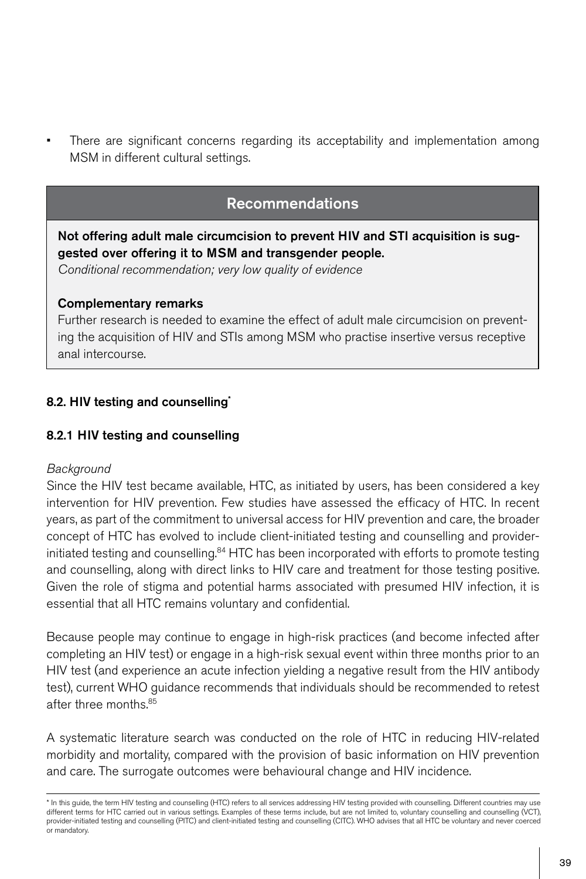- There are significant concerns regarding its acceptability and implementation among MSM in different cultural settings.

## Recommendations

**Not offering adult male circumcision to prevent HIV and STI acquisition is suggested over offering it to MSM and transgender people.**
*Conditional recommendation; very low quality of evidence*

**Complementary remarks**
Further research is needed to examine the effect of adult male circumcision on preventing the acquisition of HIV and STIs among MSM who practise insertive versus receptive anal intercourse.

### 8.2. HIV testing and counselling*

#### 8.2.1 HIV testing and counselling

*Background*
Since the HIV test became available, HTC, as initiated by users, has been considered a key intervention for HIV prevention. Few studies have assessed the efficacy of HTC. In recent years, as part of the commitment to universal access for HIV prevention and care, the broader concept of HTC has evolved to include client-initiated testing and counselling and provider-initiated testing and counselling.[84] HTC has been incorporated with efforts to promote testing and counselling, along with direct links to HIV care and treatment for those testing positive. Given the role of stigma and potential harms associated with presumed HIV infection, it is essential that all HTC remains voluntary and confidential.

Because people may continue to engage in high-risk practices (and become infected after completing an HIV test) or engage in a high-risk sexual event within three months prior to an HIV test (and experience an acute infection yielding a negative result from the HIV antibody test), current WHO guidance recommends that individuals should be recommended to retest after three months.[85]

A systematic literature search was conducted on the role of HTC in reducing HIV-related morbidity and mortality, compared with the provision of basic information on HIV prevention and care. The surrogate outcomes were behavioural change and HIV incidence.

---

* In this guide, the term HIV testing and counselling (HTC) refers to all services addressing HIV testing provided with counselling. Different countries may use different terms for HTC carried out in various settings. Examples of these terms include, but are not limited to, voluntary counselling and counselling (VCT), provider-initiated testing and counselling (PITC) and client-initiated testing and counselling (CITC). WHO advises that all HTC be voluntary and never coerced or mandatory.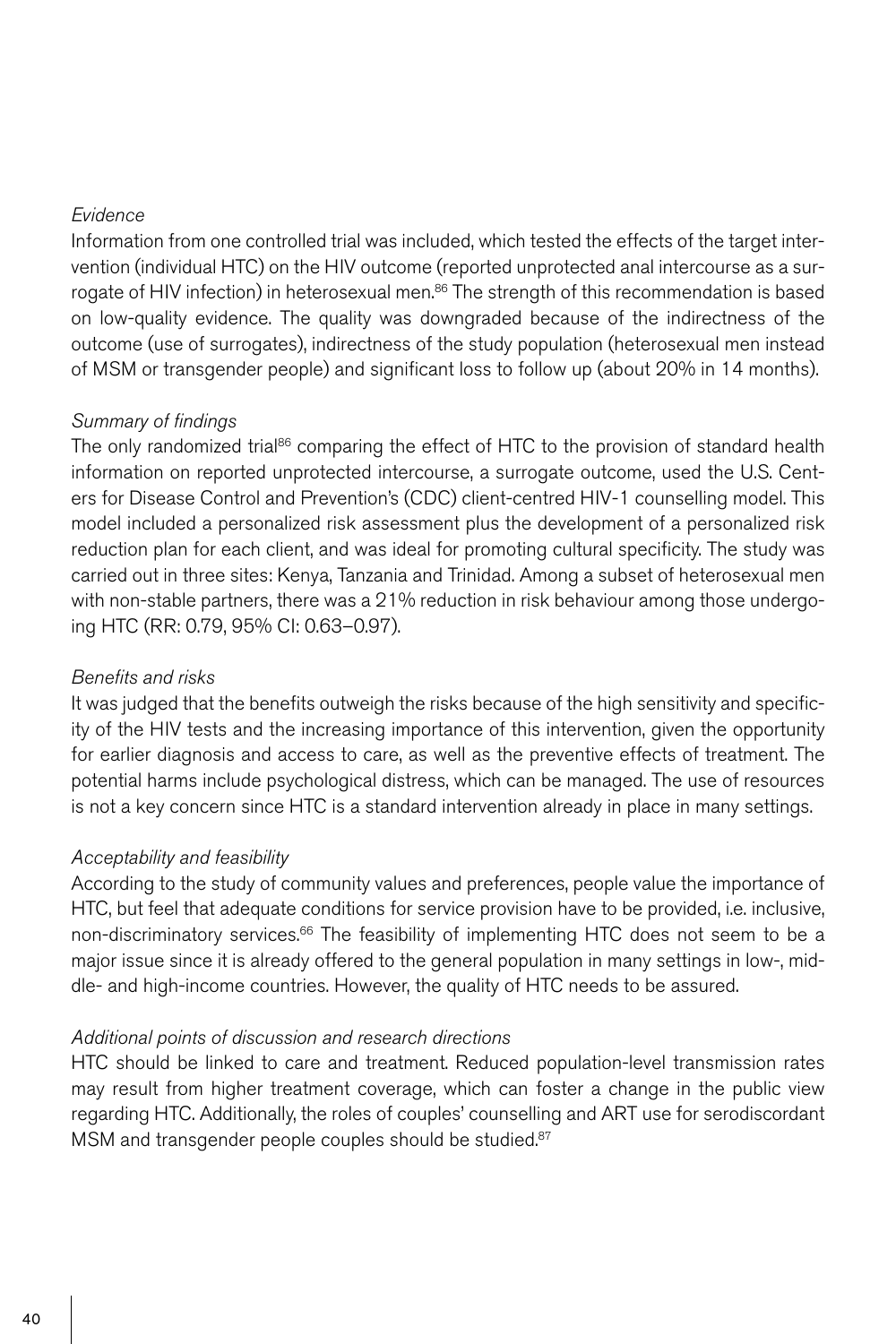*Evidence*

Information from one controlled trial was included, which tested the effects of the target intervention (individual HTC) on the HIV outcome (reported unprotected anal intercourse as a surrogate of HIV infection) in heterosexual men.[86] The strength of this recommendation is based on low-quality evidence. The quality was downgraded because of the indirectness of the outcome (use of surrogates), indirectness of the study population (heterosexual men instead of MSM or transgender people) and significant loss to follow up (about 20% in 14 months).

*Summary of findings*

The only randomized trial[86] comparing the effect of HTC to the provision of standard health information on reported unprotected intercourse, a surrogate outcome, used the U.S. Centers for Disease Control and Prevention's (CDC) client-centred HIV-1 counselling model. This model included a personalized risk assessment plus the development of a personalized risk reduction plan for each client, and was ideal for promoting cultural specificity. The study was carried out in three sites: Kenya, Tanzania and Trinidad. Among a subset of heterosexual men with non-stable partners, there was a 21% reduction in risk behaviour among those undergoing HTC (RR: 0.79, 95% CI: 0.63–0.97).

*Benefits and risks*

It was judged that the benefits outweigh the risks because of the high sensitivity and specificity of the HIV tests and the increasing importance of this intervention, given the opportunity for earlier diagnosis and access to care, as well as the preventive effects of treatment. The potential harms include psychological distress, which can be managed. The use of resources is not a key concern since HTC is a standard intervention already in place in many settings.

*Acceptability and feasibility*

According to the study of community values and preferences, people value the importance of HTC, but feel that adequate conditions for service provision have to be provided, i.e. inclusive, non-discriminatory services.[66] The feasibility of implementing HTC does not seem to be a major issue since it is already offered to the general population in many settings in low-, middle- and high-income countries. However, the quality of HTC needs to be assured.

*Additional points of discussion and research directions*

HTC should be linked to care and treatment. Reduced population-level transmission rates may result from higher treatment coverage, which can foster a change in the public view regarding HTC. Additionally, the roles of couples' counselling and ART use for serodiscordant MSM and transgender people couples should be studied.[87]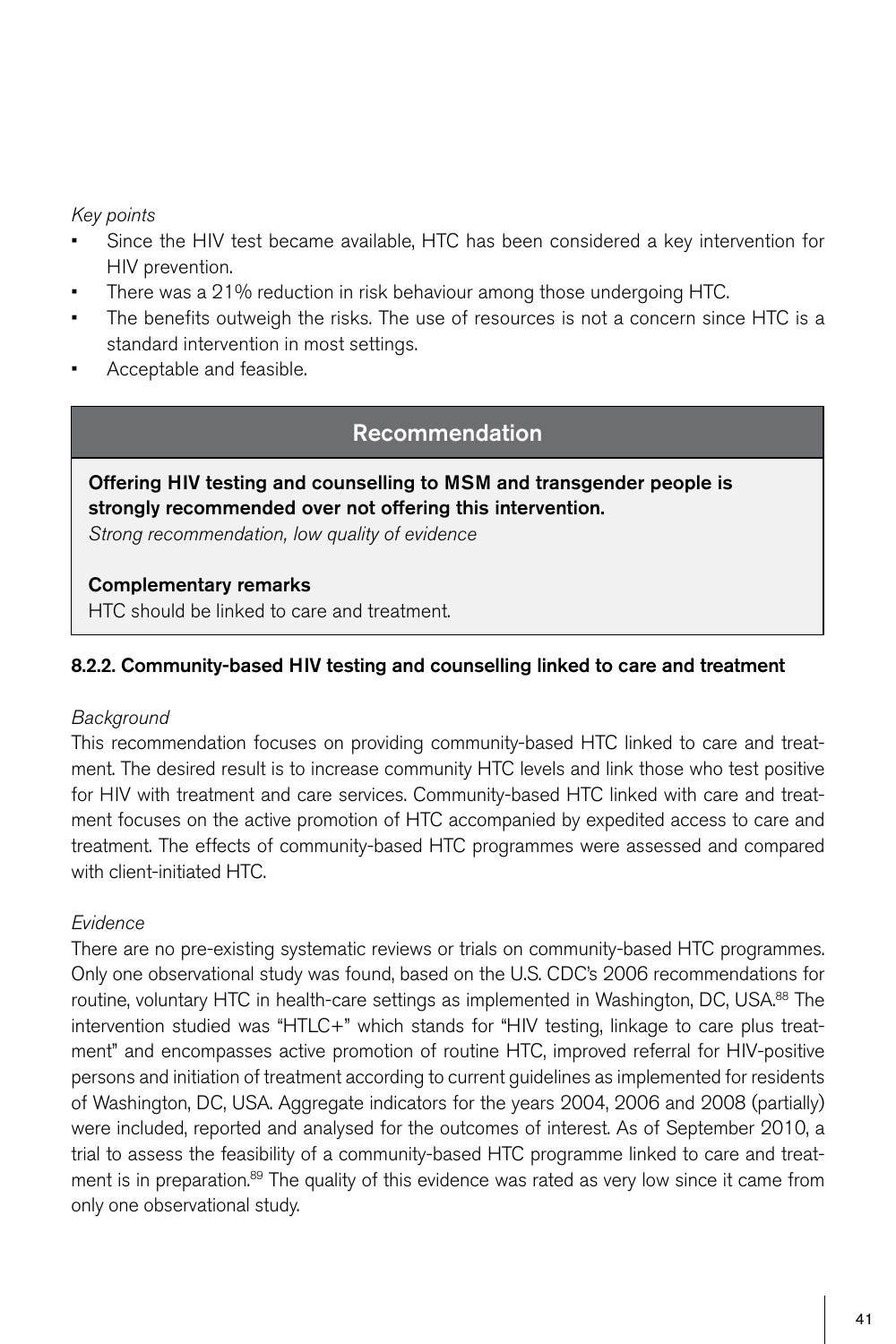*Key points*

- Since the HIV test became available, HTC has been considered a key intervention for HIV prevention.
- There was a 21% reduction in risk behaviour among those undergoing HTC.
- The benefits outweigh the risks. The use of resources is not a concern since HTC is a standard intervention in most settings.
- Acceptable and feasible.

> **Recommendation**
>
> **Offering HIV testing and counselling to MSM and transgender people is strongly recommended over not offering this intervention.**
> *Strong recommendation, low quality of evidence*
>
> **Complementary remarks**
> HTC should be linked to care and treatment.

#### 8.2.2. Community-based HIV testing and counselling linked to care and treatment

*Background*

This recommendation focuses on providing community-based HTC linked to care and treatment. The desired result is to increase community HTC levels and link those who test positive for HIV with treatment and care services. Community-based HTC linked with care and treatment focuses on the active promotion of HTC accompanied by expedited access to care and treatment. The effects of community-based HTC programmes were assessed and compared with client-initiated HTC.

*Evidence*

There are no pre-existing systematic reviews or trials on community-based HTC programmes. Only one observational study was found, based on the U.S. CDC's 2006 recommendations for routine, voluntary HTC in health-care settings as implemented in Washington, DC, USA.[88] The intervention studied was "HTLC+" which stands for "HIV testing, linkage to care plus treatment" and encompasses active promotion of routine HTC, improved referral for HIV-positive persons and initiation of treatment according to current guidelines as implemented for residents of Washington, DC, USA. Aggregate indicators for the years 2004, 2006 and 2008 (partially) were included, reported and analysed for the outcomes of interest. As of September 2010, a trial to assess the feasibility of a community-based HTC programme linked to care and treatment is in preparation.[89] The quality of this evidence was rated as very low since it came from only one observational study.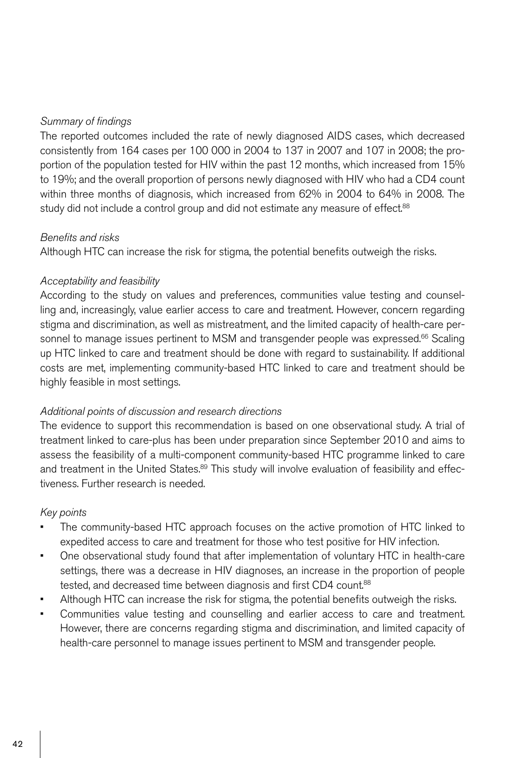*Summary of findings*

The reported outcomes included the rate of newly diagnosed AIDS cases, which decreased consistently from 164 cases per 100 000 in 2004 to 137 in 2007 and 107 in 2008; the proportion of the population tested for HIV within the past 12 months, which increased from 15% to 19%; and the overall proportion of persons newly diagnosed with HIV who had a CD4 count within three months of diagnosis, which increased from 62% in 2004 to 64% in 2008. The study did not include a control group and did not estimate any measure of effect.[88]

*Benefits and risks*

Although HTC can increase the risk for stigma, the potential benefits outweigh the risks.

*Acceptability and feasibility*

According to the study on values and preferences, communities value testing and counselling and, increasingly, value earlier access to care and treatment. However, concern regarding stigma and discrimination, as well as mistreatment, and the limited capacity of health-care personnel to manage issues pertinent to MSM and transgender people was expressed.[66] Scaling up HTC linked to care and treatment should be done with regard to sustainability. If additional costs are met, implementing community-based HTC linked to care and treatment should be highly feasible in most settings.

*Additional points of discussion and research directions*

The evidence to support this recommendation is based on one observational study. A trial of treatment linked to care-plus has been under preparation since September 2010 and aims to assess the feasibility of a multi-component community-based HTC programme linked to care and treatment in the United States.[89] This study will involve evaluation of feasibility and effectiveness. Further research is needed.

*Key points*

- The community-based HTC approach focuses on the active promotion of HTC linked to expedited access to care and treatment for those who test positive for HIV infection.
- One observational study found that after implementation of voluntary HTC in health-care settings, there was a decrease in HIV diagnoses, an increase in the proportion of people tested, and decreased time between diagnosis and first CD4 count.[88]
- Although HTC can increase the risk for stigma, the potential benefits outweigh the risks.
- Communities value testing and counselling and earlier access to care and treatment. However, there are concerns regarding stigma and discrimination, and limited capacity of health-care personnel to manage issues pertinent to MSM and transgender people.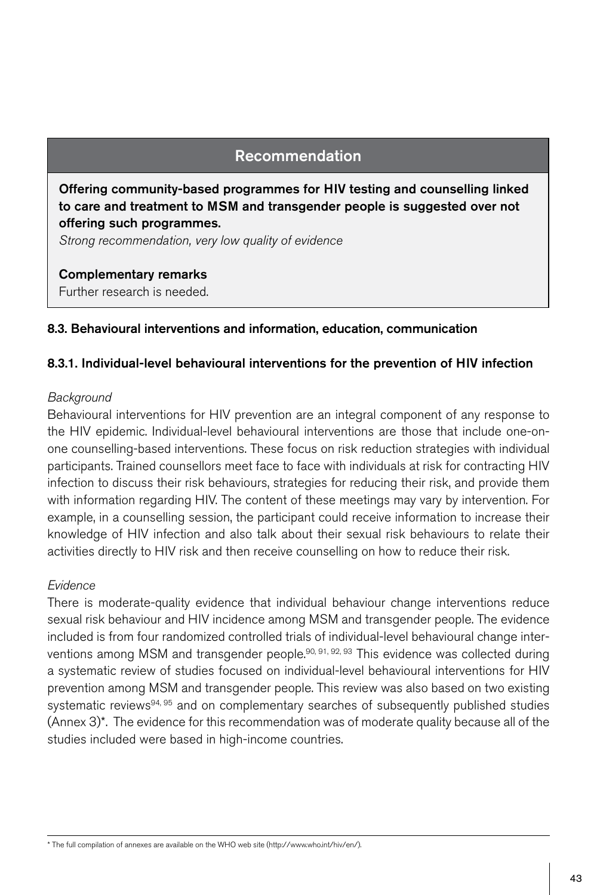## Recommendation

**Offering community-based programmes for HIV testing and counselling linked to care and treatment to MSM and transgender people is suggested over not offering such programmes.**

*Strong recommendation, very low quality of evidence*

**Complementary remarks**

Further research is needed.

### 8.3. Behavioural interventions and information, education, communication

#### 8.3.1. Individual-level behavioural interventions for the prevention of HIV infection

*Background*

Behavioural interventions for HIV prevention are an integral component of any response to the HIV epidemic. Individual-level behavioural interventions are those that include one-on-one counselling-based interventions. These focus on risk reduction strategies with individual participants. Trained counsellors meet face to face with individuals at risk for contracting HIV infection to discuss their risk behaviours, strategies for reducing their risk, and provide them with information regarding HIV. The content of these meetings may vary by intervention. For example, in a counselling session, the participant could receive information to increase their knowledge of HIV infection and also talk about their sexual risk behaviours to relate their activities directly to HIV risk and then receive counselling on how to reduce their risk.

*Evidence*

There is moderate-quality evidence that individual behaviour change interventions reduce sexual risk behaviour and HIV incidence among MSM and transgender people. The evidence included is from four randomized controlled trials of individual-level behavioural change interventions among MSM and transgender people.[90, 91, 92, 93] This evidence was collected during a systematic review of studies focused on individual-level behavioural interventions for HIV prevention among MSM and transgender people. This review was also based on two existing systematic reviews[94, 95] and on complementary searches of subsequently published studies (Annex 3)*. The evidence for this recommendation was of moderate quality because all of the studies included were based in high-income countries.

---

* The full compilation of annexes are available on the WHO web site (http://www.who.int/hiv/en/).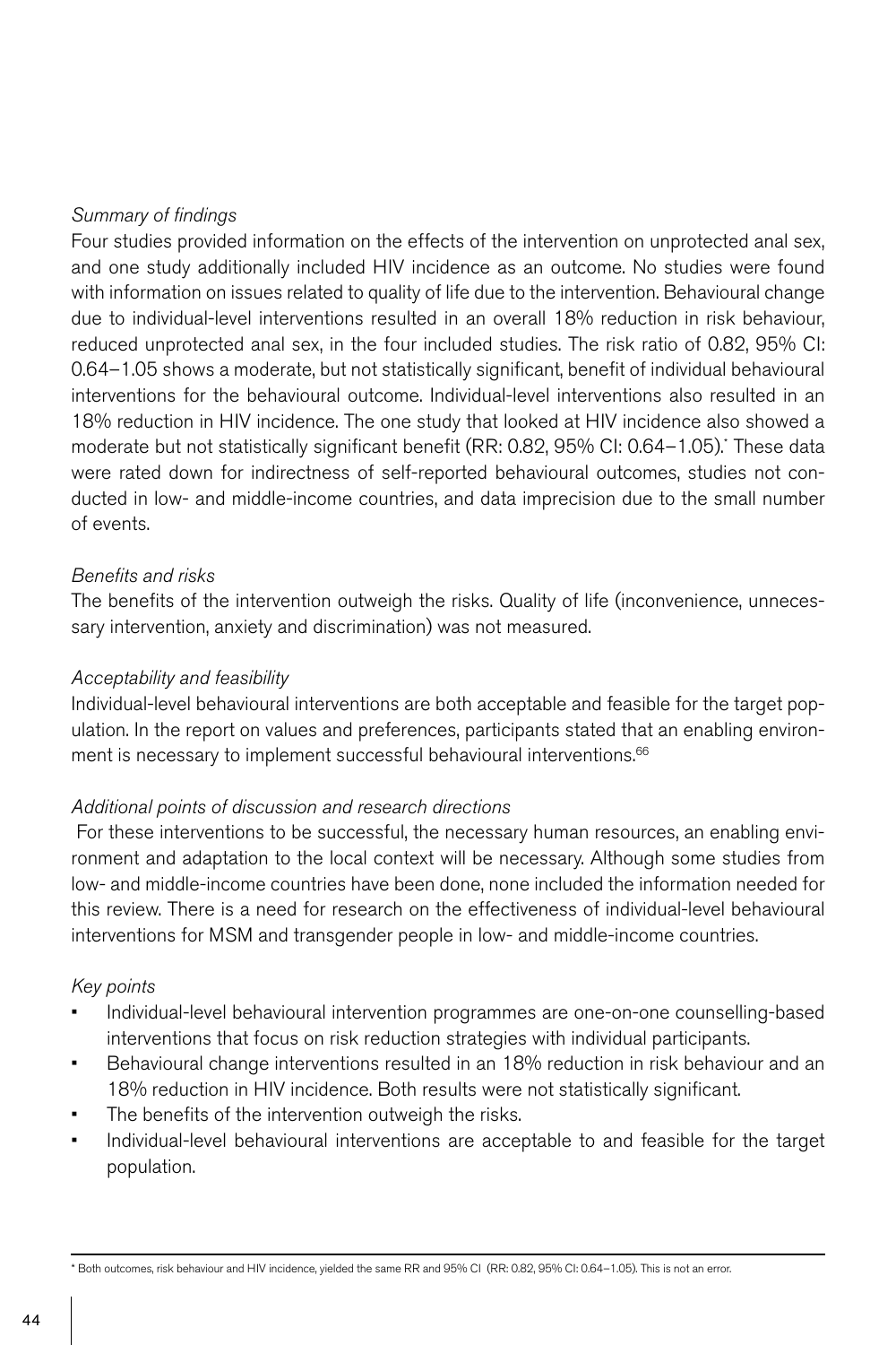*Summary of findings*

Four studies provided information on the effects of the intervention on unprotected anal sex, and one study additionally included HIV incidence as an outcome. No studies were found with information on issues related to quality of life due to the intervention. Behavioural change due to individual-level interventions resulted in an overall 18% reduction in risk behaviour, reduced unprotected anal sex, in the four included studies. The risk ratio of 0.82, 95% CI: 0.64–1.05 shows a moderate, but not statistically significant, benefit of individual behavioural interventions for the behavioural outcome. Individual-level interventions also resulted in an 18% reduction in HIV incidence. The one study that looked at HIV incidence also showed a moderate but not statistically significant benefit (RR: 0.82, 95% CI: 0.64–1.05).* These data were rated down for indirectness of self-reported behavioural outcomes, studies not conducted in low- and middle-income countries, and data imprecision due to the small number of events.

*Benefits and risks*

The benefits of the intervention outweigh the risks. Quality of life (inconvenience, unnecessary intervention, anxiety and discrimination) was not measured.

*Acceptability and feasibility*

Individual-level behavioural interventions are both acceptable and feasible for the target population. In the report on values and preferences, participants stated that an enabling environment is necessary to implement successful behavioural interventions.[66]

*Additional points of discussion and research directions*

For these interventions to be successful, the necessary human resources, an enabling environment and adaptation to the local context will be necessary. Although some studies from low- and middle-income countries have been done, none included the information needed for this review. There is a need for research on the effectiveness of individual-level behavioural interventions for MSM and transgender people in low- and middle-income countries.

*Key points*

- Individual-level behavioural intervention programmes are one-on-one counselling-based interventions that focus on risk reduction strategies with individual participants.
- Behavioural change interventions resulted in an 18% reduction in risk behaviour and an 18% reduction in HIV incidence. Both results were not statistically significant.
- The benefits of the intervention outweigh the risks.
- Individual-level behavioural interventions are acceptable to and feasible for the target population.

---

* Both outcomes, risk behaviour and HIV incidence, yielded the same RR and 95% CI (RR: 0.82, 95% CI: 0.64–1.05). This is not an error.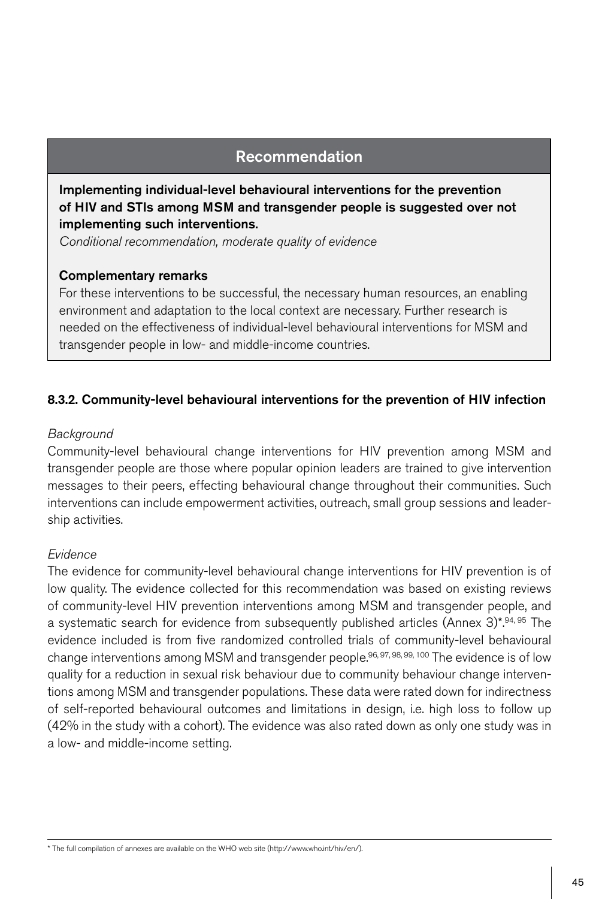## Recommendation

**Implementing individual-level behavioural interventions for the prevention of HIV and STIs among MSM and transgender people is suggested over not implementing such interventions.**

*Conditional recommendation, moderate quality of evidence*

**Complementary remarks**

For these interventions to be successful, the necessary human resources, an enabling environment and adaptation to the local context are necessary. Further research is needed on the effectiveness of individual-level behavioural interventions for MSM and transgender people in low- and middle-income countries.

### 8.3.2. Community-level behavioural interventions for the prevention of HIV infection

*Background*

Community-level behavioural change interventions for HIV prevention among MSM and transgender people are those where popular opinion leaders are trained to give intervention messages to their peers, effecting behavioural change throughout their communities. Such interventions can include empowerment activities, outreach, small group sessions and leadership activities.

*Evidence*

The evidence for community-level behavioural change interventions for HIV prevention is of low quality. The evidence collected for this recommendation was based on existing reviews of community-level HIV prevention interventions among MSM and transgender people, and a systematic search for evidence from subsequently published articles (Annex 3)*.[94, 95] The evidence included is from five randomized controlled trials of community-level behavioural change interventions among MSM and transgender people.[96, 97, 98, 99, 100] The evidence is of low quality for a reduction in sexual risk behaviour due to community behaviour change interventions among MSM and transgender populations. These data were rated down for indirectness of self-reported behavioural outcomes and limitations in design, i.e. high loss to follow up (42% in the study with a cohort). The evidence was also rated down as only one study was in a low- and middle-income setting.

* The full compilation of annexes are available on the WHO web site (http://www.who.int/hiv/en/).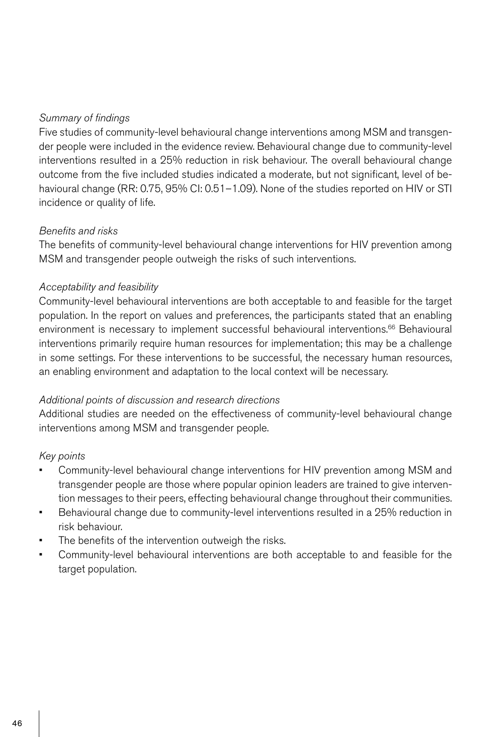*Summary of findings*

Five studies of community-level behavioural change interventions among MSM and transgender people were included in the evidence review. Behavioural change due to community-level interventions resulted in a 25% reduction in risk behaviour. The overall behavioural change outcome from the five included studies indicated a moderate, but not significant, level of behaviour change (RR: 0.75, 95% CI: 0.51–1.09). None of the studies reported on HIV or STI incidence or quality of life.

*Benefits and risks*

The benefits of community-level behavioural change interventions for HIV prevention among MSM and transgender people outweigh the risks of such interventions.

*Acceptability and feasibility*

Community-level behavioural interventions are both acceptable to and feasible for the target population. In the report on values and preferences, the participants stated that an enabling environment is necessary to implement successful behavioural interventions.[66] Behavioural interventions primarily require human resources for implementation; this may be a challenge in some settings. For these interventions to be successful, the necessary human resources, an enabling environment and adaptation to the local context will be necessary.

*Additional points of discussion and research directions*

Additional studies are needed on the effectiveness of community-level behavioural change interventions among MSM and transgender people.

*Key points*

- Community-level behavioural change interventions for HIV prevention among MSM and transgender people are those where popular opinion leaders are trained to give intervention messages to their peers, effecting behavioural change throughout their communities.
- Behavioural change due to community-level interventions resulted in a 25% reduction in risk behaviour.
- The benefits of the intervention outweigh the risks.
- Community-level behavioural interventions are both acceptable to and feasible for the target population.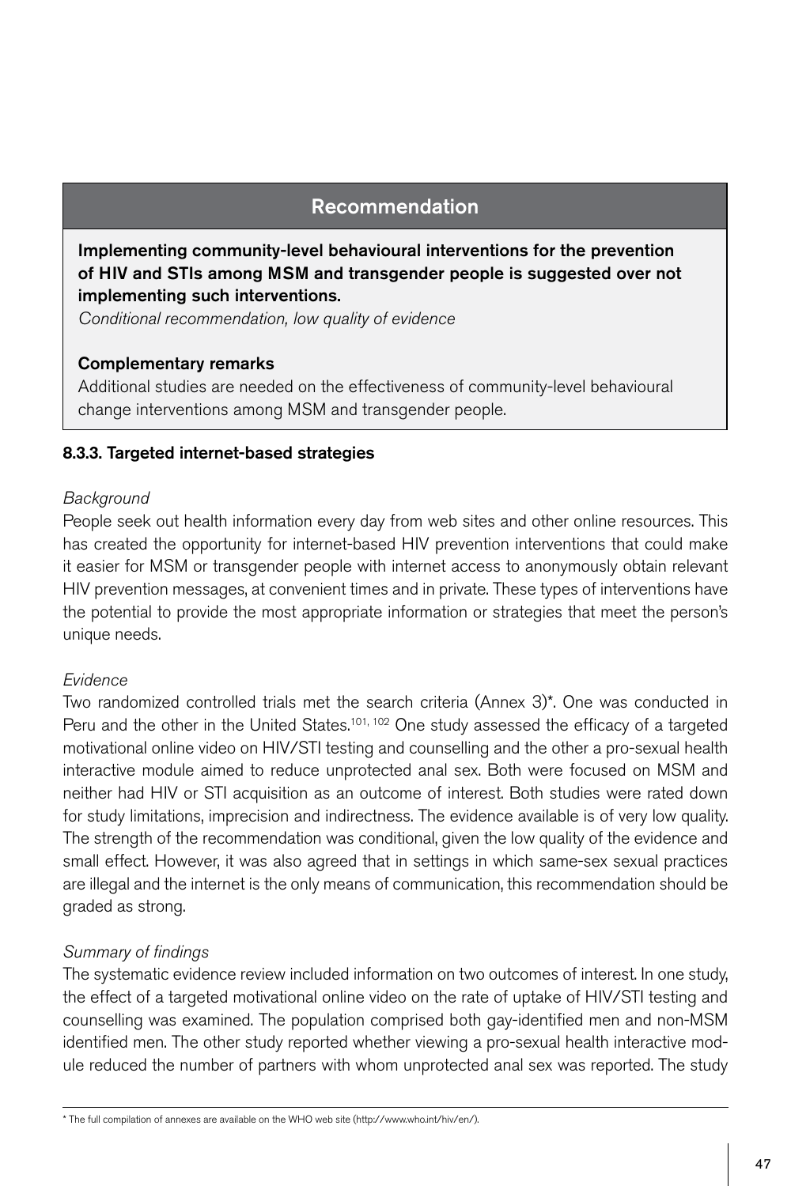## Recommendation

**Implementing community-level behavioural interventions for the prevention of HIV and STIs among MSM and transgender people is suggested over not implementing such interventions.**
*Conditional recommendation, low quality of evidence*

**Complementary remarks**
Additional studies are needed on the effectiveness of community-level behavioural change interventions among MSM and transgender people.

### 8.3.3. Targeted internet-based strategies

*Background*

People seek out health information every day from web sites and other online resources. This has created the opportunity for internet-based HIV prevention interventions that could make it easier for MSM or transgender people with internet access to anonymously obtain relevant HIV prevention messages, at convenient times and in private. These types of interventions have the potential to provide the most appropriate information or strategies that meet the person's unique needs.

*Evidence*

Two randomized controlled trials met the search criteria (Annex 3)*. One was conducted in Peru and the other in the United States.[101, 102] One study assessed the efficacy of a targeted motivational online video on HIV/STI testing and counselling and the other a pro-sexual health interactive module aimed to reduce unprotected anal sex. Both were focused on MSM and neither had HIV or STI acquisition as an outcome of interest. Both studies were rated down for study limitations, imprecision and indirectness. The evidence available is of very low quality. The strength of the recommendation was conditional, given the low quality of the evidence and small effect. However, it was also agreed that in settings in which same-sex sexual practices are illegal and the internet is the only means of communication, this recommendation should be graded as strong.

*Summary of findings*

The systematic evidence review included information on two outcomes of interest. In one study, the effect of a targeted motivational online video on the rate of uptake of HIV/STI testing and counselling was examined. The population comprised both gay-identified men and non-MSM identified men. The other study reported whether viewing a pro-sexual health interactive module reduced the number of partners with whom unprotected anal sex was reported. The study

---

\* The full compilation of annexes are available on the WHO web site (http://www.who.int/hiv/en/).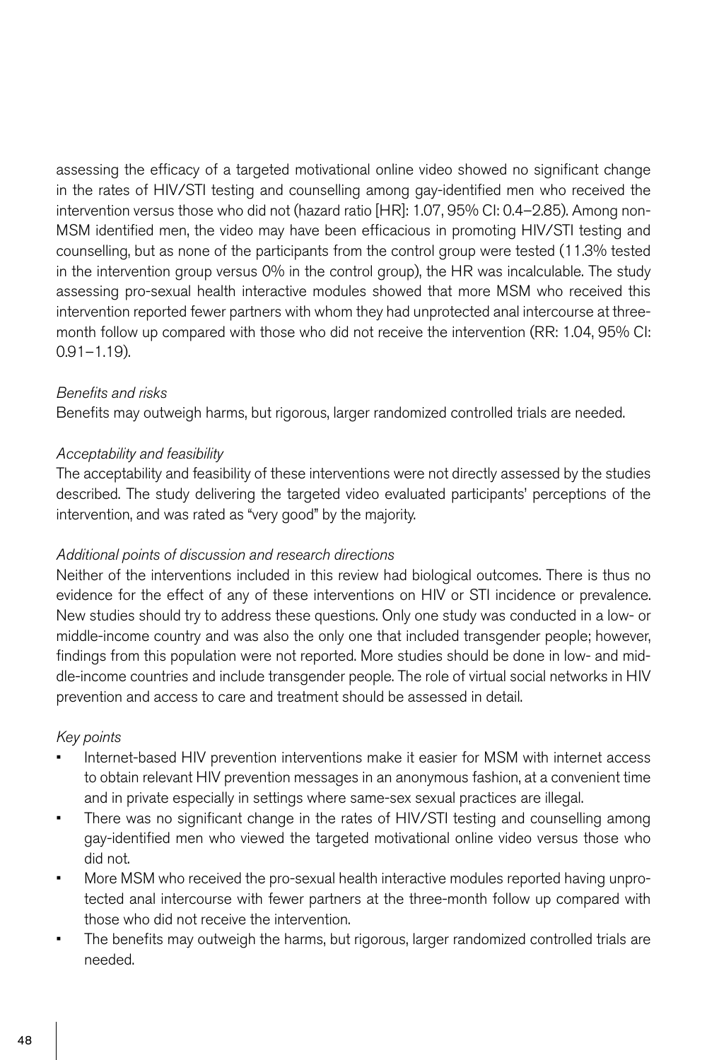assessing the efficacy of a targeted motivational online video showed no significant change in the rates of HIV/STI testing and counselling among gay-identified men who received the intervention versus those who did not (hazard ratio [HR]: 1.07, 95% CI: 0.4–2.85). Among non-MSM identified men, the video may have been efficacious in promoting HIV/STI testing and counselling, but as none of the participants from the control group were tested (11.3% tested in the intervention group versus 0% in the control group), the HR was incalculable. The study assessing pro-sexual health interactive modules showed that more MSM who received this intervention reported fewer partners with whom they had unprotected anal intercourse at three-month follow up compared with those who did not receive the intervention (RR: 1.04, 95% CI: 0.91–1.19).

*Benefits and risks*

Benefits may outweigh harms, but rigorous, larger randomized controlled trials are needed.

*Acceptability and feasibility*

The acceptability and feasibility of these interventions were not directly assessed by the studies described. The study delivering the targeted video evaluated participants' perceptions of the intervention, and was rated as "very good" by the majority.

*Additional points of discussion and research directions*

Neither of the interventions included in this review had biological outcomes. There is thus no evidence for the effect of any of these interventions on HIV or STI incidence or prevalence. New studies should try to address these questions. Only one study was conducted in a low- or middle-income country and was also the only one that included transgender people; however, findings from this population were not reported. More studies should be done in low- and middle-income countries and include transgender people. The role of virtual social networks in HIV prevention and access to care and treatment should be assessed in detail.

*Key points*

- Internet-based HIV prevention interventions make it easier for MSM with internet access to obtain relevant HIV prevention messages in an anonymous fashion, at a convenient time and in private especially in settings where same-sex sexual practices are illegal.
- There was no significant change in the rates of HIV/STI testing and counselling among gay-identified men who viewed the targeted motivational online video versus those who did not.
- More MSM who received the pro-sexual health interactive modules reported having unprotected anal intercourse with fewer partners at the three-month follow up compared with those who did not receive the intervention.
- The benefits may outweigh the harms, but rigorous, larger randomized controlled trials are needed.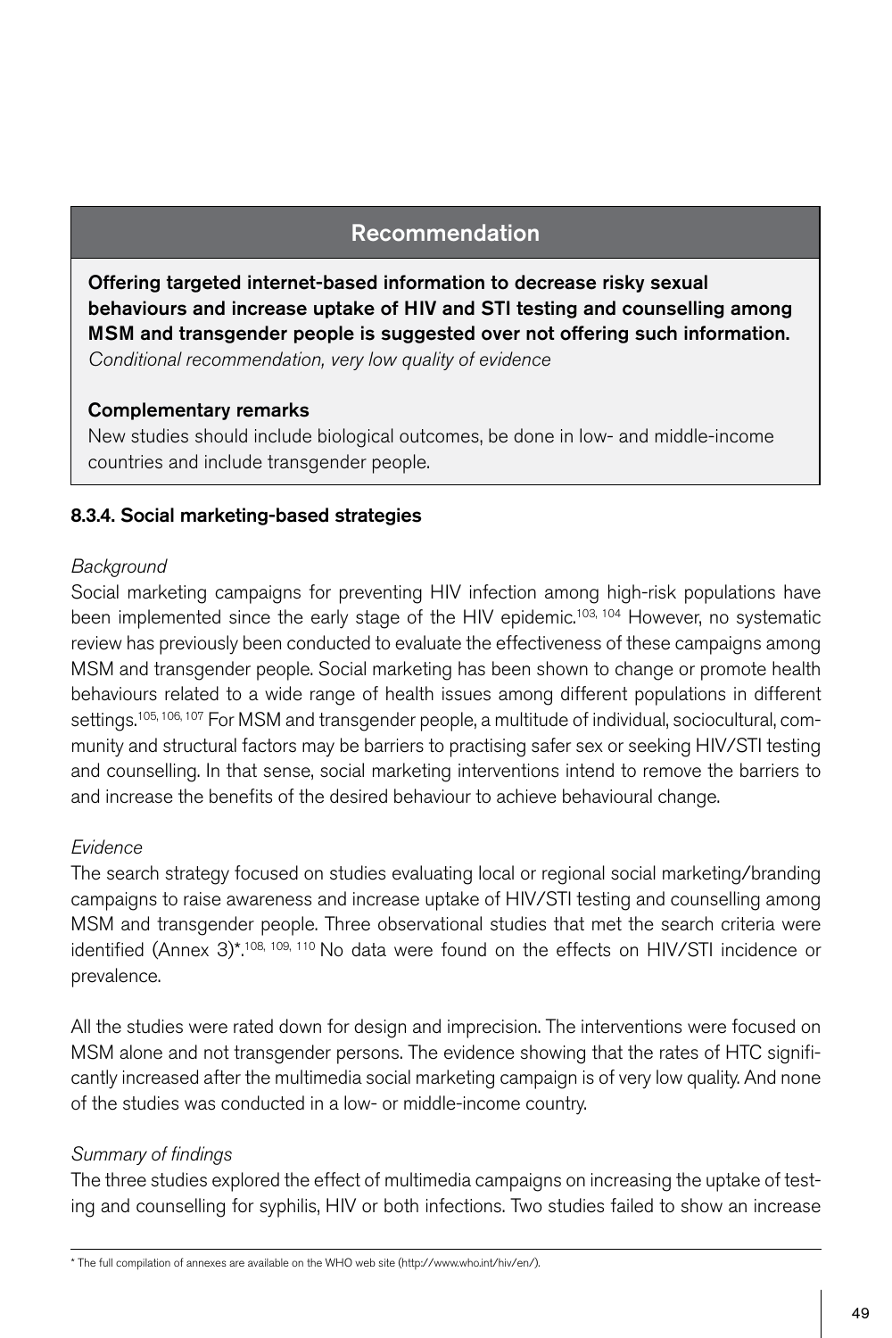## Recommendation

**Offering targeted internet-based information to decrease risky sexual behaviours and increase uptake of HIV and STI testing and counselling among MSM and transgender people is suggested over not offering such information.**
*Conditional recommendation, very low quality of evidence*

**Complementary remarks**

New studies should include biological outcomes, be done in low- and middle-income countries and include transgender people.

### 8.3.4. Social marketing-based strategies

*Background*

Social marketing campaigns for preventing HIV infection among high-risk populations have been implemented since the early stage of the HIV epidemic.[103, 104] However, no systematic review has previously been conducted to evaluate the effectiveness of these campaigns among MSM and transgender people. Social marketing has been shown to change or promote health behaviours related to a wide range of health issues among different populations in different settings.[105, 106, 107] For MSM and transgender people, a multitude of individual, sociocultural, community and structural factors may be barriers to practising safer sex or seeking HIV/STI testing and counselling. In that sense, social marketing interventions intend to remove the barriers to and increase the benefits of the desired behaviour to achieve behavioural change.

*Evidence*

The search strategy focused on studies evaluating local or regional social marketing/branding campaigns to raise awareness and increase uptake of HIV/STI testing and counselling among MSM and transgender people. Three observational studies that met the search criteria were identified (Annex 3)*.[108, 109, 110] No data were found on the effects on HIV/STI incidence or prevalence.

All the studies were rated down for design and imprecision. The interventions were focused on MSM alone and not transgender persons. The evidence showing that the rates of HTC significantly increased after the multimedia social marketing campaign is of very low quality. And none of the studies was conducted in a low- or middle-income country.

*Summary of findings*

The three studies explored the effect of multimedia campaigns on increasing the uptake of testing and counselling for syphilis, HIV or both infections. Two studies failed to show an increase

---

* The full compilation of annexes are available on the WHO web site (http://www.who.int/hiv/en/).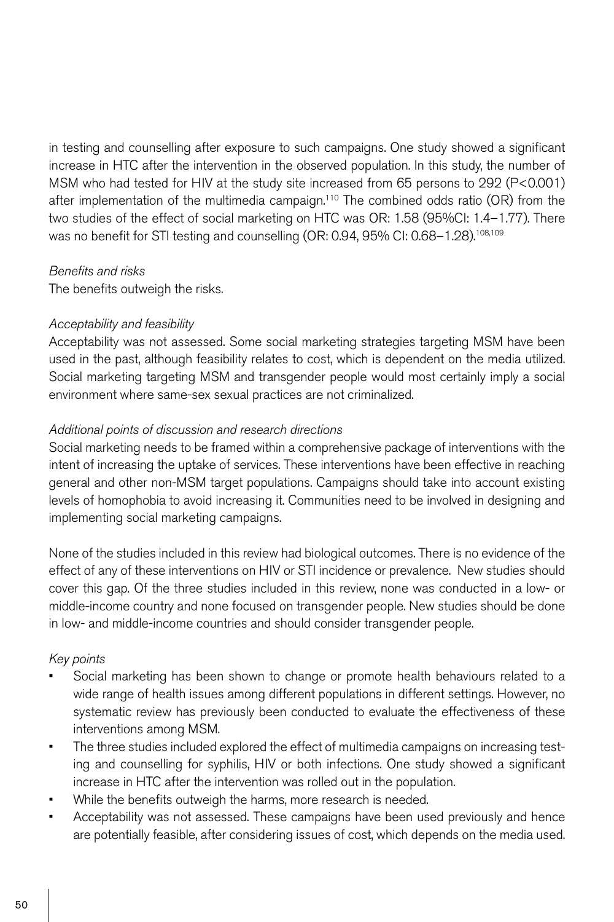in testing and counselling after exposure to such campaigns. One study showed a significant increase in HTC after the intervention in the observed population. In this study, the number of MSM who had tested for HIV at the study site increased from 65 persons to 292 ($P<0.001$) after implementation of the multimedia campaign.[110] The combined odds ratio (OR) from the two studies of the effect of social marketing on HTC was OR: 1.58 (95%CI: 1.4–1.77). There was no benefit for STI testing and counselling (OR: 0.94, 95% CI: 0.68–1.28).[108,109]

*Benefits and risks*

The benefits outweigh the risks.

*Acceptability and feasibility*

Acceptability was not assessed. Some social marketing strategies targeting MSM have been used in the past, although feasibility relates to cost, which is dependent on the media utilized. Social marketing targeting MSM and transgender people would most certainly imply a social environment where same-sex sexual practices are not criminalized.

*Additional points of discussion and research directions*

Social marketing needs to be framed within a comprehensive package of interventions with the intent of increasing the uptake of services. These interventions have been effective in reaching general and other non-MSM target populations. Campaigns should take into account existing levels of homophobia to avoid increasing it. Communities need to be involved in designing and implementing social marketing campaigns.

None of the studies included in this review had biological outcomes. There is no evidence of the effect of any of these interventions on HIV or STI incidence or prevalence. New studies should cover this gap. Of the three studies included in this review, none was conducted in a low- or middle-income country and none focused on transgender people. New studies should be done in low- and middle-income countries and should consider transgender people.

*Key points*

- Social marketing has been shown to change or promote health behaviours related to a wide range of health issues among different populations in different settings. However, no systematic review has previously been conducted to evaluate the effectiveness of these interventions among MSM.
- The three studies included explored the effect of multimedia campaigns on increasing testing and counselling for syphilis, HIV or both infections. One study showed a significant increase in HTC after the intervention was rolled out in the population.
- While the benefits outweigh the harms, more research is needed.
- Acceptability was not assessed. These campaigns have been used previously and hence are potentially feasible, after considering issues of cost, which depends on the media used.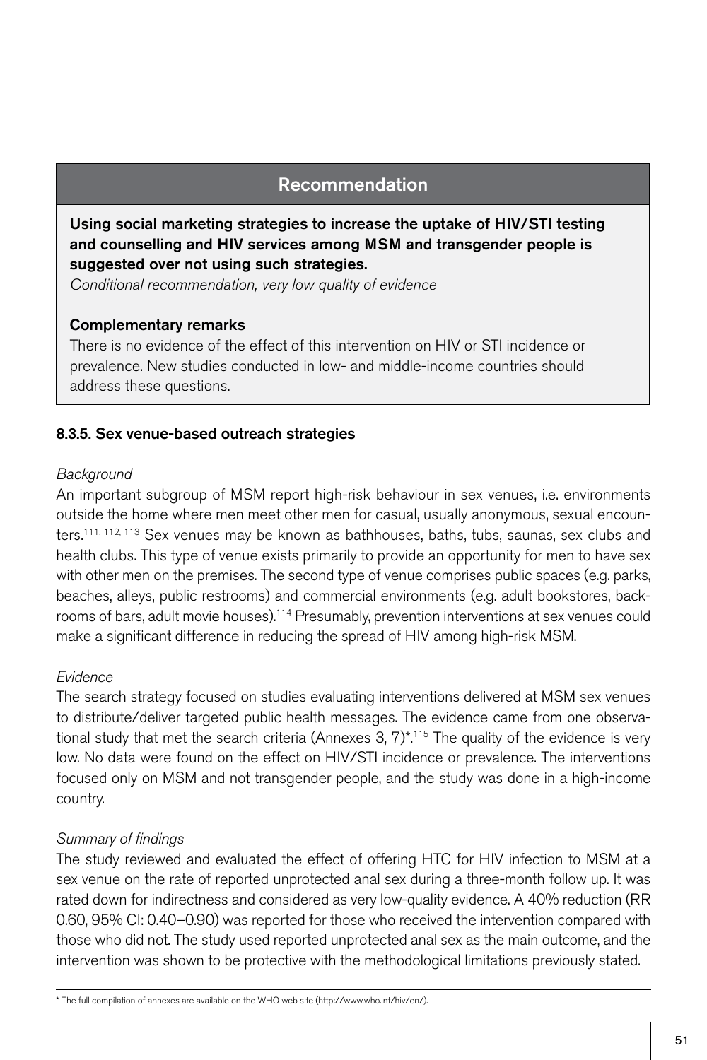## Recommendation

**Using social marketing strategies to increase the uptake of HIV/STI testing and counselling and HIV services among MSM and transgender people is suggested over not using such strategies.**

*Conditional recommendation, very low quality of evidence*

**Complementary remarks**

There is no evidence of the effect of this intervention on HIV or STI incidence or prevalence. New studies conducted in low- and middle-income countries should address these questions.

### 8.3.5. Sex venue-based outreach strategies

*Background*

An important subgroup of MSM report high-risk behaviour in sex venues, i.e. environments outside the home where men meet other men for casual, usually anonymous, sexual encounters.[111, 112, 113] Sex venues may be known as bathhouses, baths, tubs, saunas, sex clubs and health clubs. This type of venue exists primarily to provide an opportunity for men to have sex with other men on the premises. The second type of venue comprises public spaces (e.g. parks, beaches, alleys, public restrooms) and commercial environments (e.g. adult bookstores, backrooms of bars, adult movie houses).[114] Presumably, prevention interventions at sex venues could make a significant difference in reducing the spread of HIV among high-risk MSM.

*Evidence*

The search strategy focused on studies evaluating interventions delivered at MSM sex venues to distribute/deliver targeted public health messages. The evidence came from one observational study that met the search criteria (Annexes 3, 7)*.[115] The quality of the evidence is very low. No data were found on the effect on HIV/STI incidence or prevalence. The interventions focused only on MSM and not transgender people, and the study was done in a high-income country.

*Summary of findings*

The study reviewed and evaluated the effect of offering HTC for HIV infection to MSM at a sex venue on the rate of reported unprotected anal sex during a three-month follow up. It was rated down for indirectness and considered as very low-quality evidence. A 40% reduction (RR 0.60, 95% CI: 0.40–0.90) was reported for those who received the intervention compared with those who did not. The study used reported unprotected anal sex as the main outcome, and the intervention was shown to be protective with the methodological limitations previously stated.

---

* The full compilation of annexes are available on the WHO web site (http://www.who.int/hiv/en/).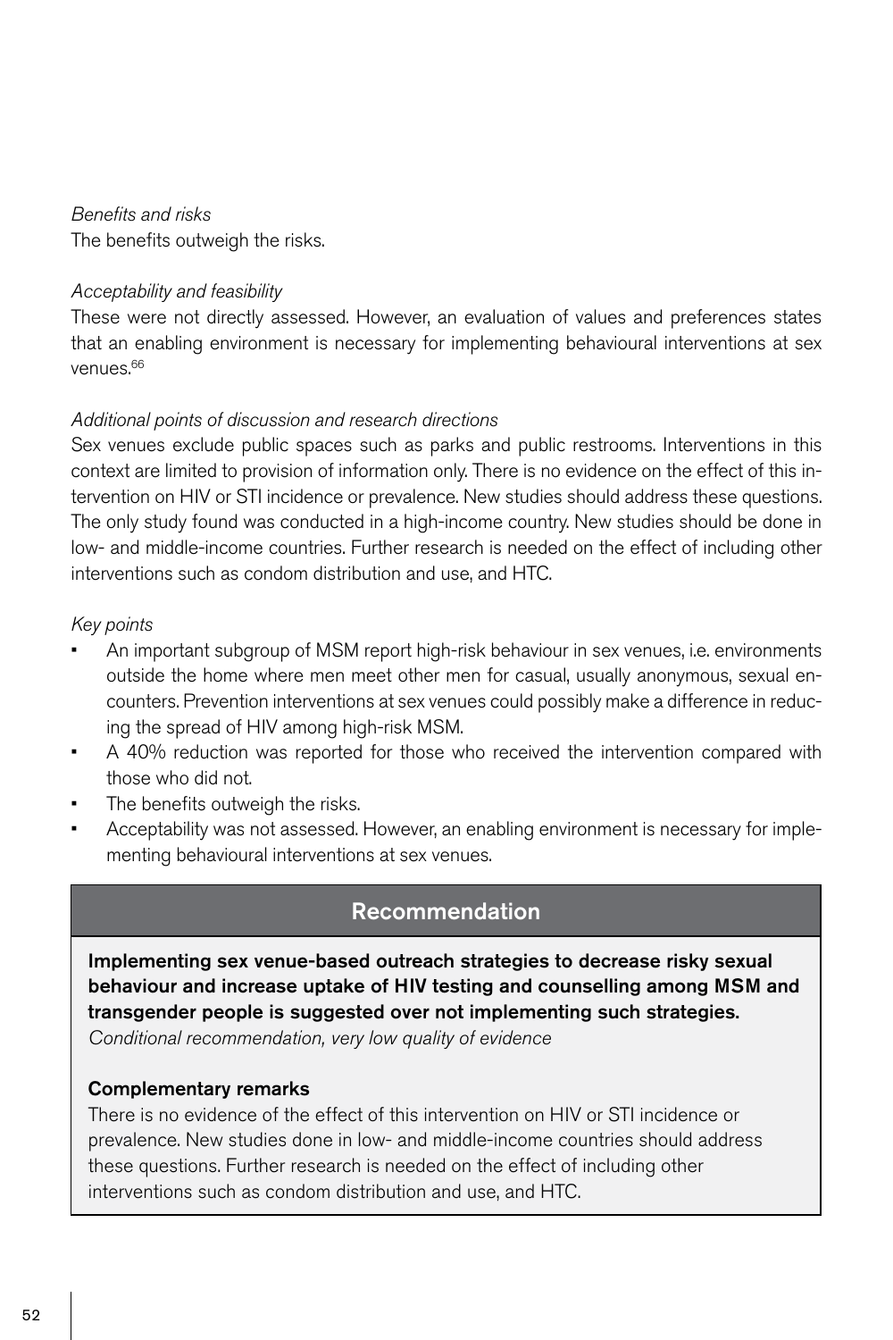*Benefits and risks*

The benefits outweigh the risks.

*Acceptability and feasibility*

These were not directly assessed. However, an evaluation of values and preferences states that an enabling environment is necessary for implementing behavioural interventions at sex venues.[66]

*Additional points of discussion and research directions*

Sex venues exclude public spaces such as parks and public restrooms. Interventions in this context are limited to provision of information only. There is no evidence on the effect of this intervention on HIV or STI incidence or prevalence. New studies should address these questions. The only study found was conducted in a high-income country. New studies should be done in low- and middle-income countries. Further research is needed on the effect of including other interventions such as condom distribution and use, and HTC.

*Key points*

- An important subgroup of MSM report high-risk behaviour in sex venues, i.e. environments outside the home where men meet other men for casual, usually anonymous, sexual encounters. Prevention interventions at sex venues could possibly make a difference in reducing the spread of HIV among high-risk MSM.
- A 40% reduction was reported for those who received the intervention compared with those who did not.
- The benefits outweigh the risks.
- Acceptability was not assessed. However, an enabling environment is necessary for implementing behavioural interventions at sex venues.

## Recommendation

**Implementing sex venue-based outreach strategies to decrease risky sexual behaviour and increase uptake of HIV testing and counselling among MSM and transgender people is suggested over not implementing such strategies.**

*Conditional recommendation, very low quality of evidence*

**Complementary remarks**

There is no evidence of the effect of this intervention on HIV or STI incidence or prevalence. New studies done in low- and middle-income countries should address these questions. Further research is needed on the effect of including other interventions such as condom distribution and use, and HTC.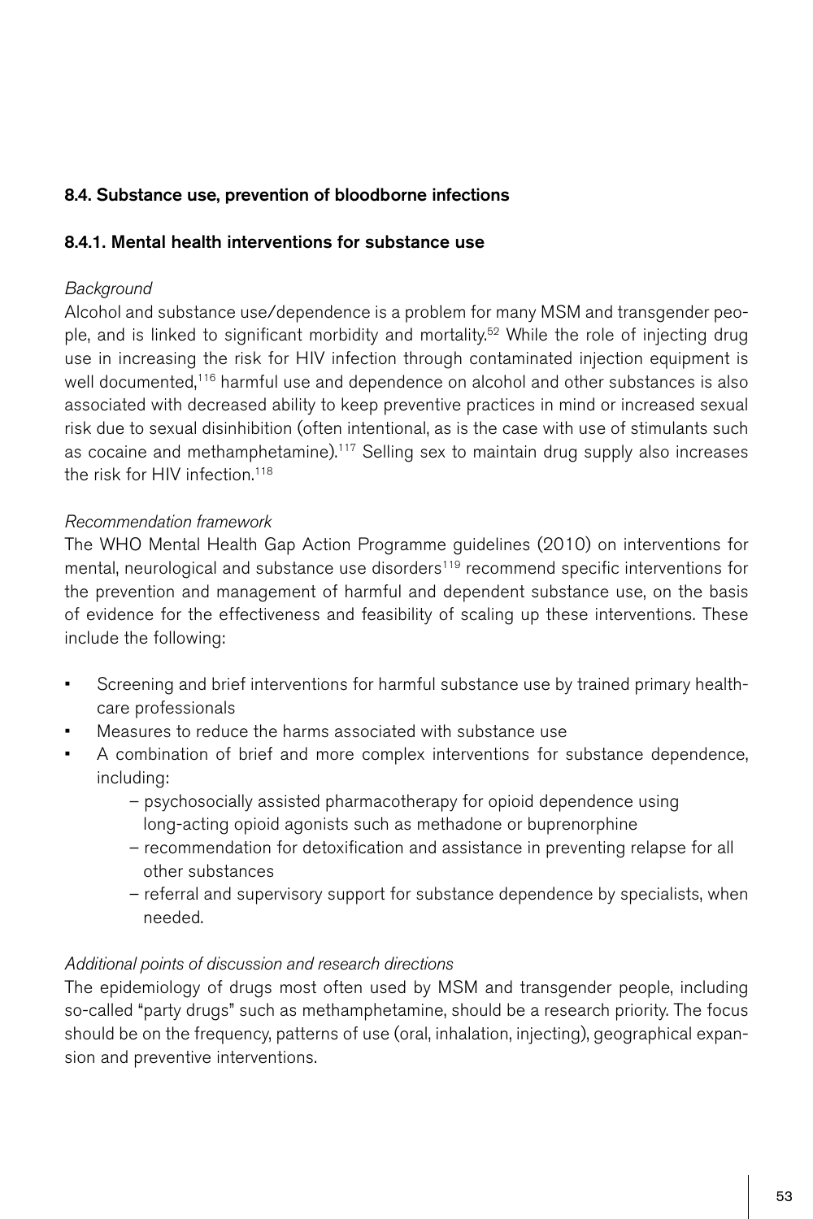## 8.4. Substance use, prevention of bloodborne infections

### 8.4.1. Mental health interventions for substance use

*Background*

Alcohol and substance use/dependence is a problem for many MSM and transgender people, and is linked to significant morbidity and mortality.[52] While the role of injecting drug use in increasing the risk for HIV infection through contaminated injection equipment is well documented,[116] harmful use and dependence on alcohol and other substances is also associated with decreased ability to keep preventive practices in mind or increased sexual risk due to sexual disinhibition (often intentional, as is the case with use of stimulants such as cocaine and methamphetamine).[117] Selling sex to maintain drug supply also increases the risk for HIV infection.[118]

*Recommendation framework*

The WHO Mental Health Gap Action Programme guidelines (2010) on interventions for mental, neurological and substance use disorders[119] recommend specific interventions for the prevention and management of harmful and dependent substance use, on the basis of evidence for the effectiveness and feasibility of scaling up these interventions. These include the following:

- Screening and brief interventions for harmful substance use by trained primary healthcare professionals
- Measures to reduce the harms associated with substance use
- A combination of brief and more complex interventions for substance dependence, including:
  - psychosocially assisted pharmacotherapy for opioid dependence using long-acting opioid agonists such as methadone or buprenorphine
  - recommendation for detoxification and assistance in preventing relapse for all other substances
  - referral and supervisory support for substance dependence by specialists, when needed.

*Additional points of discussion and research directions*

The epidemiology of drugs most often used by MSM and transgender people, including so-called "party drugs" such as methamphetamine, should be a research priority. The focus should be on the frequency, patterns of use (oral, inhalation, injecting), geographical expansion and preventive interventions.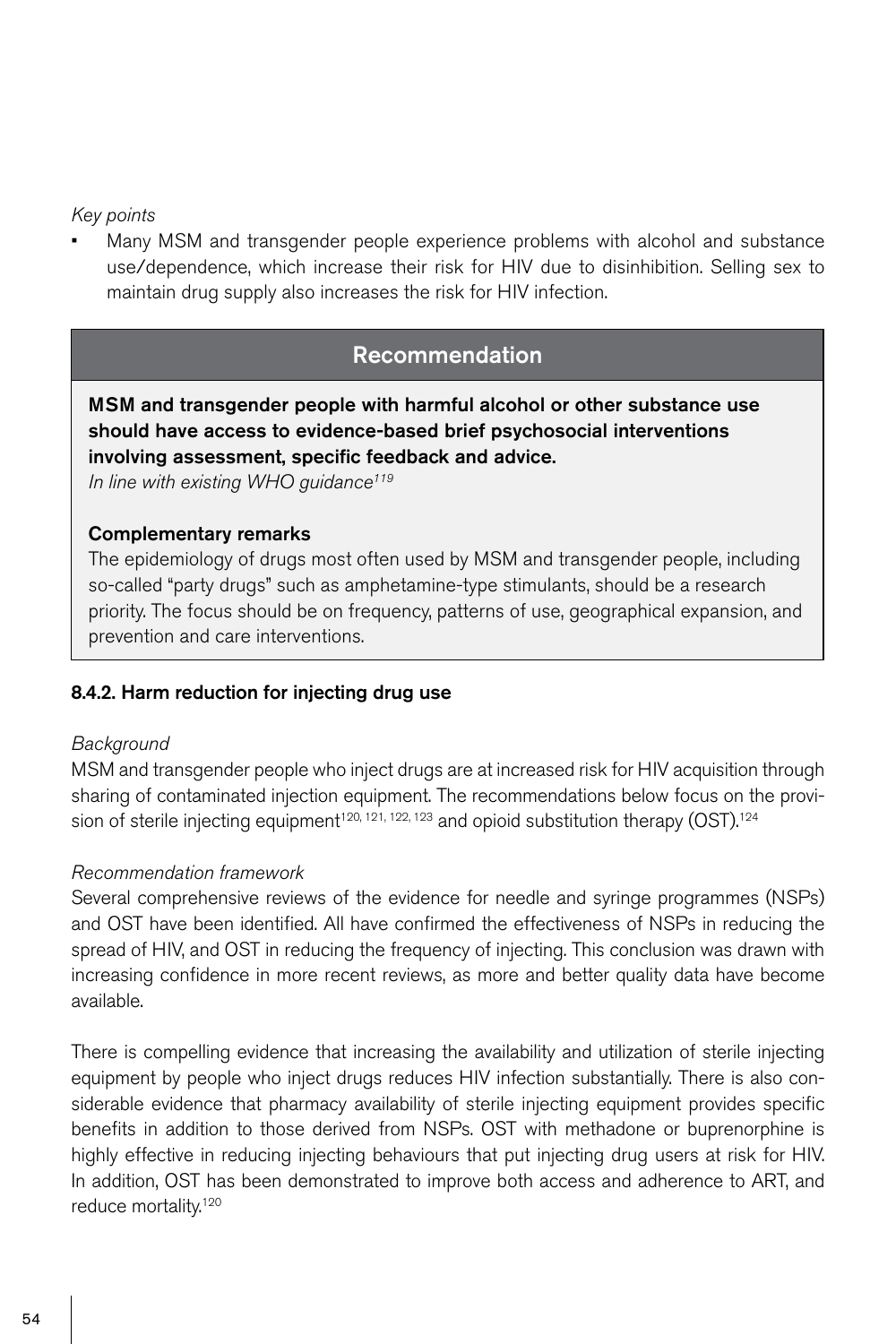*Key points*

- Many MSM and transgender people experience problems with alcohol and substance use/dependence, which increase their risk for HIV due to disinhibition. Selling sex to maintain drug supply also increases the risk for HIV infection.

> **Recommendation**
>
> **MSM and transgender people with harmful alcohol or other substance use should have access to evidence-based brief psychosocial interventions involving assessment, specific feedback and advice.**
> *In line with existing WHO guidance*[119]
>
> **Complementary remarks**
>
> The epidemiology of drugs most often used by MSM and transgender people, including so-called "party drugs" such as amphetamine-type stimulants, should be a research priority. The focus should be on frequency, patterns of use, geographical expansion, and prevention and care interventions.

#### 8.4.2. Harm reduction for injecting drug use

*Background*

MSM and transgender people who inject drugs are at increased risk for HIV acquisition through sharing of contaminated injection equipment. The recommendations below focus on the provision of sterile injecting equipment[120, 121, 122, 123] and opioid substitution therapy (OST).[124]

*Recommendation framework*

Several comprehensive reviews of the evidence for needle and syringe programmes (NSPs) and OST have been identified. All have confirmed the effectiveness of NSPs in reducing the spread of HIV, and OST in reducing the frequency of injecting. This conclusion was drawn with increasing confidence in more recent reviews, as more and better quality data have become available.

There is compelling evidence that increasing the availability and utilization of sterile injecting equipment by people who inject drugs reduces HIV infection substantially. There is also considerable evidence that pharmacy availability of sterile injecting equipment provides specific benefits in addition to those derived from NSPs. OST with methadone or buprenorphine is highly effective in reducing injecting behaviours that put injecting drug users at risk for HIV. In addition, OST has been demonstrated to improve both access and adherence to ART, and reduce mortality.[120]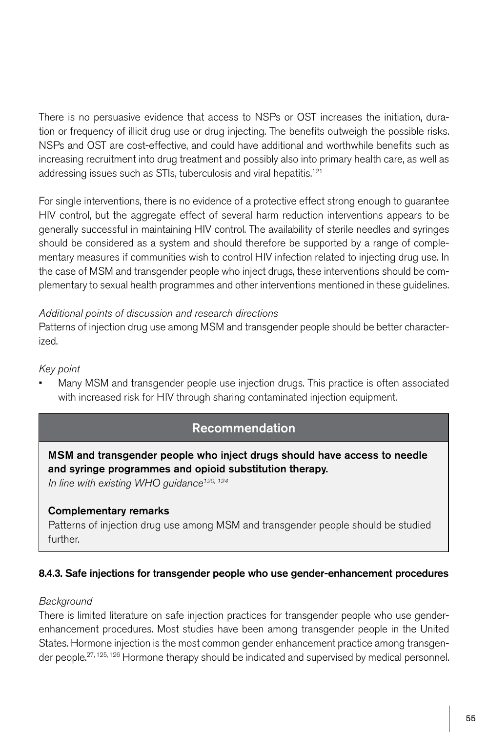There is no persuasive evidence that access to NSPs or OST increases the initiation, duration or frequency of illicit drug use or drug injecting. The benefits outweigh the possible risks. NSPs and OST are cost-effective, and could have additional and worthwhile benefits such as increasing recruitment into drug treatment and possibly also into primary health care, as well as addressing issues such as STIs, tuberculosis and viral hepatitis.[121]

For single interventions, there is no evidence of a protective effect strong enough to guarantee HIV control, but the aggregate effect of several harm reduction interventions appears to be generally successful in maintaining HIV control. The availability of sterile needles and syringes should be considered as a system and should therefore be supported by a range of complementary measures if communities wish to control HIV infection related to injecting drug use. In the case of MSM and transgender people who inject drugs, these interventions should be complementary to sexual health programmes and other interventions mentioned in these guidelines.

*Additional points of discussion and research directions*

Patterns of injection drug use among MSM and transgender people should be better characterized.

*Key point*

- Many MSM and transgender people use injection drugs. This practice is often associated with increased risk for HIV through sharing contaminated injection equipment.

## Recommendation

**MSM and transgender people who inject drugs should have access to needle and syringe programmes and opioid substitution therapy.**

*In line with existing WHO guidance[120, 124]*

**Complementary remarks**

Patterns of injection drug use among MSM and transgender people should be studied further.

#### 8.4.3. Safe injections for transgender people who use gender-enhancement procedures

*Background*

There is limited literature on safe injection practices for transgender people who use gender-enhancement procedures. Most studies have been among transgender people in the United States. Hormone injection is the most common gender enhancement practice among transgender people.[27, 125, 126] Hormone therapy should be indicated and supervised by medical personnel.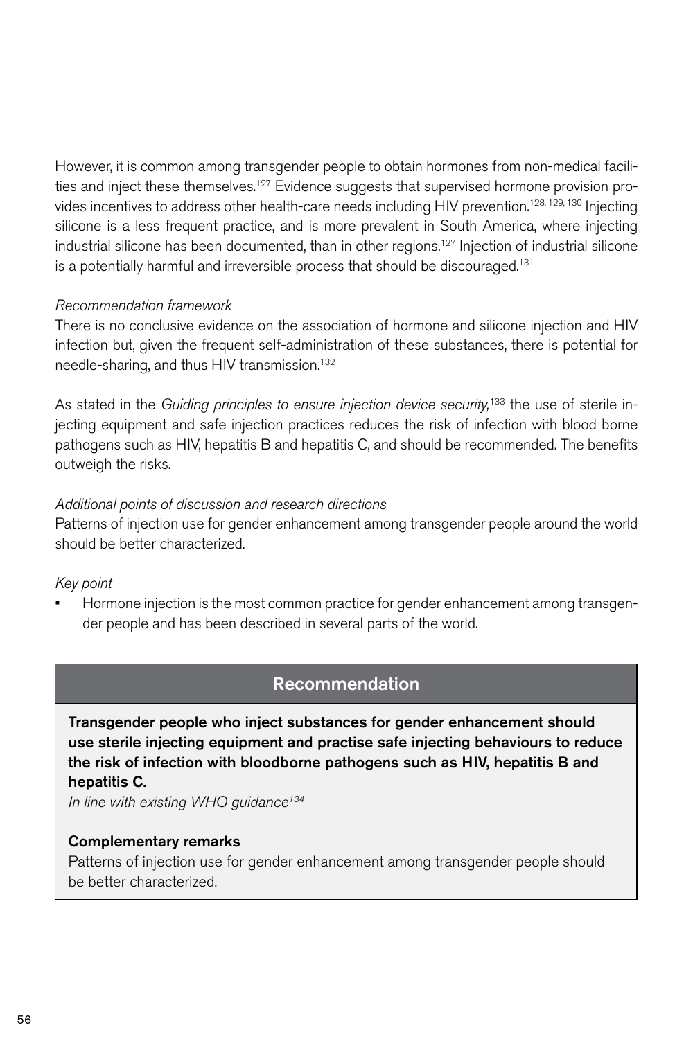However, it is common among transgender people to obtain hormones from non-medical facilities and inject these themselves.[127] Evidence suggests that supervised hormone provision provides incentives to address other health-care needs including HIV prevention.[128, 129, 130] Injecting silicone is a less frequent practice, and is more prevalent in South America, where injecting industrial silicone has been documented, than in other regions.[127] Injection of industrial silicone is a potentially harmful and irreversible process that should be discouraged.[131]

*Recommendation framework*

There is no conclusive evidence on the association of hormone and silicone injection and HIV infection but, given the frequent self-administration of these substances, there is potential for needle-sharing, and thus HIV transmission.[132]

As stated in the *Guiding principles to ensure injection device security,*[133] the use of sterile injecting equipment and safe injection practices reduces the risk of infection with blood borne pathogens such as HIV, hepatitis B and hepatitis C, and should be recommended. The benefits outweigh the risks.

*Additional points of discussion and research directions*

Patterns of injection use for gender enhancement among transgender people around the world should be better characterized.

*Key point*

- Hormone injection is the most common practice for gender enhancement among transgender people and has been described in several parts of the world.

## Recommendation

**Transgender people who inject substances for gender enhancement should use sterile injecting equipment and practise safe injecting behaviours to reduce the risk of infection with bloodborne pathogens such as HIV, hepatitis B and hepatitis C.**

*In line with existing WHO guidance[134]*

**Complementary remarks**

Patterns of injection use for gender enhancement among transgender people should be better characterized.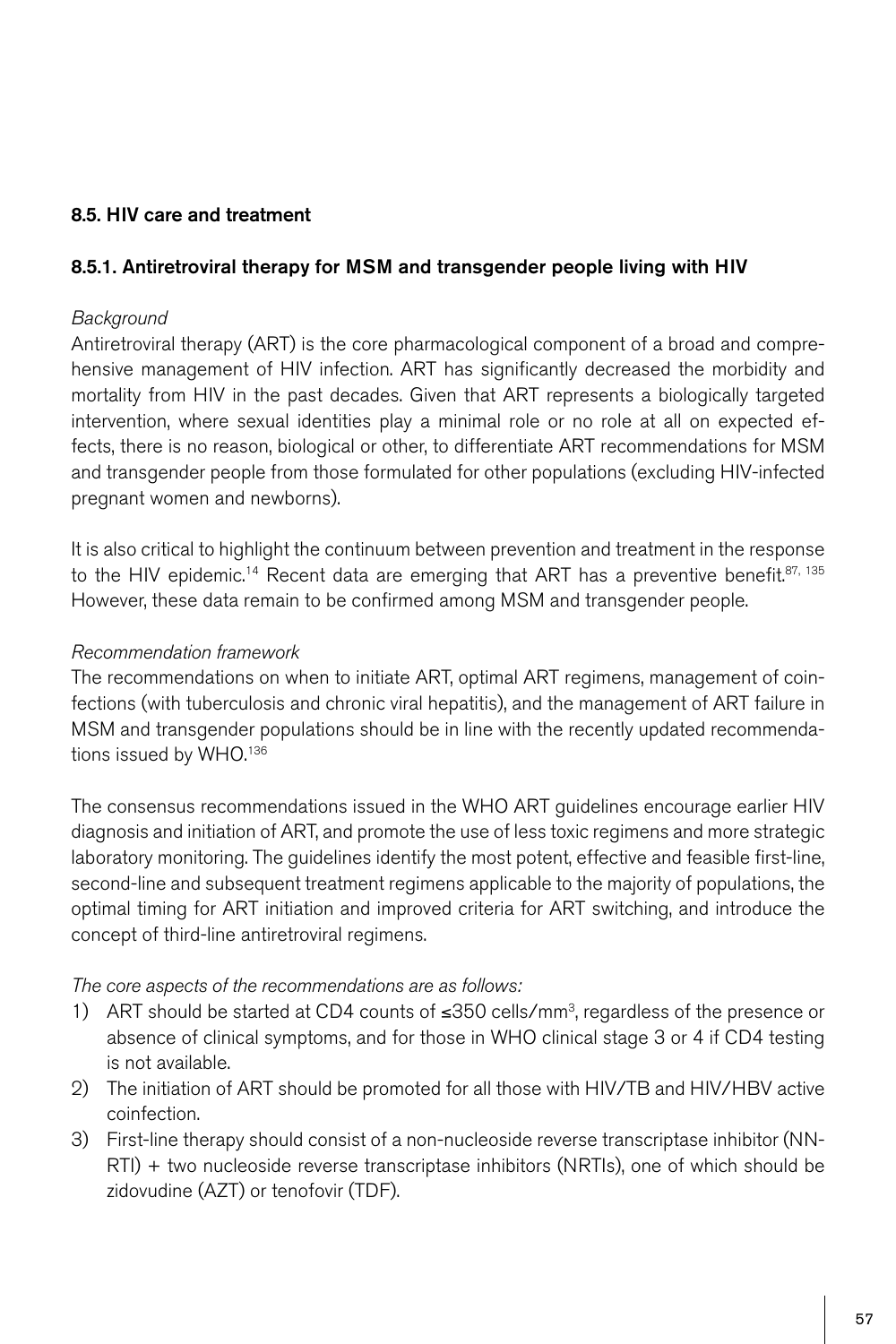## 8.5. HIV care and treatment

### 8.5.1. Antiretroviral therapy for MSM and transgender people living with HIV

*Background*

Antiretroviral therapy (ART) is the core pharmacological component of a broad and comprehensive management of HIV infection. ART has significantly decreased the morbidity and mortality from HIV in the past decades. Given that ART represents a biologically targeted intervention, where sexual identities play a minimal role or no role at all on expected effects, there is no reason, biological or other, to differentiate ART recommendations for MSM and transgender people from those formulated for other populations (excluding HIV-infected pregnant women and newborns).

It is also critical to highlight the continuum between prevention and treatment in the response to the HIV epidemic.[14] Recent data are emerging that ART has a preventive benefit.[87, 135] However, these data remain to be confirmed among MSM and transgender people.

*Recommendation framework*

The recommendations on when to initiate ART, optimal ART regimens, management of coinfections (with tuberculosis and chronic viral hepatitis), and the management of ART failure in MSM and transgender populations should be in line with the recently updated recommendations issued by WHO.[136]

The consensus recommendations issued in the WHO ART guidelines encourage earlier HIV diagnosis and initiation of ART, and promote the use of less toxic regimens and more strategic laboratory monitoring. The guidelines identify the most potent, effective and feasible first-line, second-line and subsequent treatment regimens applicable to the majority of populations, the optimal timing for ART initiation and improved criteria for ART switching, and introduce the concept of third-line antiretroviral regimens.

*The core aspects of the recommendations are as follows:*

1) ART should be started at CD4 counts of ≤350 cells/mm$^3$, regardless of the presence or absence of clinical symptoms, and for those in WHO clinical stage 3 or 4 if CD4 testing is not available.
2) The initiation of ART should be promoted for all those with HIV/TB and HIV/HBV active coinfection.
3) First-line therapy should consist of a non-nucleoside reverse transcriptase inhibitor (NNRTI) + two nucleoside reverse transcriptase inhibitors (NRTIs), one of which should be zidovudine (AZT) or tenofovir (TDF).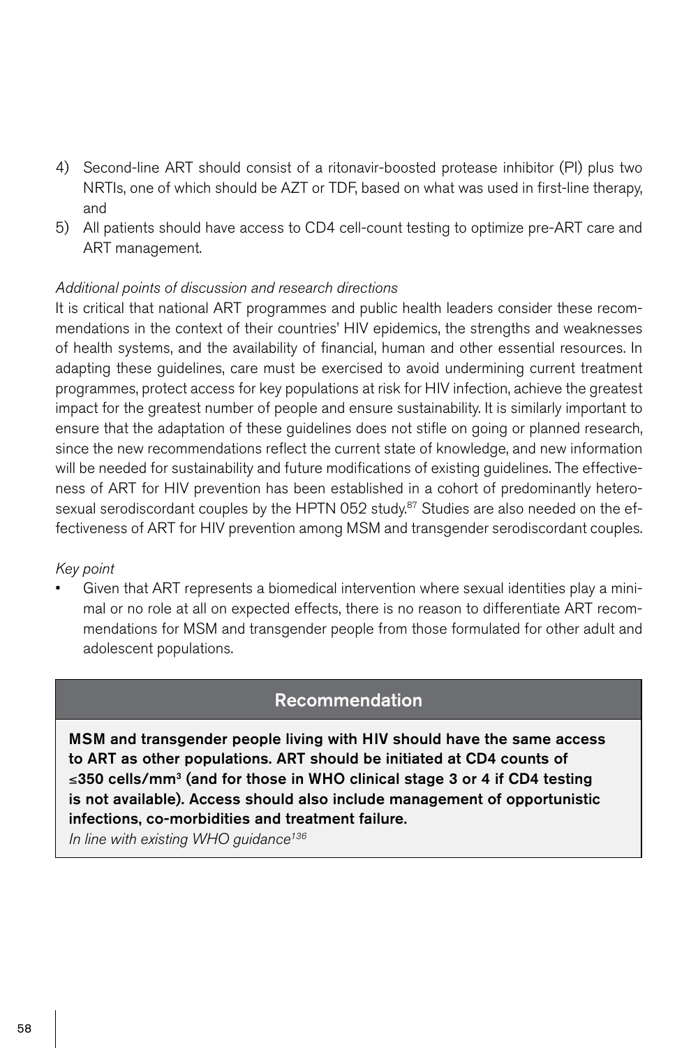4) Second-line ART should consist of a ritonavir-boosted protease inhibitor (PI) plus two NRTIs, one of which should be AZT or TDF, based on what was used in first-line therapy, and
5) All patients should have access to CD4 cell-count testing to optimize pre-ART care and ART management.

*Additional points of discussion and research directions*

It is critical that national ART programmes and public health leaders consider these recommendations in the context of their countries' HIV epidemics, the strengths and weaknesses of health systems, and the availability of financial, human and other essential resources. In adapting these guidelines, care must be exercised to avoid undermining current treatment programmes, protect access for key populations at risk for HIV infection, achieve the greatest impact for the greatest number of people and ensure sustainability. It is similarly important to ensure that the adaptation of these guidelines does not stifle on going or planned research, since the new recommendations reflect the current state of knowledge, and new information will be needed for sustainability and future modifications of existing guidelines. The effectiveness of ART for HIV prevention has been established in a cohort of predominantly heterosexual serodiscordant couples by the HPTN 052 study.[87] Studies are also needed on the effectiveness of ART for HIV prevention among MSM and transgender serodiscordant couples.

*Key point*

- Given that ART represents a biomedical intervention where sexual identities play a minimal or no role at all on expected effects, there is no reason to differentiate ART recommendations for MSM and transgender people from those formulated for other adult and adolescent populations.

## Recommendation

**MSM and transgender people living with HIV should have the same access to ART as other populations. ART should be initiated at CD4 counts of ≤350 cells/mm³ (and for those in WHO clinical stage 3 or 4 if CD4 testing is not available). Access should also include management of opportunistic infections, co-morbidities and treatment failure.**

*In line with existing WHO guidance[136]*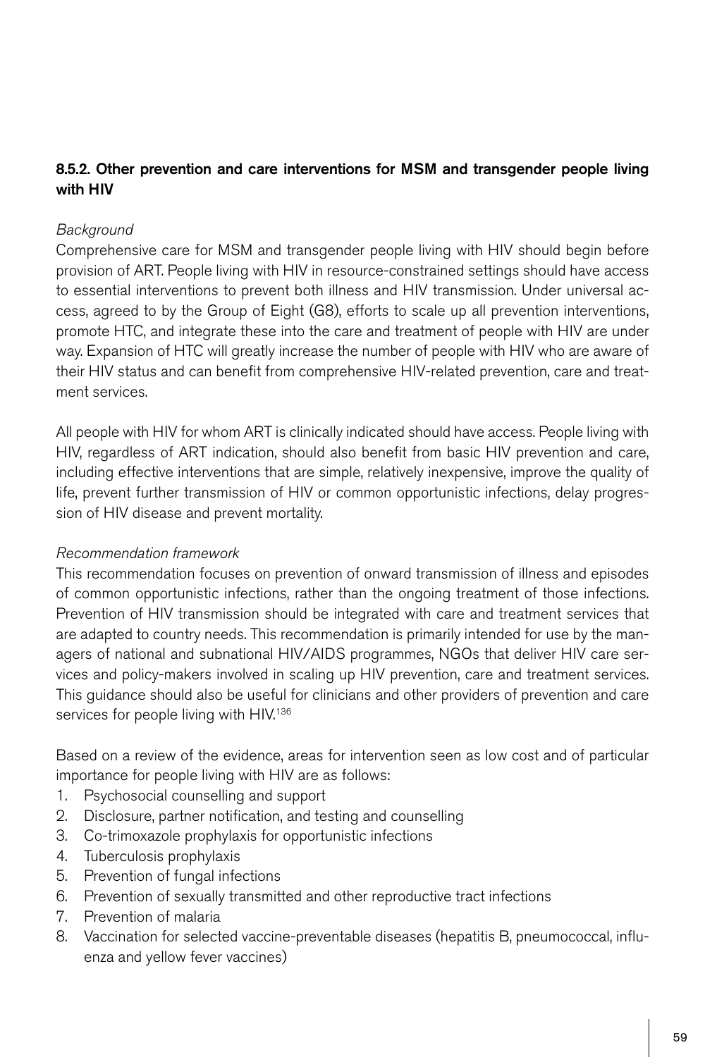### 8.5.2. Other prevention and care interventions for MSM and transgender people living with HIV

*Background*

Comprehensive care for MSM and transgender people living with HIV should begin before provision of ART. People living with HIV in resource-constrained settings should have access to essential interventions to prevent both illness and HIV transmission. Under universal access, agreed to by the Group of Eight (G8), efforts to scale up all prevention interventions, promote HTC, and integrate these into the care and treatment of people with HIV are under way. Expansion of HTC will greatly increase the number of people with HIV who are aware of their HIV status and can benefit from comprehensive HIV-related prevention, care and treatment services.

All people with HIV for whom ART is clinically indicated should have access. People living with HIV, regardless of ART indication, should also benefit from basic HIV prevention and care, including effective interventions that are simple, relatively inexpensive, improve the quality of life, prevent further transmission of HIV or common opportunistic infections, delay progression of HIV disease and prevent mortality.

*Recommendation framework*

This recommendation focuses on prevention of onward transmission of illness and episodes of common opportunistic infections, rather than the ongoing treatment of those infections. Prevention of HIV transmission should be integrated with care and treatment services that are adapted to country needs. This recommendation is primarily intended for use by the managers of national and subnational HIV/AIDS programmes, NGOs that deliver HIV care services and policy-makers involved in scaling up HIV prevention, care and treatment services. This guidance should also be useful for clinicians and other providers of prevention and care services for people living with HIV.[136]

Based on a review of the evidence, areas for intervention seen as low cost and of particular importance for people living with HIV are as follows:

1. Psychosocial counselling and support
2. Disclosure, partner notification, and testing and counselling
3. Co-trimoxazole prophylaxis for opportunistic infections
4. Tuberculosis prophylaxis
5. Prevention of fungal infections
6. Prevention of sexually transmitted and other reproductive tract infections
7. Prevention of malaria
8. Vaccination for selected vaccine-preventable diseases (hepatitis B, pneumococcal, influenza and yellow fever vaccines)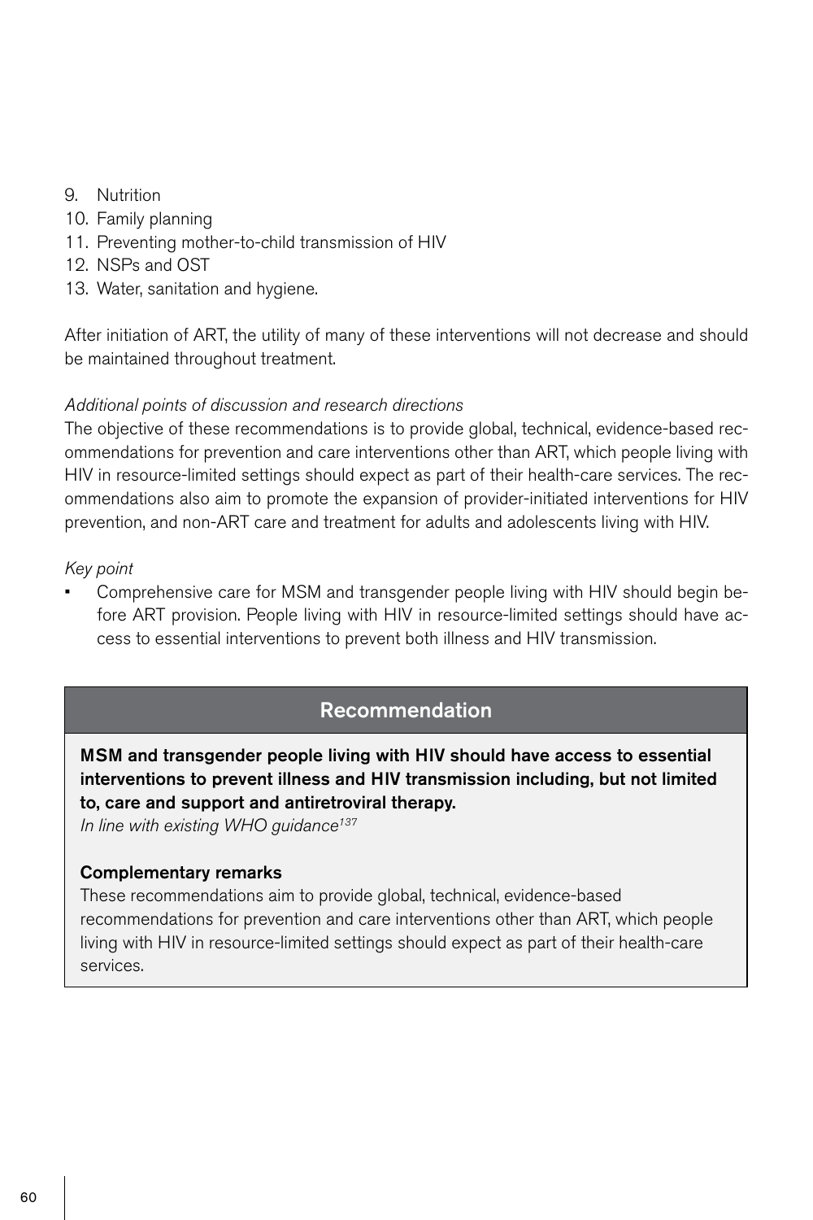9. Nutrition
10. Family planning
11. Preventing mother-to-child transmission of HIV
12. NSPs and OST
13. Water, sanitation and hygiene.

After initiation of ART, the utility of many of these interventions will not decrease and should be maintained throughout treatment.

*Additional points of discussion and research directions*

The objective of these recommendations is to provide global, technical, evidence-based recommendations for prevention and care interventions other than ART, which people living with HIV in resource-limited settings should expect as part of their health-care services. The recommendations also aim to promote the expansion of provider-initiated interventions for HIV prevention, and non-ART care and treatment for adults and adolescents living with HIV.

*Key point*

- Comprehensive care for MSM and transgender people living with HIV should begin before ART provision. People living with HIV in resource-limited settings should have access to essential interventions to prevent both illness and HIV transmission.

## Recommendation

**MSM and transgender people living with HIV should have access to essential interventions to prevent illness and HIV transmission including, but not limited to, care and support and antiretroviral therapy.**

*In line with existing WHO guidance[137]*

**Complementary remarks**

These recommendations aim to provide global, technical, evidence-based recommendations for prevention and care interventions other than ART, which people living with HIV in resource-limited settings should expect as part of their health-care services.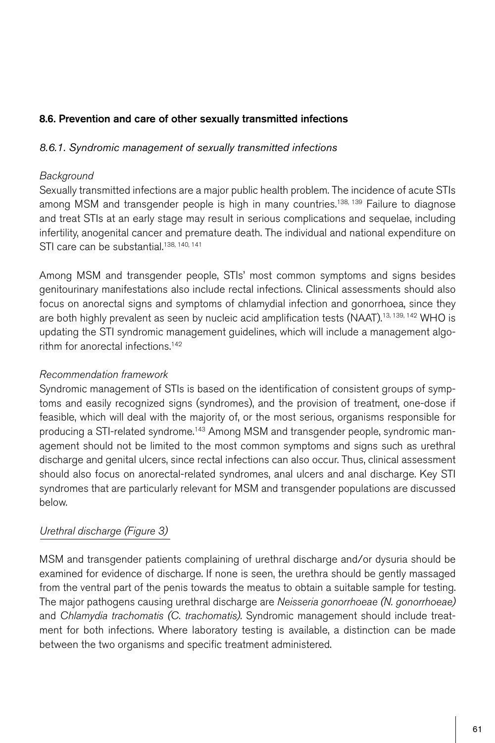## 8.6. Prevention and care of other sexually transmitted infections

### *8.6.1. Syndromic management of sexually transmitted infections*

*Background*

Sexually transmitted infections are a major public health problem. The incidence of acute STIs among MSM and transgender people is high in many countries.[138, 139] Failure to diagnose and treat STIs at an early stage may result in serious complications and sequelae, including infertility, anogenital cancer and premature death. The individual and national expenditure on STI care can be substantial.[138, 140, 141]

Among MSM and transgender people, STIs' most common symptoms and signs besides genitourinary manifestations also include rectal infections. Clinical assessments should also focus on anorectal signs and symptoms of chlamydial infection and gonorrhoea, since they are both highly prevalent as seen by nucleic acid amplification tests (NAAT).[13, 139, 142] WHO is updating the STI syndromic management guidelines, which will include a management algorithm for anorectal infections.[142]

*Recommendation framework*

Syndromic management of STIs is based on the identification of consistent groups of symptoms and easily recognized signs (syndromes), and the provision of treatment, one-dose if feasible, which will deal with the majority of, or the most serious, organisms responsible for producing a STI-related syndrome.[143] Among MSM and transgender people, syndromic management should not be limited to the most common symptoms and signs such as urethral discharge and genital ulcers, since rectal infections can also occur. Thus, clinical assessment should also focus on anorectal-related syndromes, anal ulcers and anal discharge. Key STI syndromes that are particularly relevant for MSM and transgender populations are discussed below.

*Urethral discharge (Figure 3)*

MSM and transgender patients complaining of urethral discharge and/or dysuria should be examined for evidence of discharge. If none is seen, the urethra should be gently massaged from the ventral part of the penis towards the meatus to obtain a suitable sample for testing. The major pathogens causing urethral discharge are *Neisseria gonorrhoeae (N. gonorrhoeae)* and *Chlamydia trachomatis (C. trachomatis)*. Syndromic management should include treatment for both infections. Where laboratory testing is available, a distinction can be made between the two organisms and specific treatment administered.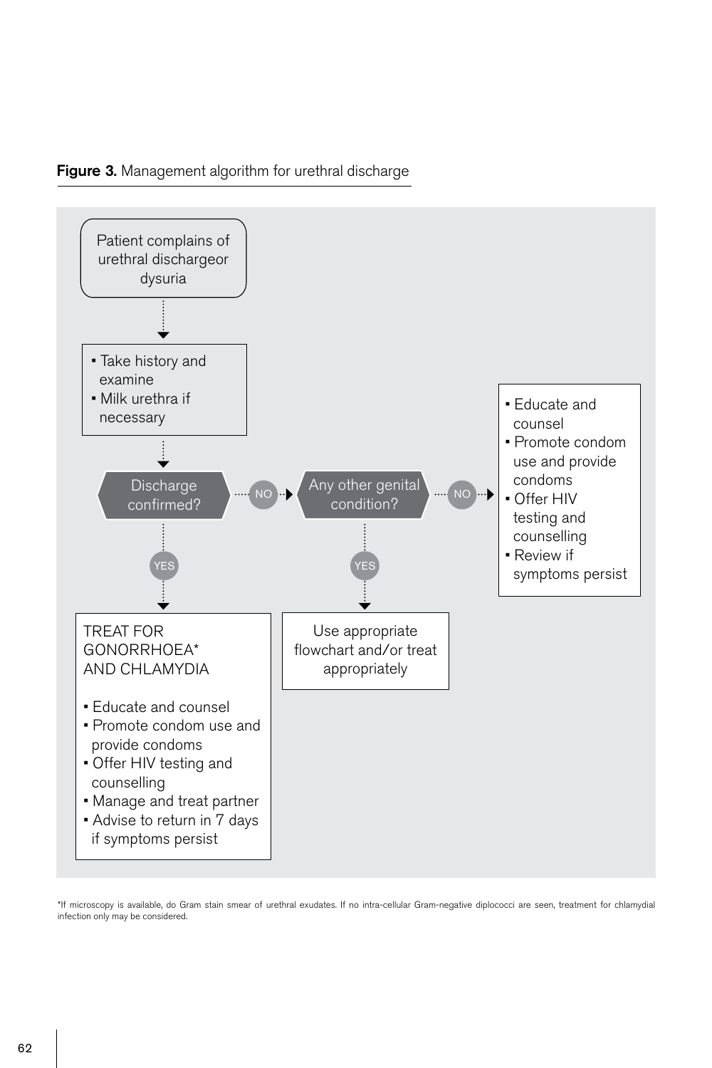**Figure 3.** Management algorithm for urethral discharge

Patient complains of urethral dischargeor dysuria

- Take history and examine
- Milk urethra if necessary

Discharge confirmed?

NO → Any other genital condition?

NO →

- Educate and counsel
- Promote condom use and provide condoms
- Offer HIV testing and counselling
- Review if symptoms persist

YES (Any other genital condition?) →

Use appropriate flowchart and/or treat appropriately

YES (Discharge confirmed?) →

TREAT FOR GONORRHOEA* AND CHLAMYDIA

- Educate and counsel
- Promote condom use and provide condoms
- Offer HIV testing and counselling
- Manage and treat partner
- Advise to return in 7 days if symptoms persist

*If microscopy is available, do Gram stain smear of urethral exudates. If no intra-cellular Gram-negative diplococci are seen, treatment for chlamydial infection only may be considered.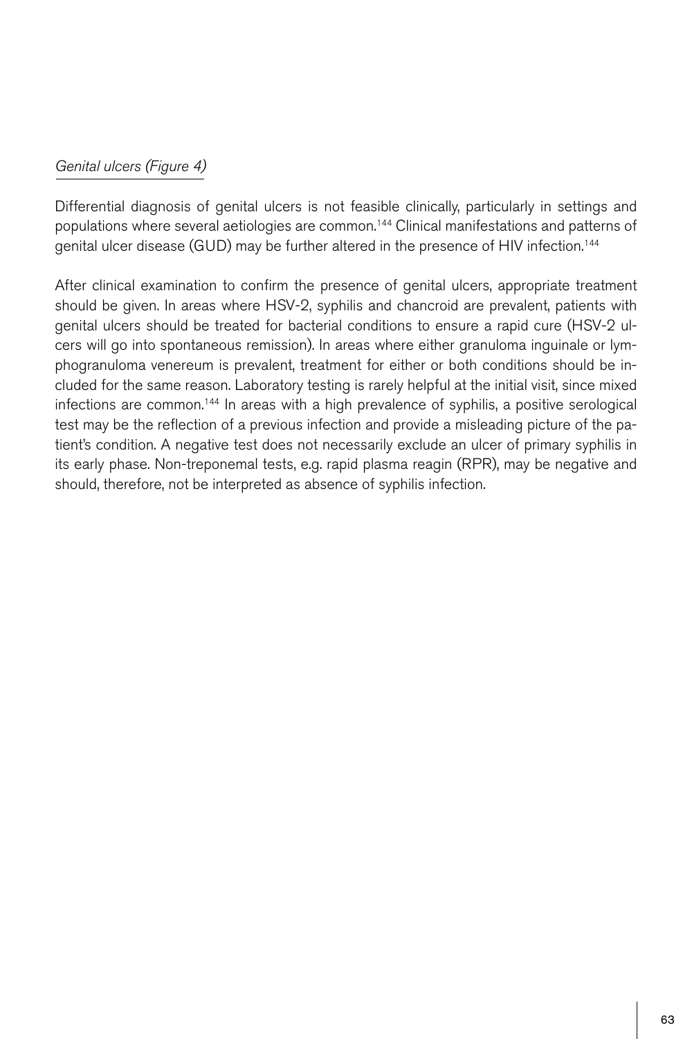*Genital ulcers (Figure 4)*

Differential diagnosis of genital ulcers is not feasible clinically, particularly in settings and populations where several aetiologies are common.[144] Clinical manifestations and patterns of genital ulcer disease (GUD) may be further altered in the presence of HIV infection.[144]

After clinical examination to confirm the presence of genital ulcers, appropriate treatment should be given. In areas where HSV-2, syphilis and chancroid are prevalent, patients with genital ulcers should be treated for bacterial conditions to ensure a rapid cure (HSV-2 ulcers will go into spontaneous remission). In areas where either granuloma inguinale or lymphogranuloma venereum is prevalent, treatment for either or both conditions should be included for the same reason. Laboratory testing is rarely helpful at the initial visit, since mixed infections are common.[144] In areas with a high prevalence of syphilis, a positive serological test may be the reflection of a previous infection and provide a misleading picture of the patient's condition. A negative test does not necessarily exclude an ulcer of primary syphilis in its early phase. Non-treponemal tests, e.g. rapid plasma reagin (RPR), may be negative and should, therefore, not be interpreted as absence of syphilis infection.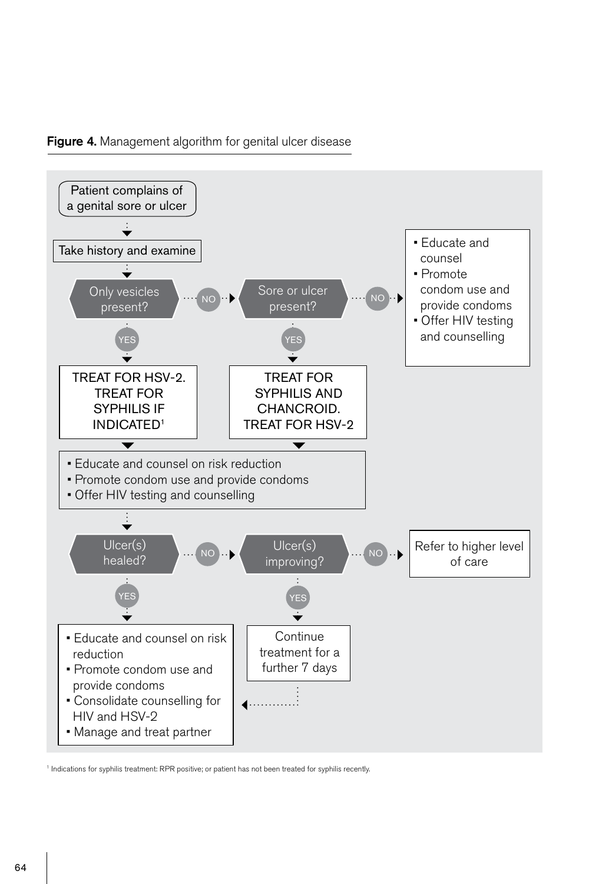**Figure 4.** Management algorithm for genital ulcer disease

Patient complains of a genital sore or ulcer

→ Take history and examine

→ **Only vesicles present?**

- **YES** → TREAT FOR HSV-2. TREAT FOR SYPHILIS IF INDICATED[1]
- **NO** → **Sore or ulcer present?**
  - **YES** → TREAT FOR SYPHILIS AND CHANCROID. TREAT FOR HSV-2
  - **NO** →
    - Educate and counsel
    - Promote condom use and provide condoms
    - Offer HIV testing and counselling

After treatment:

- Educate and counsel on risk reduction
- Promote condom use and provide condoms
- Offer HIV testing and counselling

→ **Ulcer(s) healed?**

- **YES** →
  - Educate and counsel on risk reduction
  - Promote condom use and provide condoms
  - Consolidate counselling for HIV and HSV-2
  - Manage and treat partner
- **NO** → **Ulcer(s) improving?**
  - **YES** → Continue treatment for a further 7 days → (then to: Educate and counsel on risk reduction; Promote condom use and provide condoms; Consolidate counselling for HIV and HSV-2; Manage and treat partner)
  - **NO** → Refer to higher level of care

[1] Indications for syphilis treatment: RPR positive; or patient has not been treated for syphilis recently.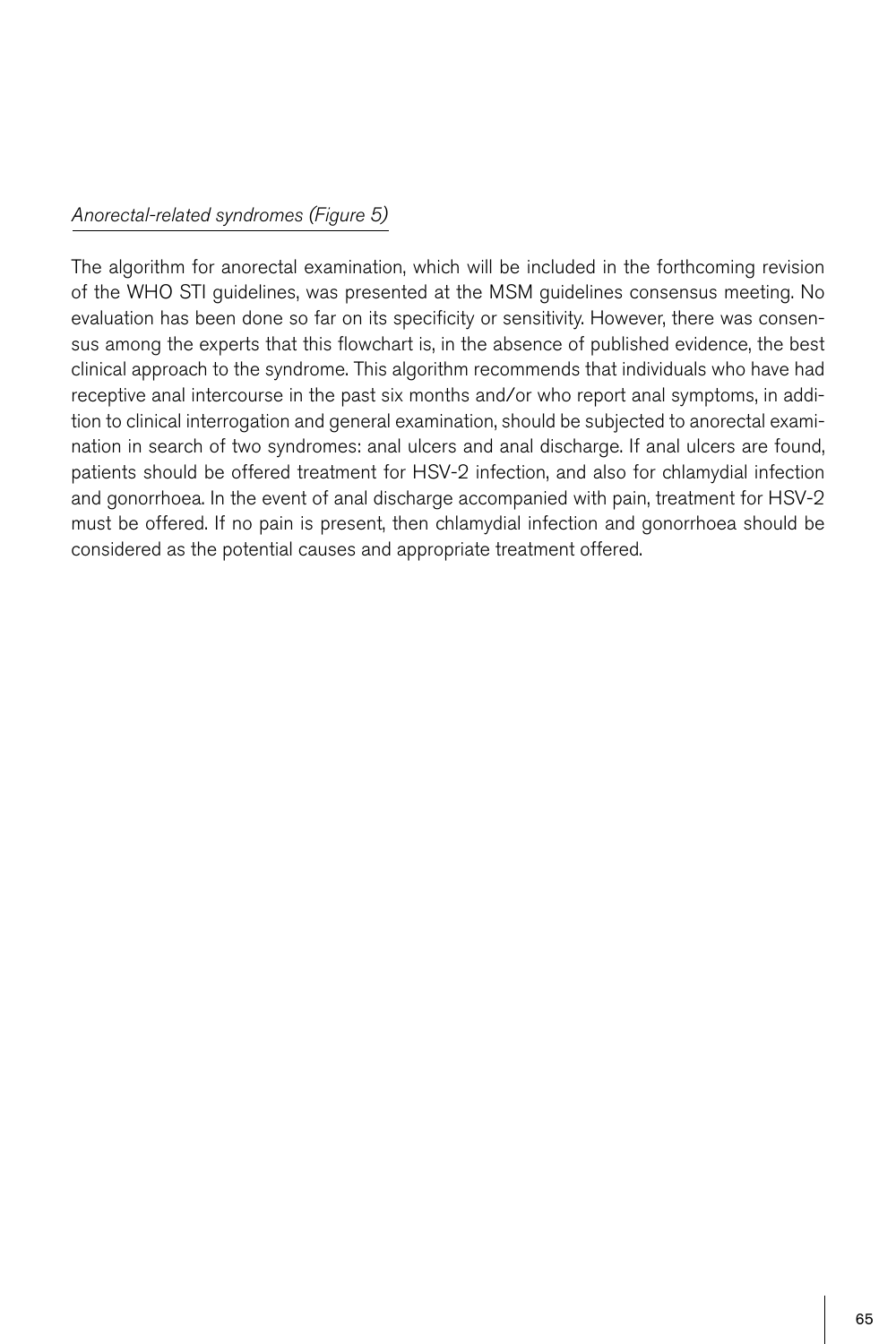*Anorectal-related syndromes (Figure 5)*

The algorithm for anorectal examination, which will be included in the forthcoming revision of the WHO STI guidelines, was presented at the MSM guidelines consensus meeting. No evaluation has been done so far on its specificity or sensitivity. However, there was consensus among the experts that this flowchart is, in the absence of published evidence, the best clinical approach to the syndrome. This algorithm recommends that individuals who have had receptive anal intercourse in the past six months and/or who report anal symptoms, in addition to clinical interrogation and general examination, should be subjected to anorectal examination in search of two syndromes: anal ulcers and anal discharge. If anal ulcers are found, patients should be offered treatment for HSV-2 infection, and also for chlamydial infection and gonorrhoea. In the event of anal discharge accompanied with pain, treatment for HSV-2 must be offered. If no pain is present, then chlamydial infection and gonorrhoea should be considered as the potential causes and appropriate treatment offered.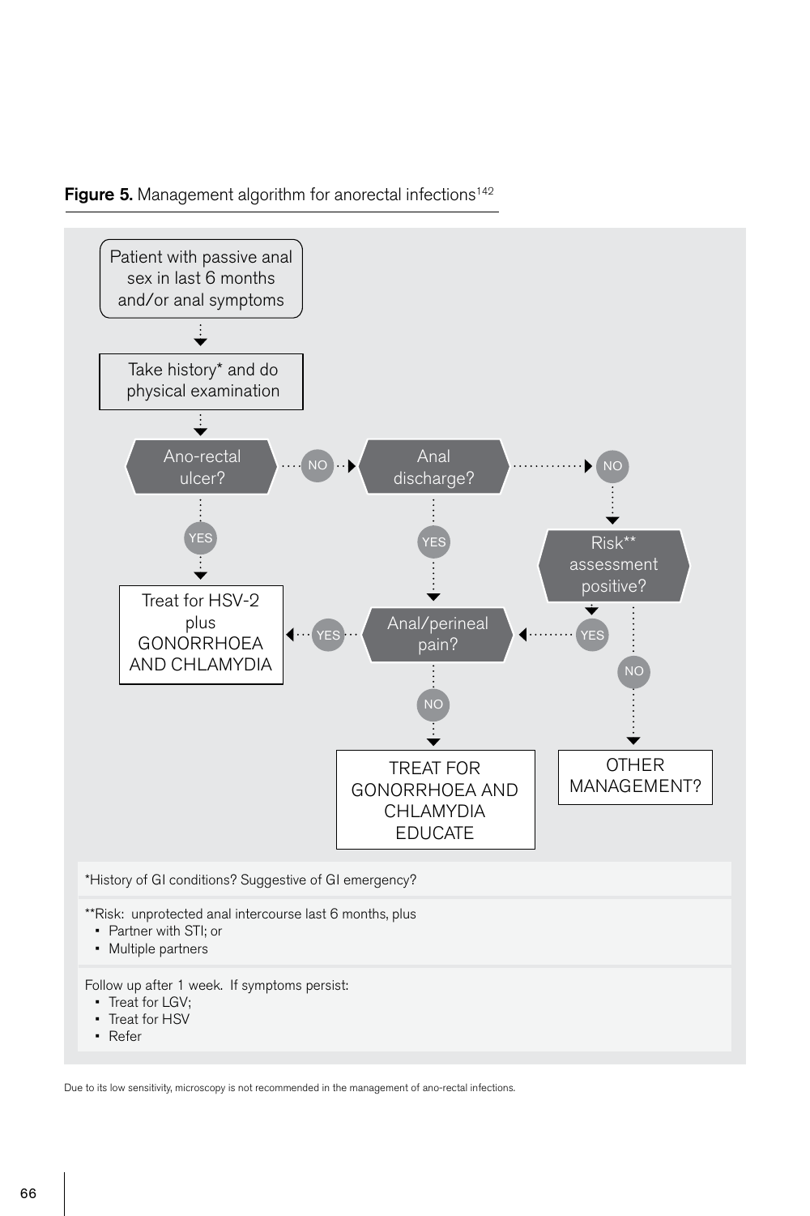**Figure 5.** Management algorithm for anorectal infections[142]

Patient with passive anal sex in last 6 months and/or anal symptoms

Take history* and do physical examination

Ano-rectal ulcer?

- YES → Treat for HSV-2 plus GONORRHOEA AND CHLAMYDIA
- NO → Anal discharge?
  - YES → Anal/perineal pain?
    - YES → Treat for HSV-2 plus GONORRHOEA AND CHLAMYDIA
    - NO → TREAT FOR GONORRHOEA AND CHLAMYDIA EDUCATE
  - NO → Risk** assessment positive?
    - YES → Anal/perineal pain?
    - NO → OTHER MANAGEMENT?

*History of GI conditions? Suggestive of GI emergency?

**Risk: unprotected anal intercourse last 6 months, plus

- Partner with STI; or
- Multiple partners

Follow up after 1 week. If symptoms persist:

- Treat for LGV;
- Treat for HSV
- Refer

Due to its low sensitivity, microscopy is not recommended in the management of ano-rectal infections.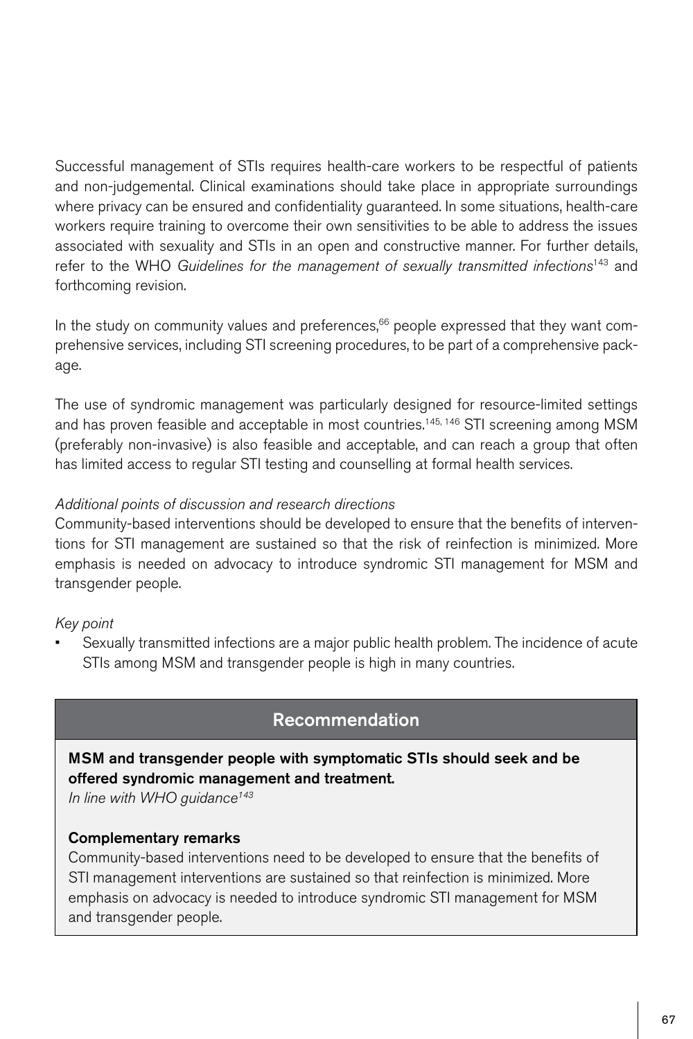Successful management of STIs requires health-care workers to be respectful of patients and non-judgemental. Clinical examinations should take place in appropriate surroundings where privacy can be ensured and confidentiality guaranteed. In some situations, health-care workers require training to overcome their own sensitivities to be able to address the issues associated with sexuality and STIs in an open and constructive manner. For further details, refer to the WHO *Guidelines for the management of sexually transmitted infections*[143] and forthcoming revision.

In the study on community values and preferences,[66] people expressed that they want comprehensive services, including STI screening procedures, to be part of a comprehensive package.

The use of syndromic management was particularly designed for resource-limited settings and has proven feasible and acceptable in most countries.[145, 146] STI screening among MSM (preferably non-invasive) is also feasible and acceptable, and can reach a group that often has limited access to regular STI testing and counselling at formal health services.

*Additional points of discussion and research directions*

Community-based interventions should be developed to ensure that the benefits of interventions for STI management are sustained so that the risk of reinfection is minimized. More emphasis is needed on advocacy to introduce syndromic STI management for MSM and transgender people.

*Key point*

- Sexually transmitted infections are a major public health problem. The incidence of acute STIs among MSM and transgender people is high in many countries.

## Recommendation

**MSM and transgender people with symptomatic STIs should seek and be offered syndromic management and treatment.**

*In line with WHO guidance[143]*

**Complementary remarks**

Community-based interventions need to be developed to ensure that the benefits of STI management interventions are sustained so that reinfection is minimized. More emphasis on advocacy is needed to introduce syndromic STI management for MSM and transgender people.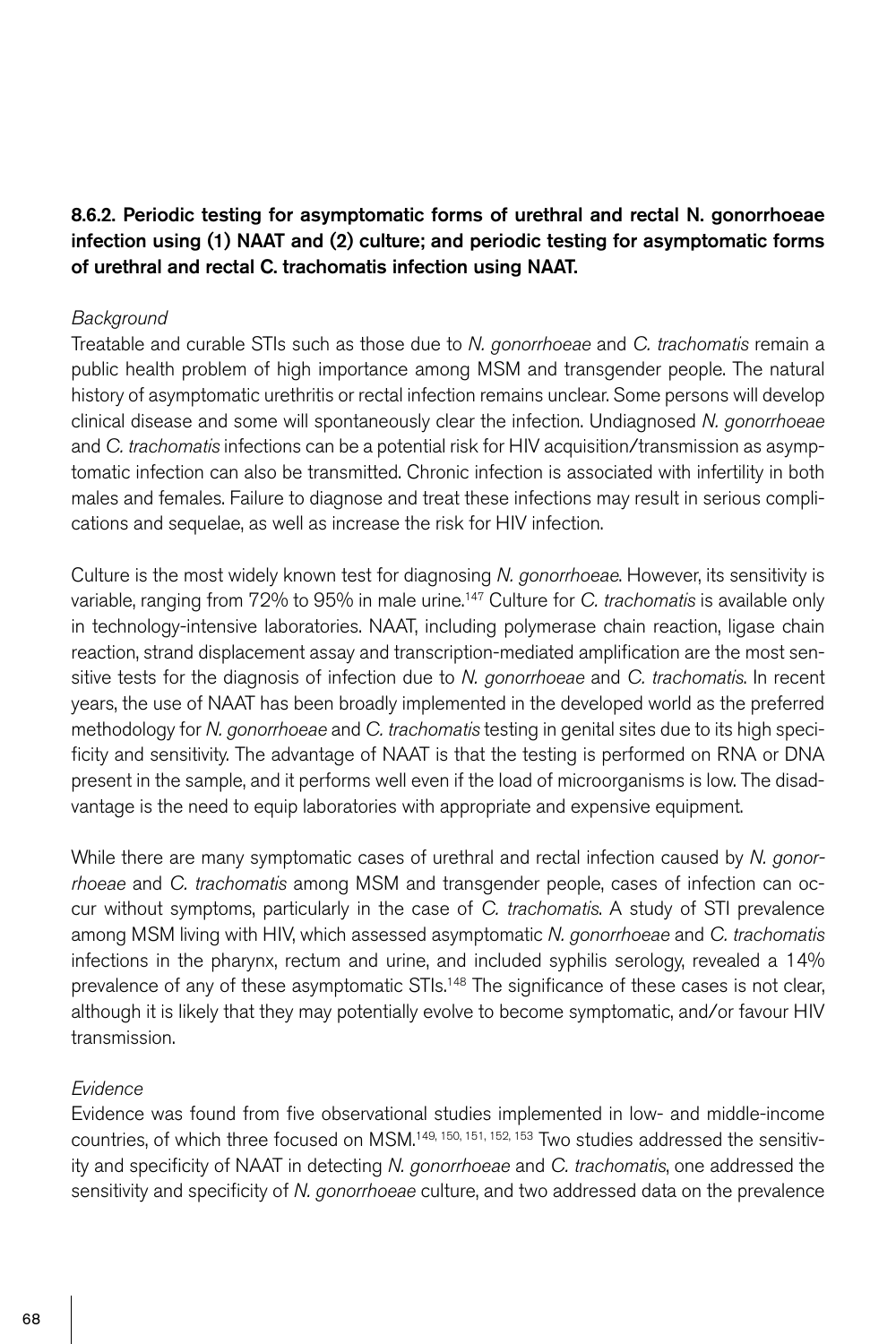### 8.6.2. Periodic testing for asymptomatic forms of urethral and rectal N. gonorrhoeae infection using (1) NAAT and (2) culture; and periodic testing for asymptomatic forms of urethral and rectal C. trachomatis infection using NAAT.

*Background*

Treatable and curable STIs such as those due to *N. gonorrhoeae* and *C. trachomatis* remain a public health problem of high importance among MSM and transgender people. The natural history of asymptomatic urethritis or rectal infection remains unclear. Some persons will develop clinical disease and some will spontaneously clear the infection. Undiagnosed *N. gonorrhoeae* and *C. trachomatis* infections can be a potential risk for HIV acquisition/transmission as asymptomatic infection can also be transmitted. Chronic infection is associated with infertility in both males and females. Failure to diagnose and treat these infections may result in serious complications and sequelae, as well as increase the risk for HIV infection.

Culture is the most widely known test for diagnosing *N. gonorrhoeae*. However, its sensitivity is variable, ranging from 72% to 95% in male urine.[147] Culture for *C. trachomatis* is available only in technology-intensive laboratories. NAAT, including polymerase chain reaction, ligase chain reaction, strand displacement assay and transcription-mediated amplification are the most sensitive tests for the diagnosis of infection due to *N. gonorrhoeae* and *C. trachomatis*. In recent years, the use of NAAT has been broadly implemented in the developed world as the preferred methodology for *N. gonorrhoeae* and *C. trachomatis* testing in genital sites due to its high specificity and sensitivity. The advantage of NAAT is that the testing is performed on RNA or DNA present in the sample, and it performs well even if the load of microorganisms is low. The disadvantage is the need to equip laboratories with appropriate and expensive equipment.

While there are many symptomatic cases of urethral and rectal infection caused by *N. gonorrhoeae* and *C. trachomatis* among MSM and transgender people, cases of infection can occur without symptoms, particularly in the case of *C. trachomatis*. A study of STI prevalence among MSM living with HIV, which assessed asymptomatic *N. gonorrhoeae* and *C. trachomatis* infections in the pharynx, rectum and urine, and included syphilis serology, revealed a 14% prevalence of any of these asymptomatic STIs.[148] The significance of these cases is not clear, although it is likely that they may potentially evolve to become symptomatic, and/or favour HIV transmission.

*Evidence*

Evidence was found from five observational studies implemented in low- and middle-income countries, of which three focused on MSM.[149, 150, 151, 152, 153] Two studies addressed the sensitivity and specificity of NAAT in detecting *N. gonorrhoeae* and *C. trachomatis*, one addressed the sensitivity and specificity of *N. gonorrhoeae* culture, and two addressed data on the prevalence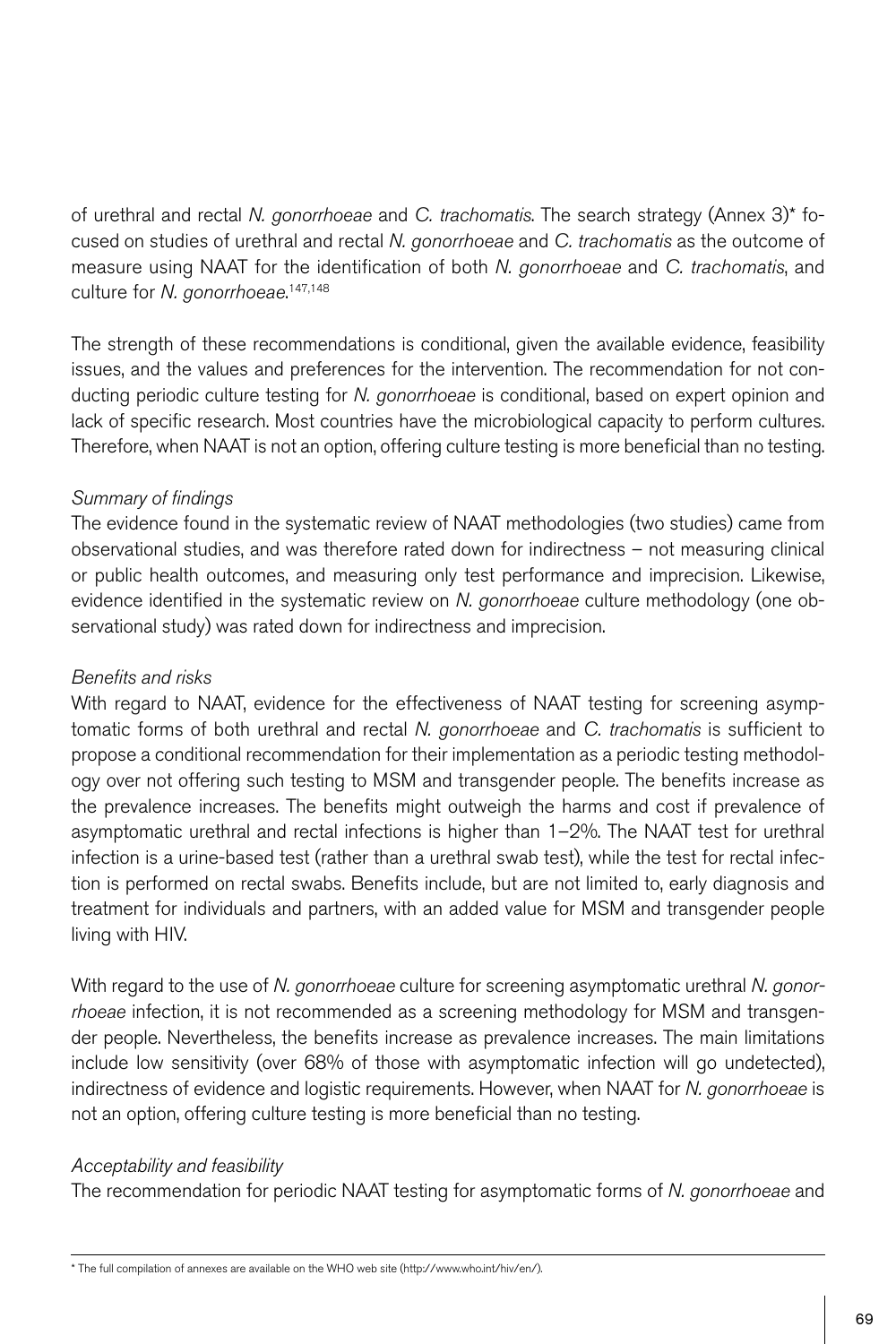of urethral and rectal *N. gonorrhoeae* and *C. trachomatis*. The search strategy (Annex 3)* focused on studies of urethral and rectal *N. gonorrhoeae* and *C. trachomatis* as the outcome of measure using NAAT for the identification of both *N. gonorrhoeae* and *C. trachomatis*, and culture for *N. gonorrhoeae*.[147,148]

The strength of these recommendations is conditional, given the available evidence, feasibility issues, and the values and preferences for the intervention. The recommendation for not conducting periodic culture testing for *N. gonorrhoeae* is conditional, based on expert opinion and lack of specific research. Most countries have the microbiological capacity to perform cultures. Therefore, when NAAT is not an option, offering culture testing is more beneficial than no testing.

*Summary of findings*

The evidence found in the systematic review of NAAT methodologies (two studies) came from observational studies, and was therefore rated down for indirectness – not measuring clinical or public health outcomes, and measuring only test performance and imprecision. Likewise, evidence identified in the systematic review on *N. gonorrhoeae* culture methodology (one observational study) was rated down for indirectness and imprecision.

*Benefits and risks*

With regard to NAAT, evidence for the effectiveness of NAAT testing for screening asymptomatic forms of both urethral and rectal *N. gonorrhoeae* and *C. trachomatis* is sufficient to propose a conditional recommendation for their implementation as a periodic testing methodology over not offering such testing to MSM and transgender people. The benefits increase as the prevalence increases. The benefits might outweigh the harms and cost if prevalence of asymptomatic urethral and rectal infections is higher than 1–2%. The NAAT test for urethral infection is a urine-based test (rather than a urethral swab test), while the test for rectal infection is performed on rectal swabs. Benefits include, but are not limited to, early diagnosis and treatment for individuals and partners, with an added value for MSM and transgender people living with HIV.

With regard to the use of *N. gonorrhoeae* culture for screening asymptomatic urethral *N. gonorrhoeae* infection, it is not recommended as a screening methodology for MSM and transgender people. Nevertheless, the benefits increase as prevalence increases. The main limitations include low sensitivity (over 68% of those with asymptomatic infection will go undetected), indirectness of evidence and logistic requirements. However, when NAAT for *N. gonorrhoeae* is not an option, offering culture testing is more beneficial than no testing.

*Acceptability and feasibility*

The recommendation for periodic NAAT testing for asymptomatic forms of *N. gonorrhoeae* and

* The full compilation of annexes are available on the WHO web site (http://www.who.int/hiv/en/).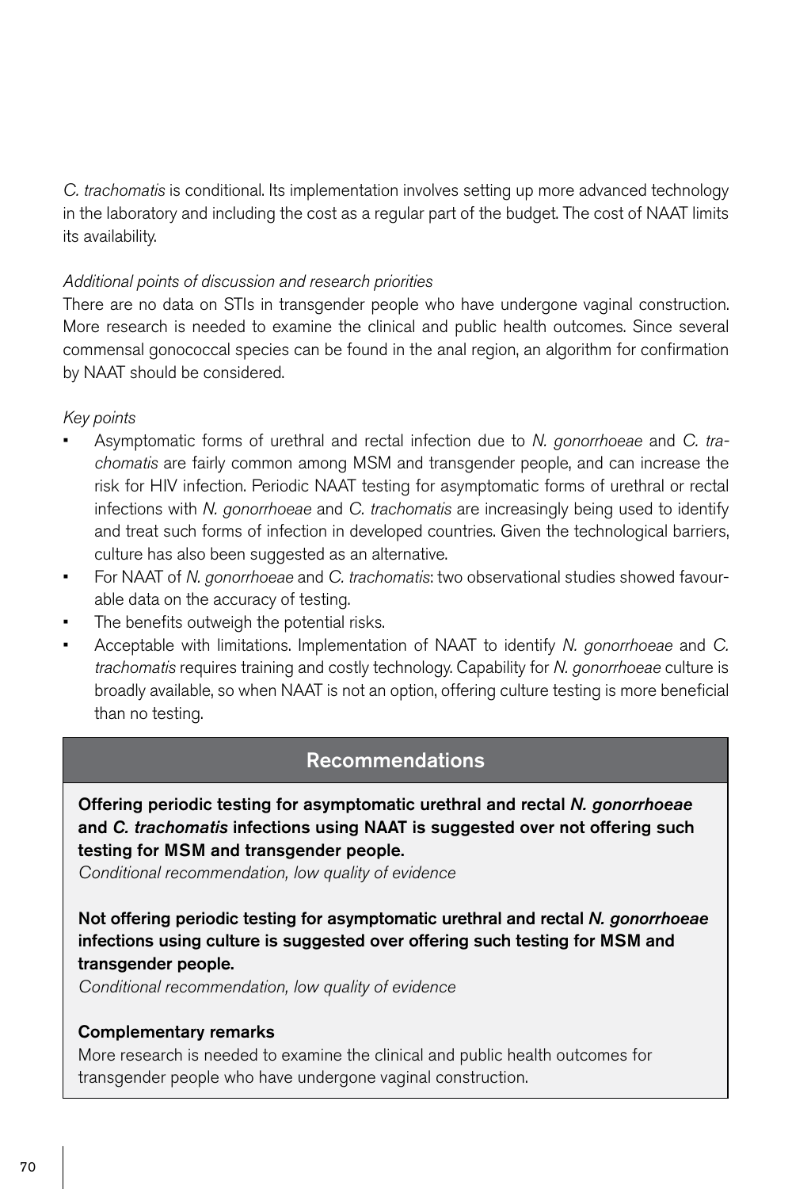*C. trachomatis* is conditional. Its implementation involves setting up more advanced technology in the laboratory and including the cost as a regular part of the budget. The cost of NAAT limits its availability.

*Additional points of discussion and research priorities*

There are no data on STIs in transgender people who have undergone vaginal construction. More research is needed to examine the clinical and public health outcomes. Since several commensal gonococcal species can be found in the anal region, an algorithm for confirmation by NAAT should be considered.

*Key points*

- Asymptomatic forms of urethral and rectal infection due to *N. gonorrhoeae* and *C. trachomatis* are fairly common among MSM and transgender people, and can increase the risk for HIV infection. Periodic NAAT testing for asymptomatic forms of urethral or rectal infections with *N. gonorrhoeae* and *C. trachomatis* are increasingly being used to identify and treat such forms of infection in developed countries. Given the technological barriers, culture has also been suggested as an alternative.
- For NAAT of *N. gonorrhoeae* and *C. trachomatis*: two observational studies showed favourable data on the accuracy of testing.
- The benefits outweigh the potential risks.
- Acceptable with limitations. Implementation of NAAT to identify *N. gonorrhoeae* and *C. trachomatis* requires training and costly technology. Capability for *N. gonorrhoeae* culture is broadly available, so when NAAT is not an option, offering culture testing is more beneficial than no testing.

## Recommendations

**Offering periodic testing for asymptomatic urethral and rectal *N. gonorrhoeae* and *C. trachomatis* infections using NAAT is suggested over not offering such testing for MSM and transgender people.**

*Conditional recommendation, low quality of evidence*

**Not offering periodic testing for asymptomatic urethral and rectal *N. gonorrhoeae* infections using culture is suggested over offering such testing for MSM and transgender people.**

*Conditional recommendation, low quality of evidence*

**Complementary remarks**

More research is needed to examine the clinical and public health outcomes for transgender people who have undergone vaginal construction.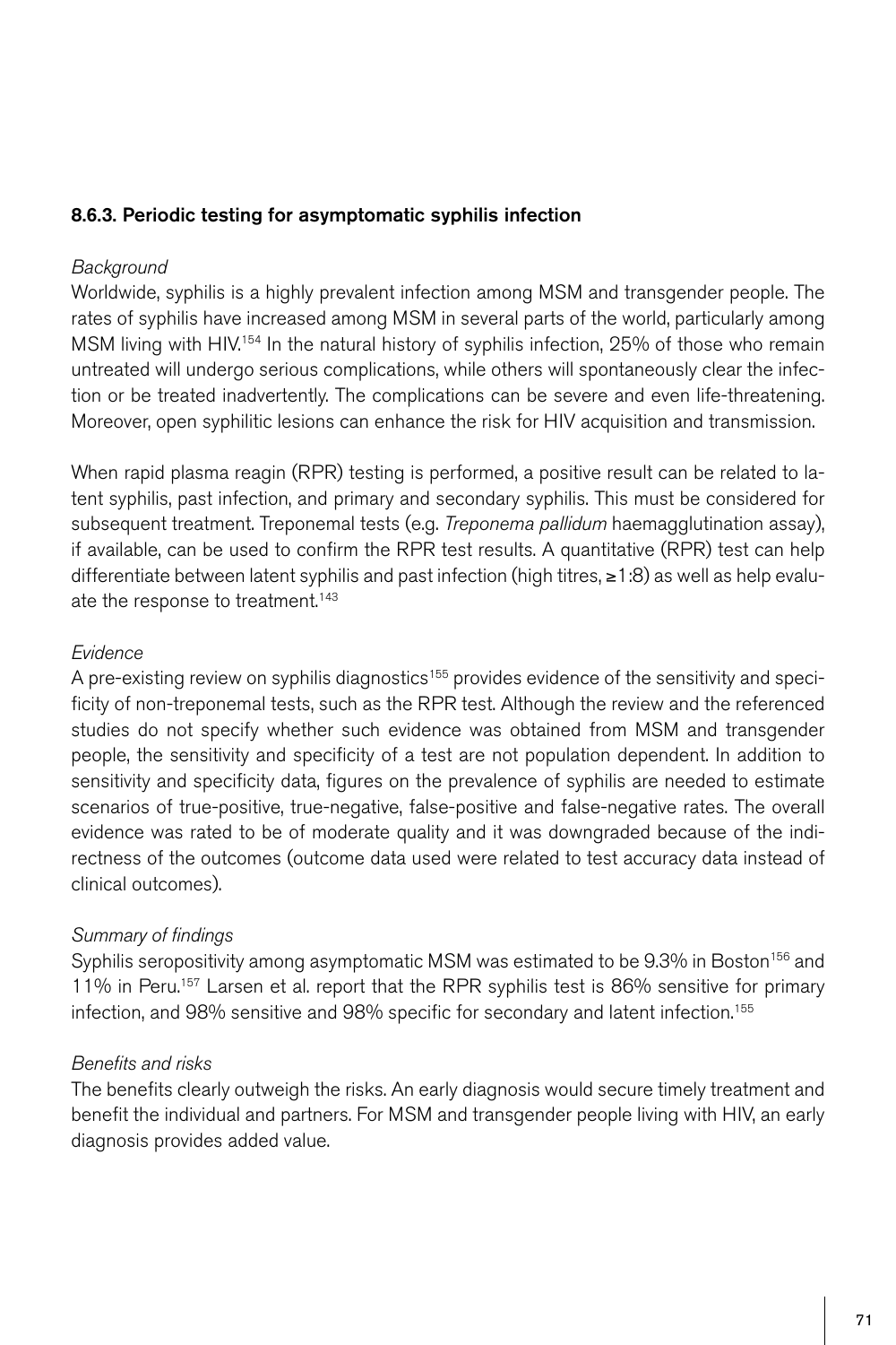### 8.6.3. Periodic testing for asymptomatic syphilis infection

*Background*

Worldwide, syphilis is a highly prevalent infection among MSM and transgender people. The rates of syphilis have increased among MSM in several parts of the world, particularly among MSM living with HIV.[154] In the natural history of syphilis infection, 25% of those who remain untreated will undergo serious complications, while others will spontaneously clear the infection or be treated inadvertently. The complications can be severe and even life-threatening. Moreover, open syphilitic lesions can enhance the risk for HIV acquisition and transmission.

When rapid plasma reagin (RPR) testing is performed, a positive result can be related to latent syphilis, past infection, and primary and secondary syphilis. This must be considered for subsequent treatment. Treponemal tests (e.g. *Treponema pallidum* haemagglutination assay), if available, can be used to confirm the RPR test results. A quantitative (RPR) test can help differentiate between latent syphilis and past infection (high titres, ≥1:8) as well as help evaluate the response to treatment.[143]

*Evidence*

A pre-existing review on syphilis diagnostics[155] provides evidence of the sensitivity and specificity of non-treponemal tests, such as the RPR test. Although the review and the referenced studies do not specify whether such evidence was obtained from MSM and transgender people, the sensitivity and specificity of a test are not population dependent. In addition to sensitivity and specificity data, figures on the prevalence of syphilis are needed to estimate scenarios of true-positive, true-negative, false-positive and false-negative rates. The overall evidence was rated to be of moderate quality and it was downgraded because of the indirectness of the outcomes (outcome data used were related to test accuracy data instead of clinical outcomes).

*Summary of findings*

Syphilis seropositivity among asymptomatic MSM was estimated to be 9.3% in Boston[156] and 11% in Peru.[157] Larsen et al. report that the RPR syphilis test is 86% sensitive for primary infection, and 98% sensitive and 98% specific for secondary and latent infection.[155]

*Benefits and risks*

The benefits clearly outweigh the risks. An early diagnosis would secure timely treatment and benefit the individual and partners. For MSM and transgender people living with HIV, an early diagnosis provides added value.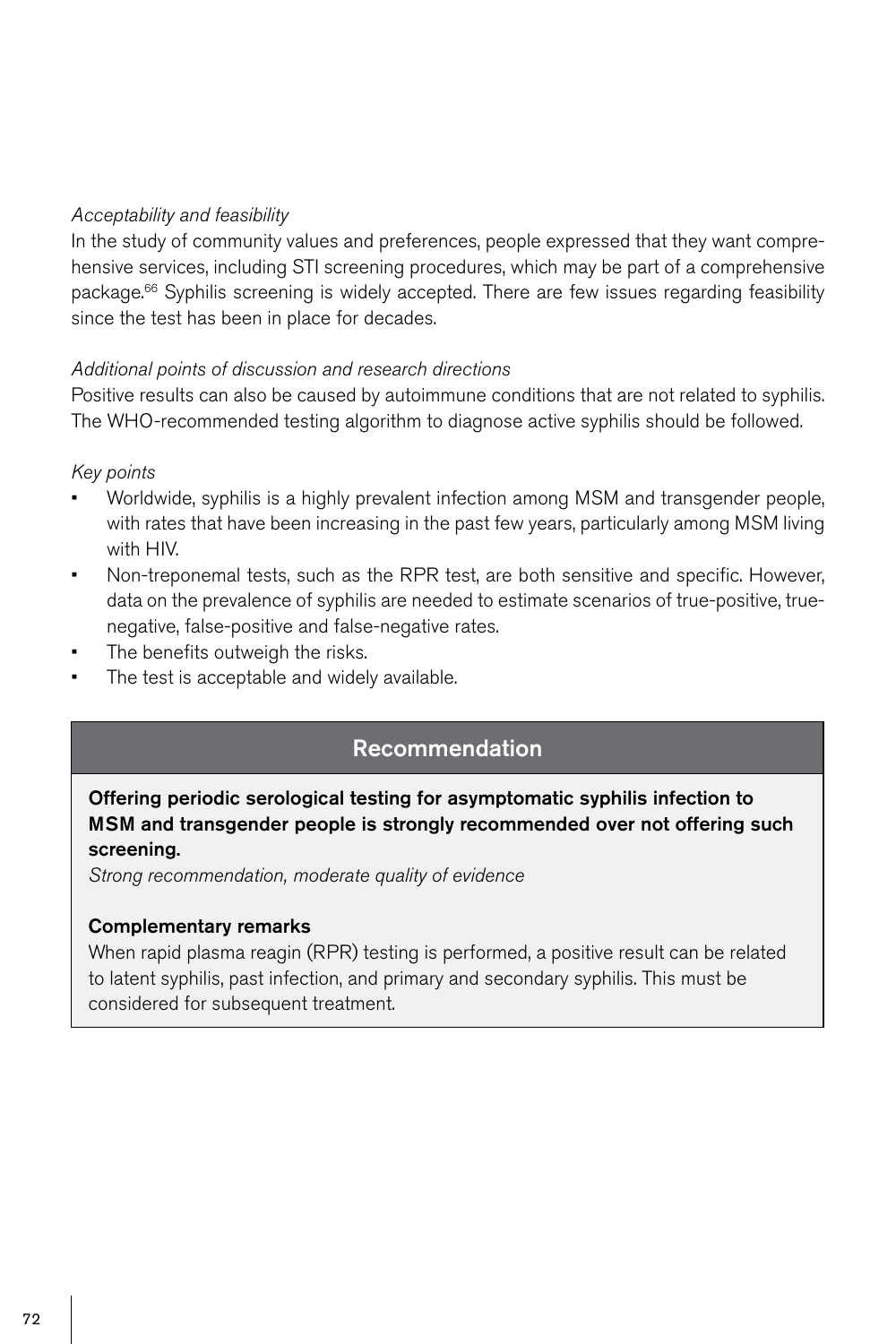*Acceptability and feasibility*

In the study of community values and preferences, people expressed that they want comprehensive services, including STI screening procedures, which may be part of a comprehensive package.[66] Syphilis screening is widely accepted. There are few issues regarding feasibility since the test has been in place for decades.

*Additional points of discussion and research directions*

Positive results can also be caused by autoimmune conditions that are not related to syphilis. The WHO-recommended testing algorithm to diagnose active syphilis should be followed.

*Key points*

- Worldwide, syphilis is a highly prevalent infection among MSM and transgender people, with rates that have been increasing in the past few years, particularly among MSM living with HIV.
- Non-treponemal tests, such as the RPR test, are both sensitive and specific. However, data on the prevalence of syphilis are needed to estimate scenarios of true-positive, true-negative, false-positive and false-negative rates.
- The benefits outweigh the risks.
- The test is acceptable and widely available.

## Recommendation

**Offering periodic serological testing for asymptomatic syphilis infection to MSM and transgender people is strongly recommended over not offering such screening.**

*Strong recommendation, moderate quality of evidence*

**Complementary remarks**

When rapid plasma reagin (RPR) testing is performed, a positive result can be related to latent syphilis, past infection, and primary and secondary syphilis. This must be considered for subsequent treatment.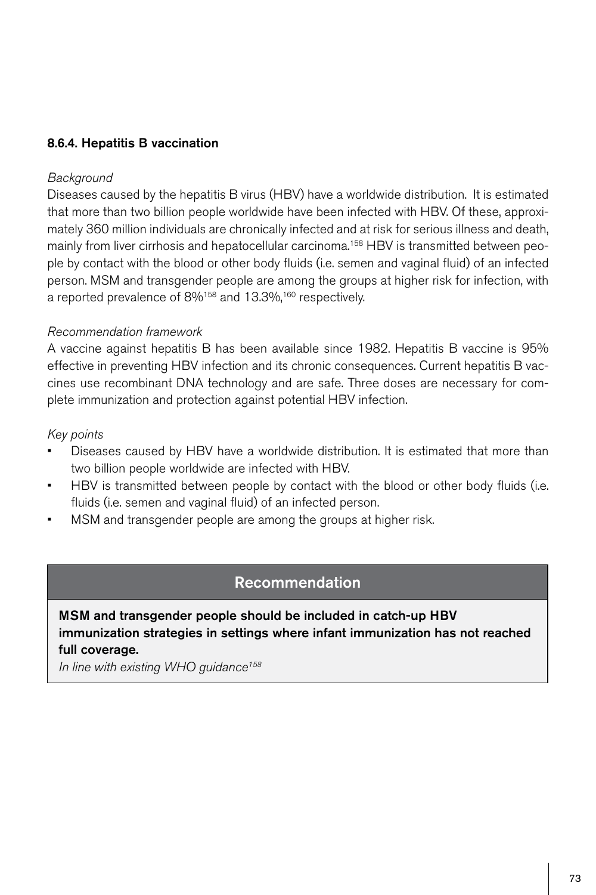### 8.6.4. Hepatitis B vaccination

*Background*

Diseases caused by the hepatitis B virus (HBV) have a worldwide distribution. It is estimated that more than two billion people worldwide have been infected with HBV. Of these, approximately 360 million individuals are chronically infected and at risk for serious illness and death, mainly from liver cirrhosis and hepatocellular carcinoma.[158] HBV is transmitted between people by contact with the blood or other body fluids (i.e. semen and vaginal fluid) of an infected person. MSM and transgender people are among the groups at higher risk for infection, with a reported prevalence of 8%[158] and 13.3%,[160] respectively.

*Recommendation framework*

A vaccine against hepatitis B has been available since 1982. Hepatitis B vaccine is 95% effective in preventing HBV infection and its chronic consequences. Current hepatitis B vaccines use recombinant DNA technology and are safe. Three doses are necessary for complete immunization and protection against potential HBV infection.

*Key points*

- Diseases caused by HBV have a worldwide distribution. It is estimated that more than two billion people worldwide are infected with HBV.
- HBV is transmitted between people by contact with the blood or other body fluids (i.e. fluids (i.e. semen and vaginal fluid) of an infected person.
- MSM and transgender people are among the groups at higher risk.

## Recommendation

**MSM and transgender people should be included in catch-up HBV immunization strategies in settings where infant immunization has not reached full coverage.**

*In line with existing WHO guidance[158]*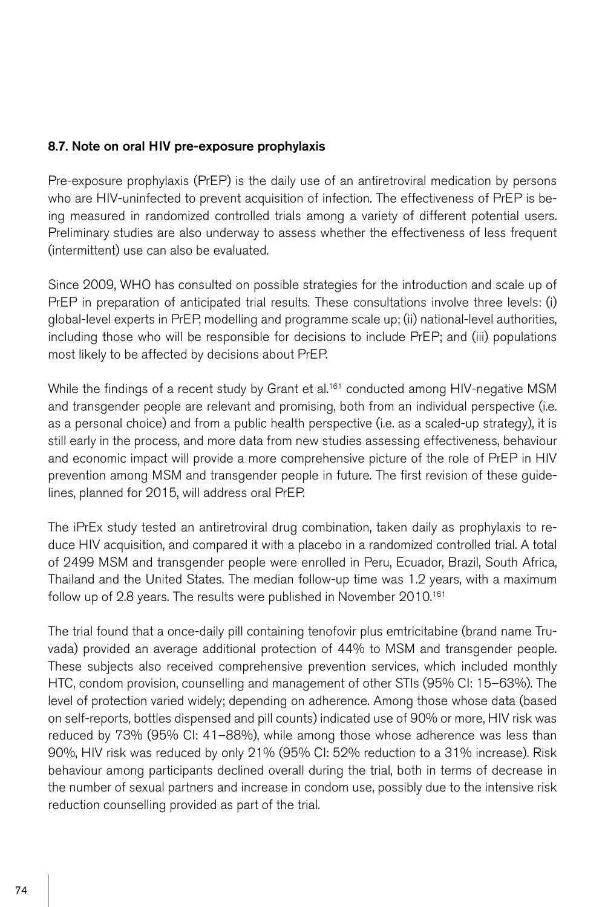### 8.7. Note on oral HIV pre-exposure prophylaxis

Pre-exposure prophylaxis (PrEP) is the daily use of an antiretroviral medication by persons who are HIV-uninfected to prevent acquisition of infection. The effectiveness of PrEP is being measured in randomized controlled trials among a variety of different potential users. Preliminary studies are also underway to assess whether the effectiveness of less frequent (intermittent) use can also be evaluated.

Since 2009, WHO has consulted on possible strategies for the introduction and scale up of PrEP in preparation of anticipated trial results. These consultations involve three levels: (i) global-level experts in PrEP, modelling and programme scale up; (ii) national-level authorities, including those who will be responsible for decisions to include PrEP; and (iii) populations most likely to be affected by decisions about PrEP.

While the findings of a recent study by Grant et al.[161] conducted among HIV-negative MSM and transgender people are relevant and promising, both from an individual perspective (i.e. as a personal choice) and from a public health perspective (i.e. as a scaled-up strategy), it is still early in the process, and more data from new studies assessing effectiveness, behaviour and economic impact will provide a more comprehensive picture of the role of PrEP in HIV prevention among MSM and transgender people in future. The first revision of these guidelines, planned for 2015, will address oral PrEP.

The iPrEx study tested an antiretroviral drug combination, taken daily as prophylaxis to reduce HIV acquisition, and compared it with a placebo in a randomized controlled trial. A total of 2499 MSM and transgender people were enrolled in Peru, Ecuador, Brazil, South Africa, Thailand and the United States. The median follow-up time was 1.2 years, with a maximum follow up of 2.8 years. The results were published in November 2010.[161]

The trial found that a once-daily pill containing tenofovir plus emtricitabine (brand name Truvada) provided an average additional protection of 44% to MSM and transgender people. These subjects also received comprehensive prevention services, which included monthly HTC, condom provision, counselling and management of other STIs (95% CI: 15–63%). The level of protection varied widely; depending on adherence. Among those whose data (based on self-reports, bottles dispensed and pill counts) indicated use of 90% or more, HIV risk was reduced by 73% (95% CI: 41–88%), while among those whose adherence was less than 90%, HIV risk was reduced by only 21% (95% CI: 52% reduction to a 31% increase). Risk behaviour among participants declined overall during the trial, both in terms of decrease in the number of sexual partners and increase in condom use, possibly due to the intensive risk reduction counselling provided as part of the trial.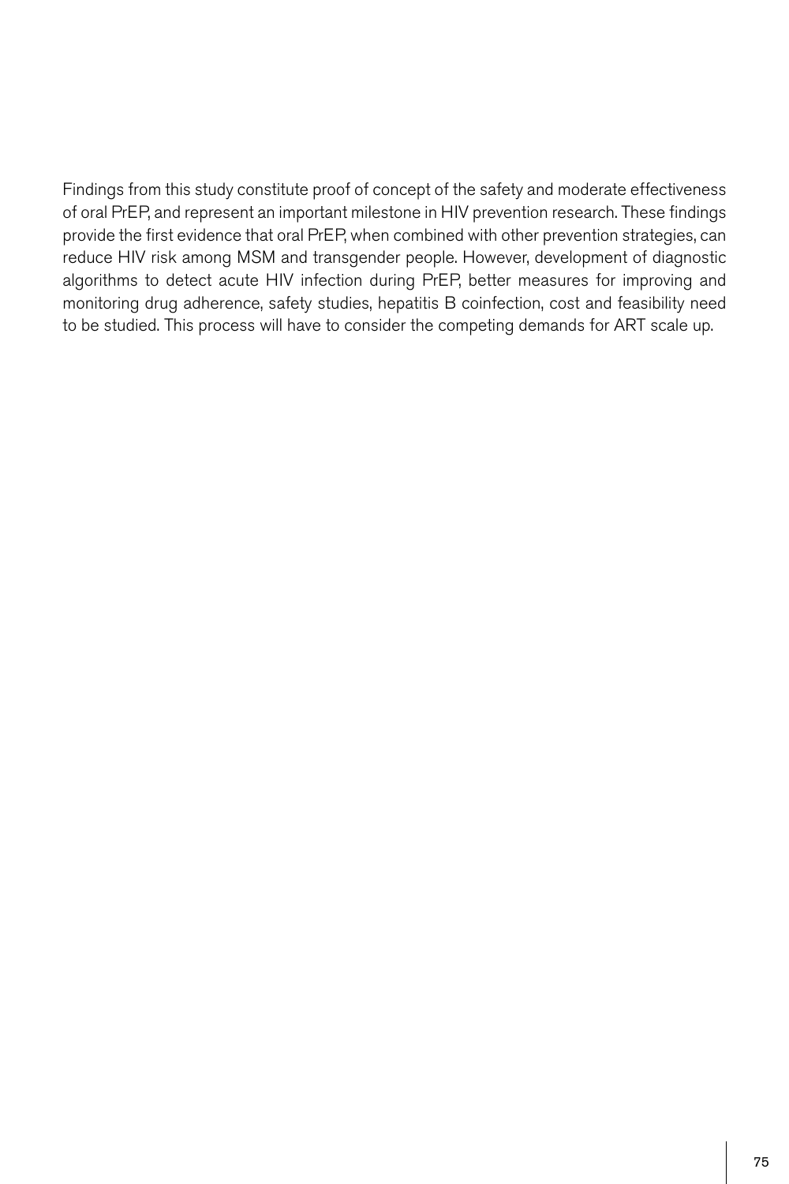Findings from this study constitute proof of concept of the safety and moderate effectiveness of oral PrEP, and represent an important milestone in HIV prevention research. These findings provide the first evidence that oral PrEP, when combined with other prevention strategies, can reduce HIV risk among MSM and transgender people. However, development of diagnostic algorithms to detect acute HIV infection during PrEP, better measures for improving and monitoring drug adherence, safety studies, hepatitis B coinfection, cost and feasibility need to be studied. This process will have to consider the competing demands for ART scale up.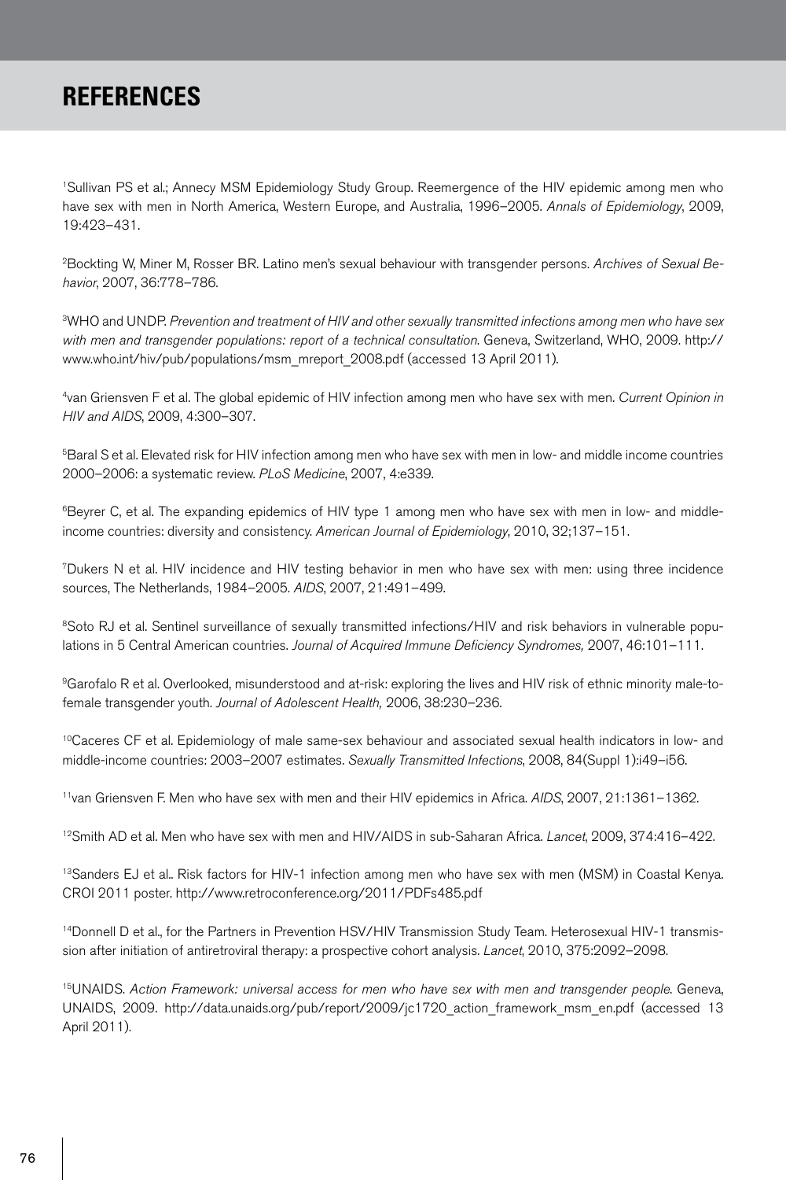# REFERENCES

[1]Sullivan PS et al.; Annecy MSM Epidemiology Study Group. Reemergence of the HIV epidemic among men who have sex with men in North America, Western Europe, and Australia, 1996–2005. *Annals of Epidemiology*, 2009, 19:423–431.

[2]Bockting W, Miner M, Rosser BR. Latino men's sexual behaviour with transgender persons. *Archives of Sexual Behavior*, 2007, 36:778–786.

[3]WHO and UNDP. *Prevention and treatment of HIV and other sexually transmitted infections among men who have sex with men and transgender populations: report of a technical consultation*. Geneva, Switzerland, WHO, 2009. http://www.who.int/hiv/pub/populations/msm_mreport_2008.pdf (accessed 13 April 2011).

[4]van Griensven F et al. The global epidemic of HIV infection among men who have sex with men. *Current Opinion in HIV and AIDS*, 2009, 4:300–307.

[5]Baral S et al. Elevated risk for HIV infection among men who have sex with men in low- and middle income countries 2000–2006: a systematic review. *PLoS Medicine*, 2007, 4:e339.

[6]Beyrer C, et al. The expanding epidemics of HIV type 1 among men who have sex with men in low- and middle-income countries: diversity and consistency. *American Journal of Epidemiology*, 2010, 32;137–151.

[7]Dukers N et al. HIV incidence and HIV testing behavior in men who have sex with men: using three incidence sources, The Netherlands, 1984–2005. *AIDS*, 2007, 21:491–499.

[8]Soto RJ et al. Sentinel surveillance of sexually transmitted infections/HIV and risk behaviors in vulnerable populations in 5 Central American countries. *Journal of Acquired Immune Deficiency Syndromes,* 2007, 46:101–111.

[9]Garofalo R et al. Overlooked, misunderstood and at-risk: exploring the lives and HIV risk of ethnic minority male-to-female transgender youth. *Journal of Adolescent Health,* 2006, 38:230–236.

[10]Caceres CF et al. Epidemiology of male same-sex behaviour and associated sexual health indicators in low- and middle-income countries: 2003–2007 estimates. *Sexually Transmitted Infections*, 2008, 84(Suppl 1):i49–i56.

[11]van Griensven F. Men who have sex with men and their HIV epidemics in Africa. *AIDS*, 2007, 21:1361–1362.

[12]Smith AD et al. Men who have sex with men and HIV/AIDS in sub-Saharan Africa. *Lancet*, 2009, 374:416–422.

[13]Sanders EJ et al.. Risk factors for HIV-1 infection among men who have sex with men (MSM) in Coastal Kenya. CROI 2011 poster. http://www.retroconference.org/2011/PDFs485.pdf

[14]Donnell D et al., for the Partners in Prevention HSV/HIV Transmission Study Team. Heterosexual HIV-1 transmission after initiation of antiretroviral therapy: a prospective cohort analysis. *Lancet*, 2010, 375:2092–2098.

[15]UNAIDS. *Action Framework: universal access for men who have sex with men and transgender people*. Geneva, UNAIDS, 2009. http://data.unaids.org/pub/report/2009/jc1720_action_framework_msm_en.pdf (accessed 13 April 2011).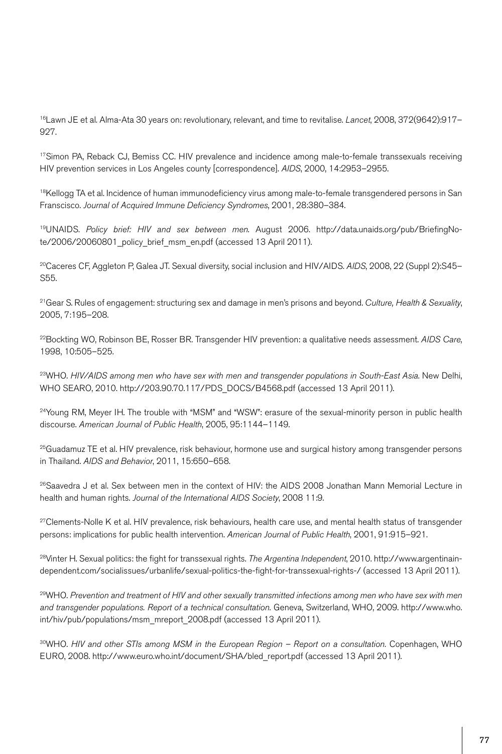[16]Lawn JE et al. Alma-Ata 30 years on: revolutionary, relevant, and time to revitalise. *Lancet*, 2008, 372(9642):917–927.

[17]Simon PA, Reback CJ, Bemiss CC. HIV prevalence and incidence among male-to-female transsexuals receiving HIV prevention services in Los Angeles county [correspondence]. *AIDS*, 2000, 14:2953–2955.

[18]Kellogg TA et al. Incidence of human immunodeficiency virus among male-to-female transgendered persons in San Franscisco. *Journal of Acquired Immune Deficiency Syndromes*, 2001, 28:380–384.

[19]UNAIDS. *Policy brief: HIV and sex between men*. August 2006. http://data.unaids.org/pub/BriefingNote/2006/20060801_policy_brief_msm_en.pdf (accessed 13 April 2011).

[20]Caceres CF, Aggleton P, Galea JT. Sexual diversity, social inclusion and HIV/AIDS. *AIDS*, 2008, 22 (Suppl 2):S45–S55.

[21]Gear S. Rules of engagement: structuring sex and damage in men's prisons and beyond. *Culture, Health & Sexuality*, 2005, 7:195–208.

[22]Bockting WO, Robinson BE, Rosser BR. Transgender HIV prevention: a qualitative needs assessment. *AIDS Care*, 1998, 10:505–525.

[23]WHO. *HIV/AIDS among men who have sex with men and transgender populations in South-East Asia*. New Delhi, WHO SEARO, 2010. http://203.90.70.117/PDS_DOCS/B4568.pdf (accessed 13 April 2011).

[24]Young RM, Meyer IH. The trouble with "MSM" and "WSW": erasure of the sexual-minority person in public health discourse. *American Journal of Public Health*, 2005, 95:1144–1149.

[25]Guadamuz TE et al. HIV prevalence, risk behaviour, hormone use and surgical history among transgender persons in Thailand. *AIDS and Behavior*, 2011, 15:650–658.

[26]Saavedra J et al. Sex between men in the context of HIV: the AIDS 2008 Jonathan Mann Memorial Lecture in health and human rights. *Journal of the International AIDS Society*, 2008 11:9.

[27]Clements-Nolle K et al. HIV prevalence, risk behaviours, health care use, and mental health status of transgender persons: implications for public health intervention. *American Journal of Public Health*, 2001, 91:915–921.

[28]Vinter H. Sexual politics: the fight for transsexual rights. *The Argentina Independent*, 2010. http://www.argentinaindependent.com/socialissues/urbanlife/sexual-politics-the-fight-for-transsexual-rights-/ (accessed 13 April 2011).

[29]WHO. *Prevention and treatment of HIV and other sexually transmitted infections among men who have sex with men and transgender populations. Report of a technical consultation.* Geneva, Switzerland, WHO, 2009. http://www.who.int/hiv/pub/populations/msm_mreport_2008.pdf (accessed 13 April 2011).

[30]WHO. *HIV and other STIs among MSM in the European Region – Report on a consultation.* Copenhagen, WHO EURO, 2008. http://www.euro.who.int/document/SHA/bled_report.pdf (accessed 13 April 2011).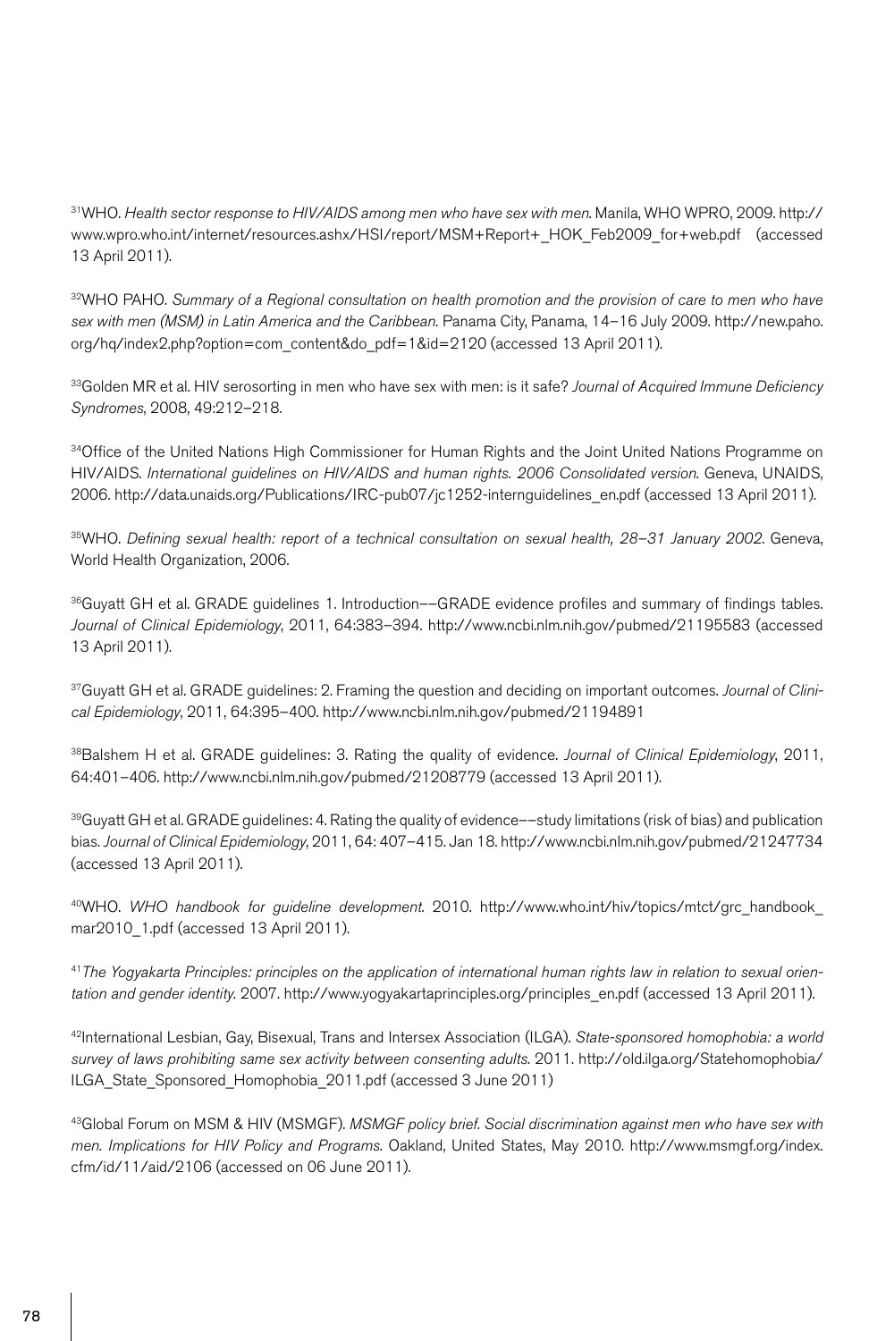[31]WHO. *Health sector response to HIV/AIDS among men who have sex with men*. Manila, WHO WPRO, 2009. http://www.wpro.who.int/internet/resources.ashx/HSI/report/MSM+Report+_HOK_Feb2009_for+web.pdf (accessed 13 April 2011).

[32]WHO PAHO. *Summary of a Regional consultation on health promotion and the provision of care to men who have sex with men (MSM) in Latin America and the Caribbean*. Panama City, Panama, 14–16 July 2009. http://new.paho.org/hq/index2.php?option=com_content&do_pdf=1&id=2120 (accessed 13 April 2011).

[33]Golden MR et al. HIV serosorting in men who have sex with men: is it safe? *Journal of Acquired Immune Deficiency Syndromes*, 2008, 49:212–218.

[34]Office of the United Nations High Commissioner for Human Rights and the Joint United Nations Programme on HIV/AIDS. *International guidelines on HIV/AIDS and human rights. 2006 Consolidated version*. Geneva, UNAIDS, 2006. http://data.unaids.org/Publications/IRC-pub07/jc1252-internguidelines_en.pdf (accessed 13 April 2011).

[35]WHO. *Defining sexual health: report of a technical consultation on sexual health, 28–31 January 2002*. Geneva, World Health Organization, 2006.

[36]Guyatt GH et al. GRADE guidelines 1. Introduction––GRADE evidence profiles and summary of findings tables. *Journal of Clinical Epidemiology*, 2011, 64:383–394. http://www.ncbi.nlm.nih.gov/pubmed/21195583 (accessed 13 April 2011).

[37]Guyatt GH et al. GRADE guidelines: 2. Framing the question and deciding on important outcomes. *Journal of Clinical Epidemiology*, 2011, 64:395–400. http://www.ncbi.nlm.nih.gov/pubmed/21194891

[38]Balshem H et al. GRADE guidelines: 3. Rating the quality of evidence. *Journal of Clinical Epidemiology*, 2011, 64:401–406. http://www.ncbi.nlm.nih.gov/pubmed/21208779 (accessed 13 April 2011).

[39]Guyatt GH et al. GRADE guidelines: 4. Rating the quality of evidence––study limitations (risk of bias) and publication bias. *Journal of Clinical Epidemiology*, 2011, 64: 407–415. Jan 18. http://www.ncbi.nlm.nih.gov/pubmed/21247734 (accessed 13 April 2011).

[40]WHO. *WHO handbook for guideline development.* 2010. http://www.who.int/hiv/topics/mtct/grc_handbook_mar2010_1.pdf (accessed 13 April 2011).

[41]*The Yogyakarta Principles: principles on the application of international human rights law in relation to sexual orientation and gender identity.* 2007. http://www.yogyakartaprinciples.org/principles_en.pdf (accessed 13 April 2011).

[42]International Lesbian, Gay, Bisexual, Trans and Intersex Association (ILGA). *State-sponsored homophobia: a world survey of laws prohibiting same sex activity between consenting adults*. 2011. http://old.ilga.org/Statehomophobia/ILGA_State_Sponsored_Homophobia_2011.pdf (accessed 3 June 2011)

[43]Global Forum on MSM & HIV (MSMGF). *MSMGF policy brief. Social discrimination against men who have sex with men. Implications for HIV Policy and Programs*. Oakland, United States, May 2010. http://www.msmgf.org/index.cfm/id/11/aid/2106 (accessed on 06 June 2011).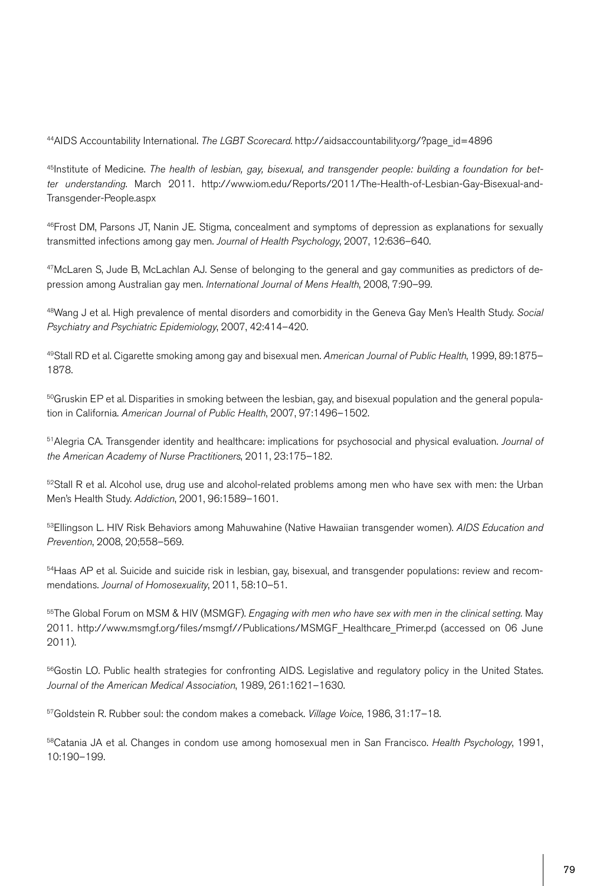[44]AIDS Accountability International. *The LGBT Scorecard*. http://aidsaccountability.org/?page_id=4896

[45]Institute of Medicine. *The health of lesbian, gay, bisexual, and transgender people: building a foundation for better understanding*. March 2011. http://www.iom.edu/Reports/2011/The-Health-of-Lesbian-Gay-Bisexual-and-Transgender-People.aspx

[46]Frost DM, Parsons JT, Nanin JE. Stigma, concealment and symptoms of depression as explanations for sexually transmitted infections among gay men. *Journal of Health Psychology*, 2007, 12:636–640.

[47]McLaren S, Jude B, McLachlan AJ. Sense of belonging to the general and gay communities as predictors of depression among Australian gay men. *International Journal of Mens Health*, 2008, 7:90–99.

[48]Wang J et al. High prevalence of mental disorders and comorbidity in the Geneva Gay Men's Health Study. *Social Psychiatry and Psychiatric Epidemiology*, 2007, 42:414–420.

[49]Stall RD et al. Cigarette smoking among gay and bisexual men. *American Journal of Public Health*, 1999, 89:1875–1878.

[50]Gruskin EP et al. Disparities in smoking between the lesbian, gay, and bisexual population and the general population in California. *American Journal of Public Health*, 2007, 97:1496–1502.

[51]Alegria CA. Transgender identity and healthcare: implications for psychosocial and physical evaluation. *Journal of the American Academy of Nurse Practitioners*, 2011, 23:175–182.

[52]Stall R et al. Alcohol use, drug use and alcohol-related problems among men who have sex with men: the Urban Men's Health Study. *Addiction*, 2001, 96:1589–1601.

[53]Ellingson L. HIV Risk Behaviors among Mahuwahine (Native Hawaiian transgender women). *AIDS Education and Prevention*, 2008, 20;558–569.

[54]Haas AP et al. Suicide and suicide risk in lesbian, gay, bisexual, and transgender populations: review and recommendations. *Journal of Homosexuality*, 2011, 58:10–51.

[55]The Global Forum on MSM & HIV (MSMGF). *Engaging with men who have sex with men in the clinical setting.* May 2011. http://www.msmgf.org/files/msmgf//Publications/MSMGF_Healthcare_Primer.pd (accessed on 06 June 2011).

[56]Gostin LO. Public health strategies for confronting AIDS. Legislative and regulatory policy in the United States. *Journal of the American Medical Association*, 1989, 261:1621–1630.

[57]Goldstein R. Rubber soul: the condom makes a comeback. *Village Voice*, 1986, 31:17–18.

[58]Catania JA et al. Changes in condom use among homosexual men in San Francisco. *Health Psychology*, 1991, 10:190–199.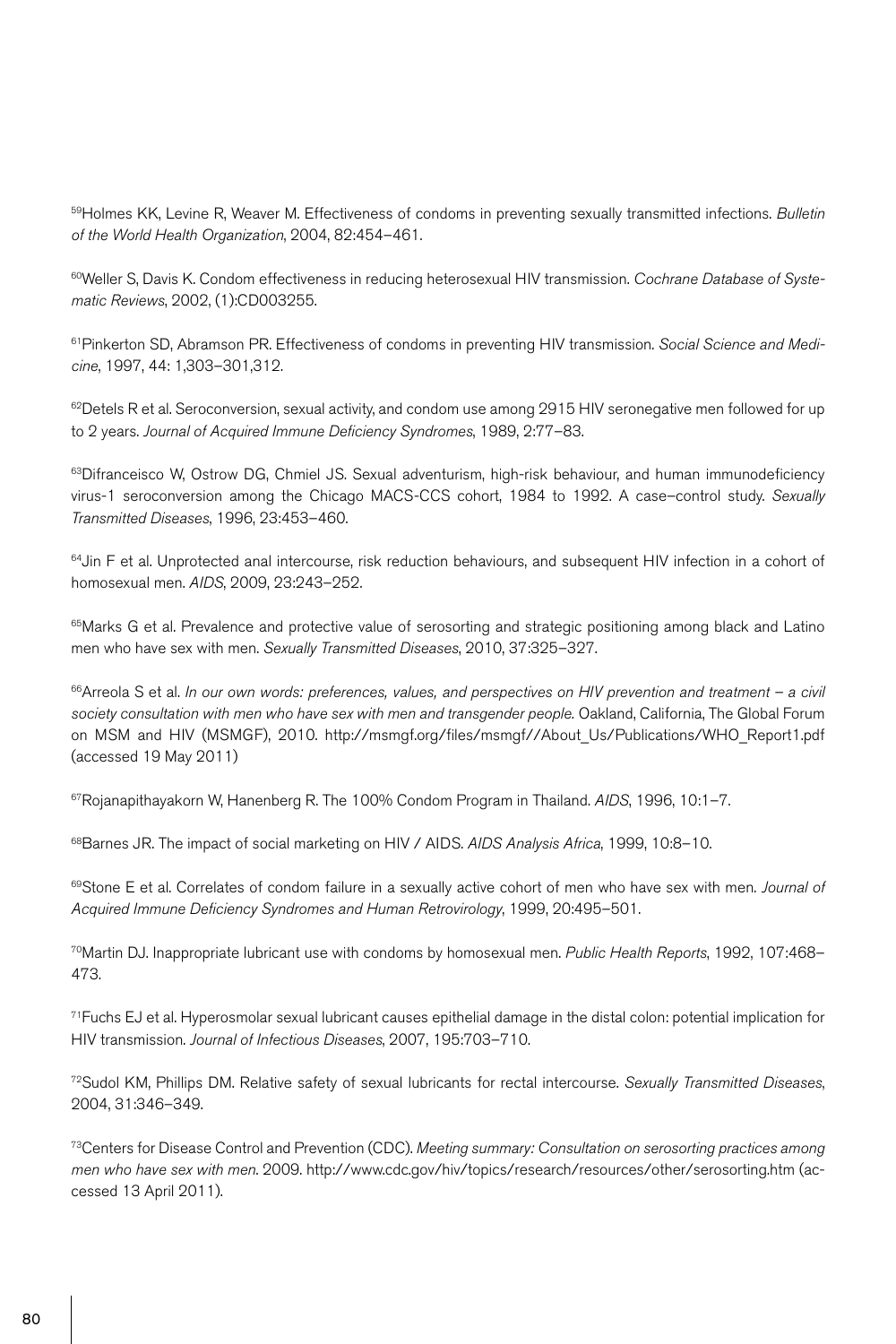[59]Holmes KK, Levine R, Weaver M. Effectiveness of condoms in preventing sexually transmitted infections. *Bulletin of the World Health Organization*, 2004, 82:454–461.

[60]Weller S, Davis K. Condom effectiveness in reducing heterosexual HIV transmission. *Cochrane Database of Systematic Reviews*, 2002, (1):CD003255.

[61]Pinkerton SD, Abramson PR. Effectiveness of condoms in preventing HIV transmission. *Social Science and Medicine*, 1997, 44: 1,303–301,312.

[62]Detels R et al. Seroconversion, sexual activity, and condom use among 2915 HIV seronegative men followed for up to 2 years. *Journal of Acquired Immune Deficiency Syndromes*, 1989, 2:77–83.

[63]Difranceisco W, Ostrow DG, Chmiel JS. Sexual adventurism, high-risk behaviour, and human immunodeficiency virus-1 seroconversion among the Chicago MACS-CCS cohort, 1984 to 1992. A case–control study. *Sexually Transmitted Diseases*, 1996, 23:453–460.

[64]Jin F et al. Unprotected anal intercourse, risk reduction behaviours, and subsequent HIV infection in a cohort of homosexual men. *AIDS*, 2009, 23:243–252.

[65]Marks G et al. Prevalence and protective value of serosorting and strategic positioning among black and Latino men who have sex with men. *Sexually Transmitted Diseases*, 2010, 37:325–327.

[66]Arreola S et al. *In our own words: preferences, values, and perspectives on HIV prevention and treatment – a civil society consultation with men who have sex with men and transgender people.* Oakland, California, The Global Forum on MSM and HIV (MSMGF), 2010. http://msmgf.org/files/msmgf//About_Us/Publications/WHO_Report1.pdf (accessed 19 May 2011)

[67]Rojanapithayakorn W, Hanenberg R. The 100% Condom Program in Thailand. *AIDS*, 1996, 10:1–7.

[68]Barnes JR. The impact of social marketing on HIV / AIDS. *AIDS Analysis Africa*, 1999, 10:8–10.

[69]Stone E et al. Correlates of condom failure in a sexually active cohort of men who have sex with men. *Journal of Acquired Immune Deficiency Syndromes and Human Retrovirology*, 1999, 20:495–501.

[70]Martin DJ. Inappropriate lubricant use with condoms by homosexual men. *Public Health Reports*, 1992, 107:468–473.

[71]Fuchs EJ et al. Hyperosmolar sexual lubricant causes epithelial damage in the distal colon: potential implication for HIV transmission. *Journal of Infectious Diseases*, 2007, 195:703–710.

[72]Sudol KM, Phillips DM. Relative safety of sexual lubricants for rectal intercourse. *Sexually Transmitted Diseases*, 2004, 31:346–349.

[73]Centers for Disease Control and Prevention (CDC). *Meeting summary: Consultation on serosorting practices among men who have sex with men*. 2009. http://www.cdc.gov/hiv/topics/research/resources/other/serosorting.htm (accessed 13 April 2011).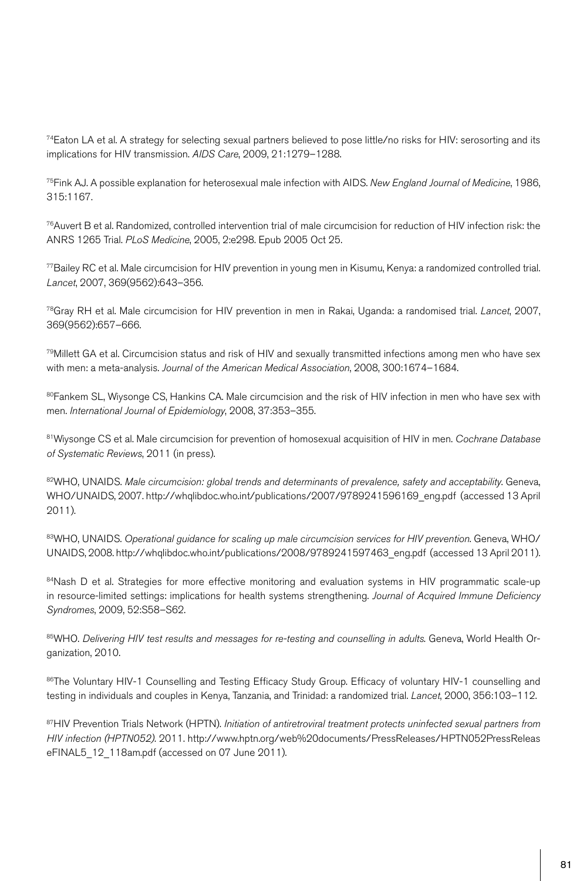[74]Eaton LA et al. A strategy for selecting sexual partners believed to pose little/no risks for HIV: serosorting and its implications for HIV transmission. *AIDS Care*, 2009, 21:1279–1288.

[75]Fink AJ. A possible explanation for heterosexual male infection with AIDS. *New England Journal of Medicine*, 1986, 315:1167.

[76]Auvert B et al. Randomized, controlled intervention trial of male circumcision for reduction of HIV infection risk: the ANRS 1265 Trial. *PLoS Medicine*, 2005, 2:e298. Epub 2005 Oct 25.

[77]Bailey RC et al. Male circumcision for HIV prevention in young men in Kisumu, Kenya: a randomized controlled trial. *Lancet*, 2007, 369(9562):643–356.

[78]Gray RH et al. Male circumcision for HIV prevention in men in Rakai, Uganda: a randomised trial. *Lancet*, 2007, 369(9562):657–666.

[79]Millett GA et al. Circumcision status and risk of HIV and sexually transmitted infections among men who have sex with men: a meta-analysis. *Journal of the American Medical Association*, 2008, 300:1674–1684.

[80]Fankem SL, Wiysonge CS, Hankins CA. Male circumcision and the risk of HIV infection in men who have sex with men. *International Journal of Epidemiology*, 2008, 37:353–355.

[81]Wiysonge CS et al. Male circumcision for prevention of homosexual acquisition of HIV in men. *Cochrane Database of Systematic Reviews*, 2011 (in press).

[82]WHO, UNAIDS. *Male circumcision: global trends and determinants of prevalence, safety and acceptability*. Geneva, WHO/UNAIDS, 2007. http://whqlibdoc.who.int/publications/2007/9789241596169_eng.pdf (accessed 13 April 2011).

[83]WHO, UNAIDS. *Operational guidance for scaling up male circumcision services for HIV prevention*. Geneva, WHO/UNAIDS, 2008. http://whqlibdoc.who.int/publications/2008/9789241597463_eng.pdf (accessed 13 April 2011).

[84]Nash D et al. Strategies for more effective monitoring and evaluation systems in HIV programmatic scale-up in resource-limited settings: implications for health systems strengthening. *Journal of Acquired Immune Deficiency Syndromes*, 2009, 52:S58–S62.

[85]WHO. *Delivering HIV test results and messages for re-testing and counselling in adults*. Geneva, World Health Organization, 2010.

[86]The Voluntary HIV-1 Counselling and Testing Efficacy Study Group. Efficacy of voluntary HIV-1 counselling and testing in individuals and couples in Kenya, Tanzania, and Trinidad: a randomized trial. *Lancet*, 2000, 356:103–112.

[87]HIV Prevention Trials Network (HPTN). *Initiation of antiretroviral treatment protects uninfected sexual partners from HIV infection (HPTN052)*. 2011. http://www.hptn.org/web%20documents/PressReleases/HPTN052PressReleaseFINAL5_12_118am.pdf (accessed on 07 June 2011).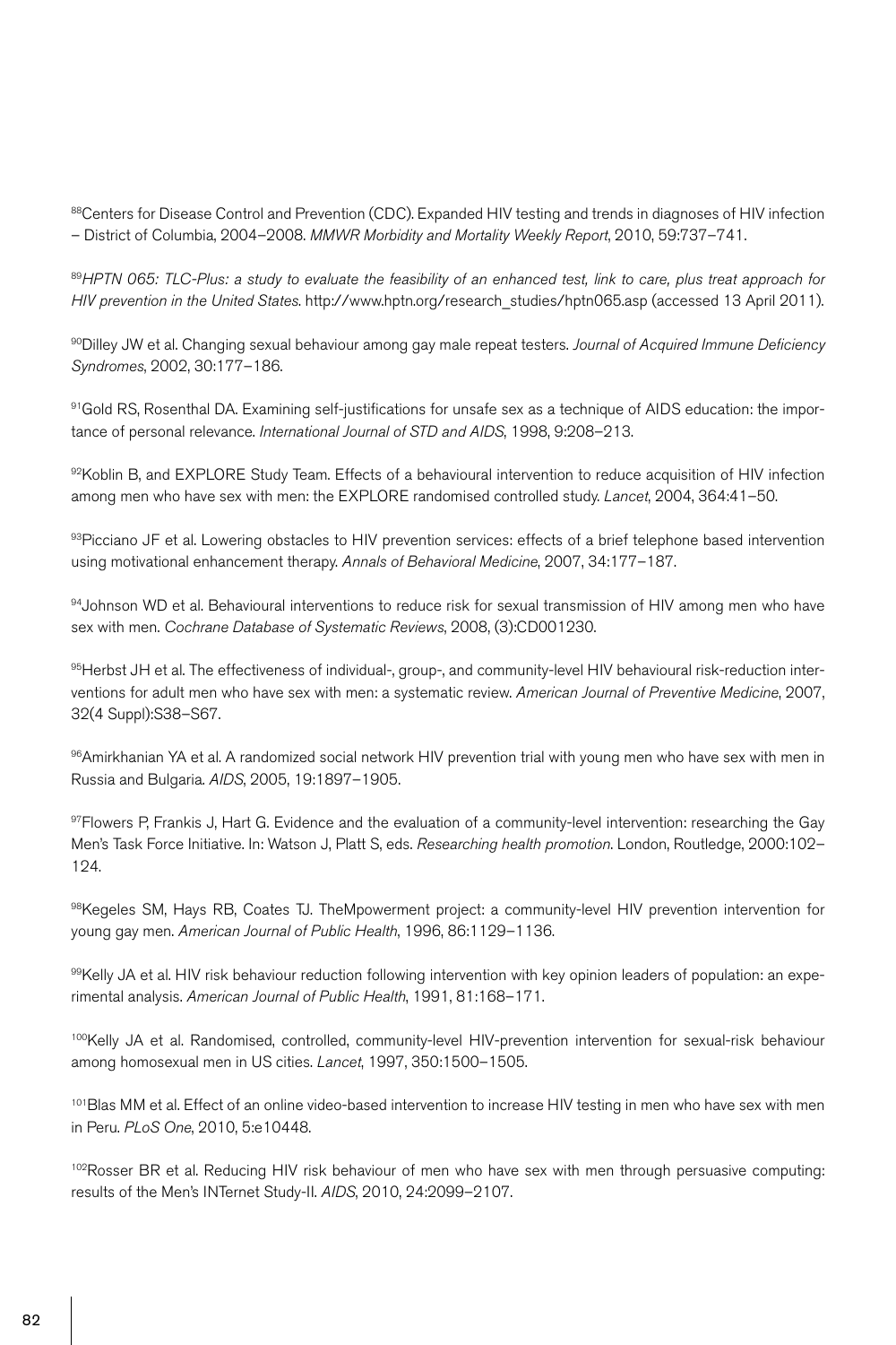[88]Centers for Disease Control and Prevention (CDC). Expanded HIV testing and trends in diagnoses of HIV infection – District of Columbia, 2004–2008. *MMWR Morbidity and Mortality Weekly Report*, 2010, 59:737–741.

[89]*HPTN 065: TLC-Plus: a study to evaluate the feasibility of an enhanced test, link to care, plus treat approach for HIV prevention in the United States*. http://www.hptn.org/research_studies/hptn065.asp (accessed 13 April 2011).

[90]Dilley JW et al. Changing sexual behaviour among gay male repeat testers. *Journal of Acquired Immune Deficiency Syndromes*, 2002, 30:177–186.

[91]Gold RS, Rosenthal DA. Examining self-justifications for unsafe sex as a technique of AIDS education: the importance of personal relevance. *International Journal of STD and AIDS*, 1998, 9:208–213.

[92]Koblin B, and EXPLORE Study Team. Effects of a behavioural intervention to reduce acquisition of HIV infection among men who have sex with men: the EXPLORE randomised controlled study. *Lancet*, 2004, 364:41–50.

[93]Picciano JF et al. Lowering obstacles to HIV prevention services: effects of a brief telephone based intervention using motivational enhancement therapy. *Annals of Behavioral Medicine*, 2007, 34:177–187.

[94]Johnson WD et al. Behavioural interventions to reduce risk for sexual transmission of HIV among men who have sex with men. *Cochrane Database of Systematic Reviews*, 2008, (3):CD001230.

[95]Herbst JH et al. The effectiveness of individual-, group-, and community-level HIV behavioural risk-reduction interventions for adult men who have sex with men: a systematic review. *American Journal of Preventive Medicine*, 2007, 32(4 Suppl):S38–S67.

[96]Amirkhanian YA et al. A randomized social network HIV prevention trial with young men who have sex with men in Russia and Bulgaria. *AIDS*, 2005, 19:1897–1905.

[97]Flowers P, Frankis J, Hart G. Evidence and the evaluation of a community-level intervention: researching the Gay Men's Task Force Initiative. In: Watson J, Platt S, eds. *Researching health promotion*. London, Routledge, 2000:102–124.

[98]Kegeles SM, Hays RB, Coates TJ. TheMpowerment project: a community-level HIV prevention intervention for young gay men. *American Journal of Public Health*, 1996, 86:1129–1136.

[99]Kelly JA et al. HIV risk behaviour reduction following intervention with key opinion leaders of population: an experimental analysis. *American Journal of Public Health*, 1991, 81:168–171.

[100]Kelly JA et al. Randomised, controlled, community-level HIV-prevention intervention for sexual-risk behaviour among homosexual men in US cities. *Lancet*, 1997, 350:1500–1505.

[101]Blas MM et al. Effect of an online video-based intervention to increase HIV testing in men who have sex with men in Peru. *PLoS One*, 2010, 5:e10448.

[102]Rosser BR et al. Reducing HIV risk behaviour of men who have sex with men through persuasive computing: results of the Men's INTernet Study-II. *AIDS*, 2010, 24:2099–2107.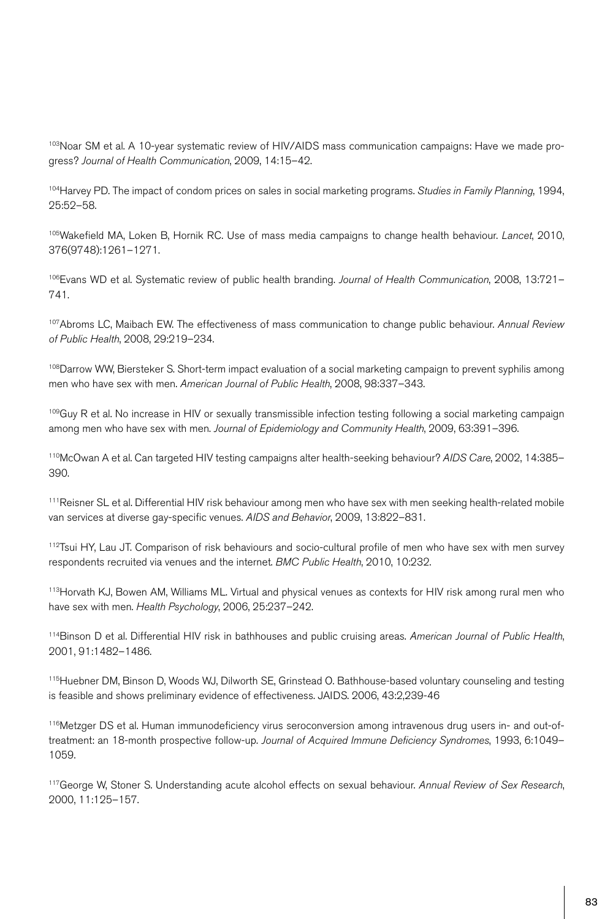[103]Noar SM et al. A 10-year systematic review of HIV/AIDS mass communication campaigns: Have we made progress? *Journal of Health Communication*, 2009, 14:15–42.

[104]Harvey PD. The impact of condom prices on sales in social marketing programs. *Studies in Family Planning*, 1994, 25:52–58.

[105]Wakefield MA, Loken B, Hornik RC. Use of mass media campaigns to change health behaviour. *Lancet*, 2010, 376(9748):1261–1271.

[106]Evans WD et al. Systematic review of public health branding. *Journal of Health Communication*, 2008, 13:721–741.

[107]Abroms LC, Maibach EW. The effectiveness of mass communication to change public behaviour. *Annual Review of Public Health*, 2008, 29:219–234.

[108]Darrow WW, Biersteker S. Short-term impact evaluation of a social marketing campaign to prevent syphilis among men who have sex with men. *American Journal of Public Health*, 2008, 98:337–343.

[109]Guy R et al. No increase in HIV or sexually transmissible infection testing following a social marketing campaign among men who have sex with men. *Journal of Epidemiology and Community Health*, 2009, 63:391–396.

[110]McOwan A et al. Can targeted HIV testing campaigns alter health-seeking behaviour? *AIDS Care*, 2002, 14:385–390.

[111]Reisner SL et al. Differential HIV risk behaviour among men who have sex with men seeking health-related mobile van services at diverse gay-specific venues. *AIDS and Behavior*, 2009, 13:822–831.

[112]Tsui HY, Lau JT. Comparison of risk behaviours and socio-cultural profile of men who have sex with men survey respondents recruited via venues and the internet. *BMC Public Health*, 2010, 10:232.

[113]Horvath KJ, Bowen AM, Williams ML. Virtual and physical venues as contexts for HIV risk among rural men who have sex with men. *Health Psychology*, 2006, 25:237–242.

[114]Binson D et al. Differential HIV risk in bathhouses and public cruising areas. *American Journal of Public Health*, 2001, 91:1482–1486.

[115]Huebner DM, Binson D, Woods WJ, Dilworth SE, Grinstead O. Bathhouse-based voluntary counseling and testing is feasible and shows preliminary evidence of effectiveness. JAIDS. 2006, 43:2,239-46

[116]Metzger DS et al. Human immunodeficiency virus seroconversion among intravenous drug users in- and out-of-treatment: an 18-month prospective follow-up. *Journal of Acquired Immune Deficiency Syndromes*, 1993, 6:1049–1059.

[117]George W, Stoner S. Understanding acute alcohol effects on sexual behaviour. *Annual Review of Sex Research*, 2000, 11:125–157.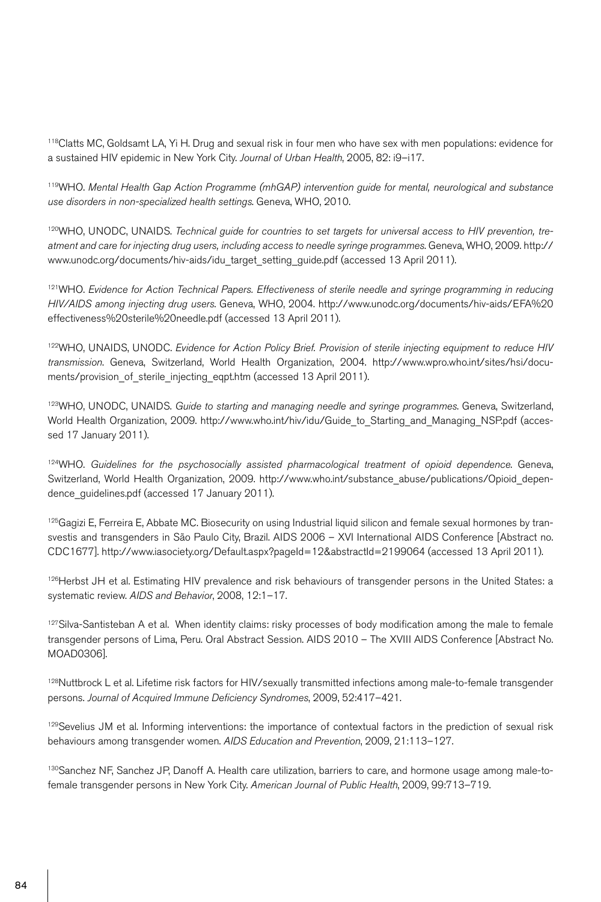[118] Clatts MC, Goldsamt LA, Yi H. Drug and sexual risk in four men who have sex with men populations: evidence for a sustained HIV epidemic in New York City. *Journal of Urban Health*, 2005, 82: i9–i17.

[119] WHO. *Mental Health Gap Action Programme (mhGAP) intervention guide for mental, neurological and substance use disorders in non-specialized health settings.* Geneva, WHO, 2010.

[120] WHO, UNODC, UNAIDS. *Technical guide for countries to set targets for universal access to HIV prevention, treatment and care for injecting drug users, including access to needle syringe programmes.* Geneva, WHO, 2009. http://www.unodc.org/documents/hiv-aids/idu_target_setting_guide.pdf (accessed 13 April 2011).

[121] WHO. *Evidence for Action Technical Papers. Effectiveness of sterile needle and syringe programming in reducing HIV/AIDS among injecting drug users.* Geneva, WHO, 2004. http://www.unodc.org/documents/hiv-aids/EFA%20effectiveness%20sterile%20needle.pdf (accessed 13 April 2011).

[122] WHO, UNAIDS, UNODC. *Evidence for Action Policy Brief. Provision of sterile injecting equipment to reduce HIV transmission.* Geneva, Switzerland, World Health Organization, 2004. http://www.wpro.who.int/sites/hsi/documents/provision_of_sterile_injecting_eqpt.htm (accessed 13 April 2011).

[123] WHO, UNODC, UNAIDS. *Guide to starting and managing needle and syringe programmes.* Geneva, Switzerland, World Health Organization, 2009. http://www.who.int/hiv/idu/Guide_to_Starting_and_Managing_NSP.pdf (accessed 17 January 2011).

[124] WHO. *Guidelines for the psychosocially assisted pharmacological treatment of opioid dependence.* Geneva, Switzerland, World Health Organization, 2009. http://www.who.int/substance_abuse/publications/Opioid_dependence_guidelines.pdf (accessed 17 January 2011).

[125] Gagizi E, Ferreira E, Abbate MC. Biosecurity on using Industrial liquid silicon and female sexual hormones by transvestis and transgenders in São Paulo City, Brazil. AIDS 2006 – XVI International AIDS Conference [Abstract no. CDC1677]. http://www.iasociety.org/Default.aspx?pageId=12&abstractId=2199064 (accessed 13 April 2011).

[126] Herbst JH et al. Estimating HIV prevalence and risk behaviours of transgender persons in the United States: a systematic review. *AIDS and Behavior*, 2008, 12:1–17.

[127] Silva-Santisteban A et al. When identity claims: risky processes of body modification among the male to female transgender persons of Lima, Peru. Oral Abstract Session. AIDS 2010 – The XVIII AIDS Conference [Abstract No. MOAD0306].

[128] Nuttbrock L et al. Lifetime risk factors for HIV/sexually transmitted infections among male-to-female transgender persons. *Journal of Acquired Immune Deficiency Syndromes*, 2009, 52:417–421.

[129] Sevelius JM et al. Informing interventions: the importance of contextual factors in the prediction of sexual risk behaviours among transgender women. *AIDS Education and Prevention*, 2009, 21:113–127.

[130] Sanchez NF, Sanchez JP, Danoff A. Health care utilization, barriers to care, and hormone usage among male-to-female transgender persons in New York City. *American Journal of Public Health*, 2009, 99:713–719.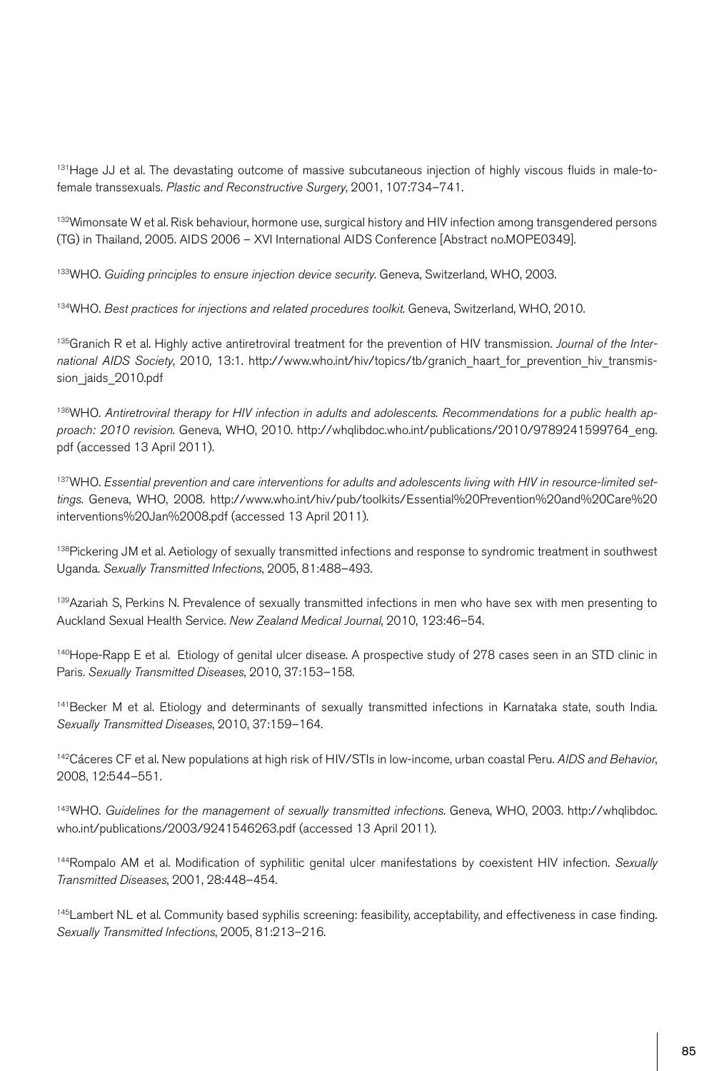[131]Hage JJ et al. The devastating outcome of massive subcutaneous injection of highly viscous fluids in male-to-female transsexuals. *Plastic and Reconstructive Surgery*, 2001, 107:734–741.

[132]Wimonsate W et al. Risk behaviour, hormone use, surgical history and HIV infection among transgendered persons (TG) in Thailand, 2005. AIDS 2006 – XVI International AIDS Conference [Abstract no.MOPE0349].

[133]WHO. *Guiding principles to ensure injection device security.* Geneva, Switzerland, WHO, 2003.

[134]WHO. *Best practices for injections and related procedures toolkit.* Geneva, Switzerland, WHO, 2010.

[135]Granich R et al. Highly active antiretroviral treatment for the prevention of HIV transmission. *Journal of the International AIDS Society*, 2010, 13:1. http://www.who.int/hiv/topics/tb/granich_haart_for_prevention_hiv_transmission_jaids_2010.pdf

[136]WHO. *Antiretroviral therapy for HIV infection in adults and adolescents. Recommendations for a public health approach: 2010 revision.* Geneva, WHO, 2010. http://whqlibdoc.who.int/publications/2010/9789241599764_eng.pdf (accessed 13 April 2011).

[137]WHO. *Essential prevention and care interventions for adults and adolescents living with HIV in resource-limited settings.* Geneva, WHO, 2008. http://www.who.int/hiv/pub/toolkits/Essential%20Prevention%20and%20Care%20interventions%20Jan%2008.pdf (accessed 13 April 2011).

[138]Pickering JM et al. Aetiology of sexually transmitted infections and response to syndromic treatment in southwest Uganda. *Sexually Transmitted Infections*, 2005, 81:488–493.

[139]Azariah S, Perkins N. Prevalence of sexually transmitted infections in men who have sex with men presenting to Auckland Sexual Health Service. *New Zealand Medical Journal*, 2010, 123:46–54.

[140]Hope-Rapp E et al. Etiology of genital ulcer disease. A prospective study of 278 cases seen in an STD clinic in Paris. *Sexually Transmitted Diseases*, 2010, 37:153–158.

[141]Becker M et al. Etiology and determinants of sexually transmitted infections in Karnataka state, south India. *Sexually Transmitted Diseases*, 2010, 37:159–164.

[142]Cáceres CF et al. New populations at high risk of HIV/STIs in low-income, urban coastal Peru. *AIDS and Behavior*, 2008, 12:544–551.

[143]WHO. *Guidelines for the management of sexually transmitted infections.* Geneva, WHO, 2003. http://whqlibdoc.who.int/publications/2003/9241546263.pdf (accessed 13 April 2011).

[144]Rompalo AM et al. Modification of syphilitic genital ulcer manifestations by coexistent HIV infection. *Sexually Transmitted Diseases*, 2001, 28:448–454.

[145]Lambert NL et al. Community based syphilis screening: feasibility, acceptability, and effectiveness in case finding. *Sexually Transmitted Infections*, 2005, 81:213–216.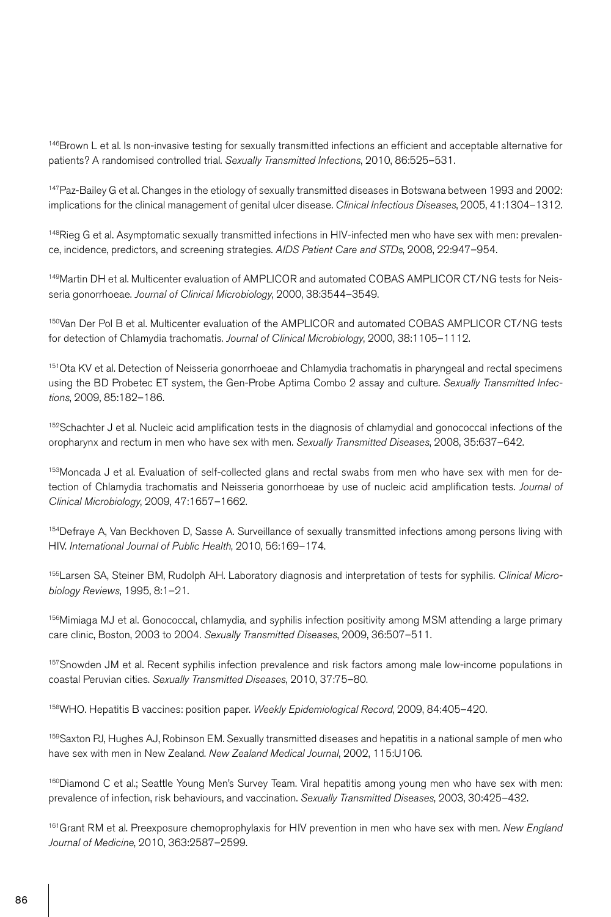[146]Brown L et al. Is non-invasive testing for sexually transmitted infections an efficient and acceptable alternative for patients? A randomised controlled trial. *Sexually Transmitted Infections*, 2010, 86:525–531.

[147]Paz-Bailey G et al. Changes in the etiology of sexually transmitted diseases in Botswana between 1993 and 2002: implications for the clinical management of genital ulcer disease. *Clinical Infectious Diseases*, 2005, 41:1304–1312.

[148]Rieg G et al. Asymptomatic sexually transmitted infections in HIV-infected men who have sex with men: prevalence, incidence, predictors, and screening strategies. *AIDS Patient Care and STDs*, 2008, 22:947–954.

[149]Martin DH et al. Multicenter evaluation of AMPLICOR and automated COBAS AMPLICOR CT/NG tests for Neisseria gonorrhoeae. *Journal of Clinical Microbiology*, 2000, 38:3544–3549.

[150]Van Der Pol B et al. Multicenter evaluation of the AMPLICOR and automated COBAS AMPLICOR CT/NG tests for detection of Chlamydia trachomatis. *Journal of Clinical Microbiology*, 2000, 38:1105–1112.

[151]Ota KV et al. Detection of Neisseria gonorrhoeae and Chlamydia trachomatis in pharyngeal and rectal specimens using the BD Probetec ET system, the Gen-Probe Aptima Combo 2 assay and culture. *Sexually Transmitted Infections*, 2009, 85:182–186.

[152]Schachter J et al. Nucleic acid amplification tests in the diagnosis of chlamydial and gonococcal infections of the oropharynx and rectum in men who have sex with men. *Sexually Transmitted Diseases*, 2008, 35:637–642.

[153]Moncada J et al. Evaluation of self-collected glans and rectal swabs from men who have sex with men for detection of Chlamydia trachomatis and Neisseria gonorrhoeae by use of nucleic acid amplification tests. *Journal of Clinical Microbiology*, 2009, 47:1657–1662.

[154]Defraye A, Van Beckhoven D, Sasse A. Surveillance of sexually transmitted infections among persons living with HIV. *International Journal of Public Health*, 2010, 56:169–174.

[155]Larsen SA, Steiner BM, Rudolph AH. Laboratory diagnosis and interpretation of tests for syphilis. *Clinical Microbiology Reviews*, 1995, 8:1–21.

[156]Mimiaga MJ et al. Gonococcal, chlamydia, and syphilis infection positivity among MSM attending a large primary care clinic, Boston, 2003 to 2004. *Sexually Transmitted Diseases*, 2009, 36:507–511.

[157]Snowden JM et al. Recent syphilis infection prevalence and risk factors among male low-income populations in coastal Peruvian cities. *Sexually Transmitted Diseases*, 2010, 37:75–80.

[158]WHO. Hepatitis B vaccines: position paper. *Weekly Epidemiological Record*, 2009, 84:405–420.

[159]Saxton PJ, Hughes AJ, Robinson EM. Sexually transmitted diseases and hepatitis in a national sample of men who have sex with men in New Zealand. *New Zealand Medical Journal*, 2002, 115:U106.

[160]Diamond C et al.; Seattle Young Men's Survey Team. Viral hepatitis among young men who have sex with men: prevalence of infection, risk behaviours, and vaccination. *Sexually Transmitted Diseases*, 2003, 30:425–432.

[161]Grant RM et al. Preexposure chemoprophylaxis for HIV prevention in men who have sex with men. *New England Journal of Medicine*, 2010, 363:2587–2599.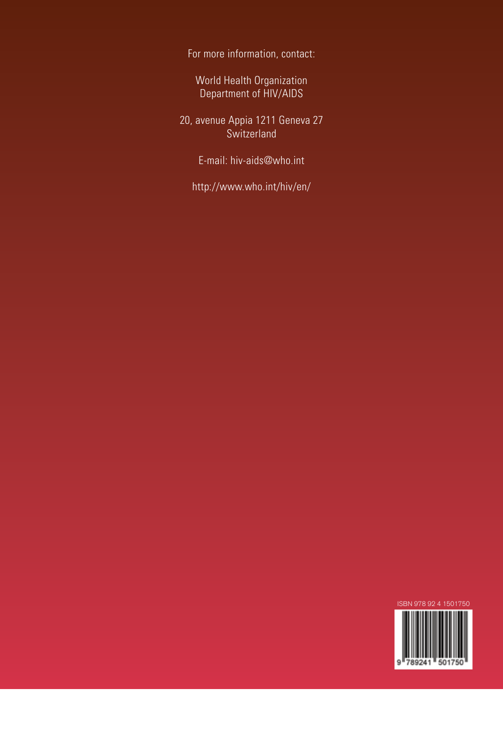For more information, contact:

World Health Organization
Department of HIV/AIDS

20, avenue Appia 1211 Geneva 27
Switzerland

E-mail: hiv-aids@who.int

http://www.who.int/hiv/en/

ISBN 978 92 4 1501750